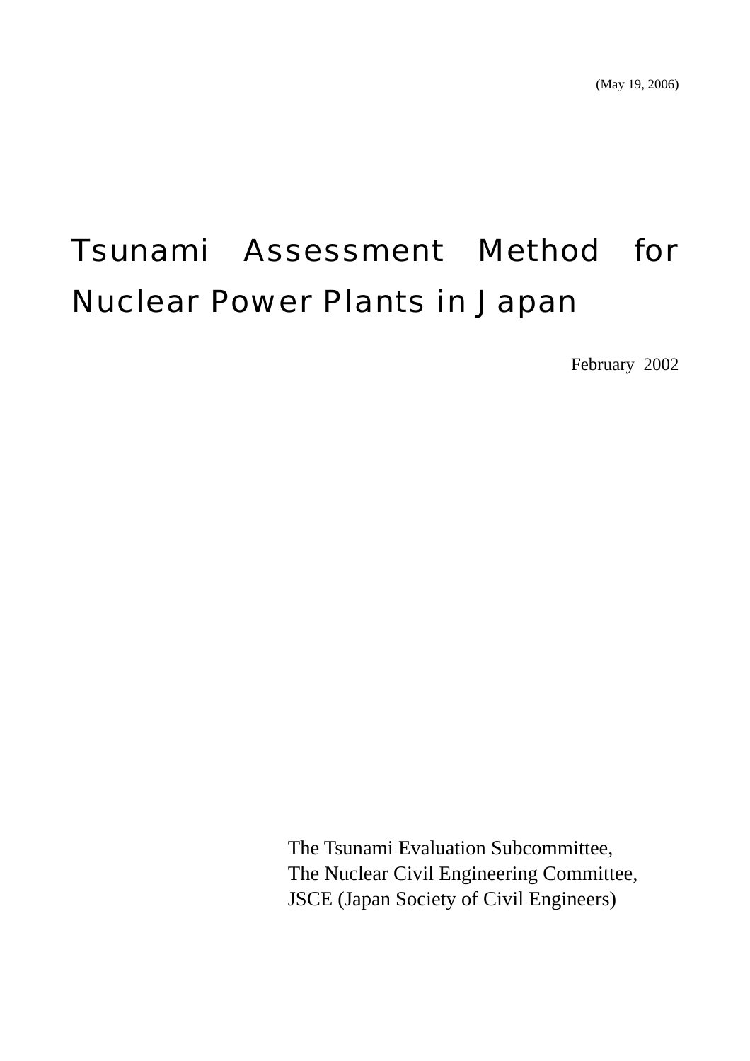(May 19, 2006)

# Tsunami Assessment Method for Nuclear Power Plants in Japan

February 2002

The Tsunami Evaluation Subcommittee,
The Nuclear Civil Engineering Committee,
JSCE (Japan Society of Civil Engineers)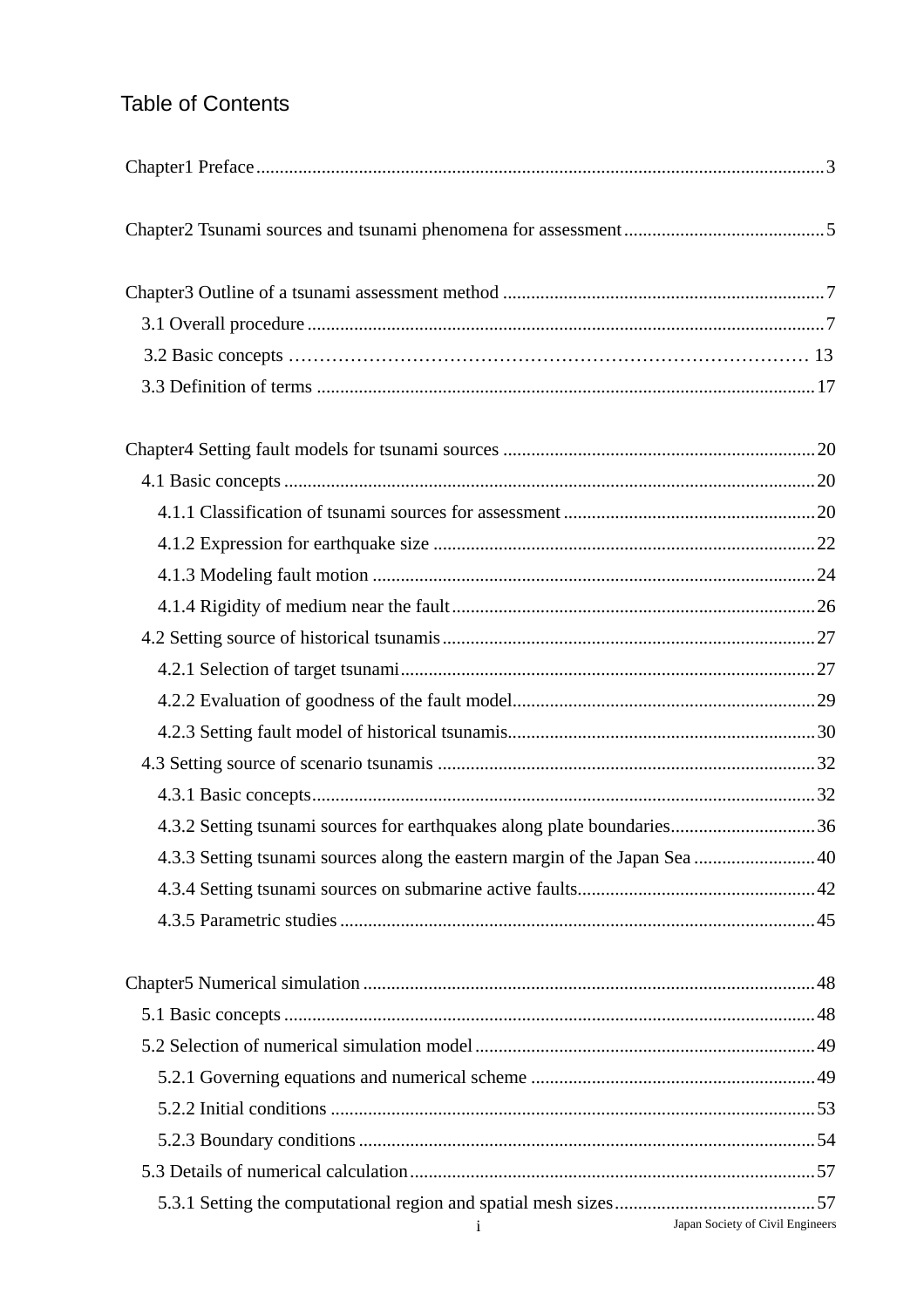# Table of Contents

Chapter1 Preface ........................................................................................................ 3

Chapter2 Tsunami sources and tsunami phenomena for assessment ........................................... 5

Chapter3 Outline of a tsunami assessment method ..................................................................... 7

- 3.1 Overall procedure ......................................................................................................... 7
- 3.2 Basic concepts ............................................................................................................ 13
- 3.3 Definition of terms ....................................................................................................... 17

Chapter4 Setting fault models for tsunami sources .................................................................... 20

- 4.1 Basic concepts ............................................................................................................. 20
  - 4.1.1 Classification of tsunami sources for assessment ...................................................... 20
  - 4.1.2 Expression for earthquake size .................................................................................. 22
  - 4.1.3 Modeling fault motion ............................................................................................... 24
  - 4.1.4 Rigidity of medium near the fault .............................................................................. 26
- 4.2 Setting source of historical tsunamis ............................................................................. 27
  - 4.2.1 Selection of target tsunami ........................................................................................ 27
  - 4.2.2 Evaluation of goodness of the fault model ................................................................. 29
  - 4.2.3 Setting fault model of historical tsunamis .................................................................. 30
- 4.3 Setting source of scenario tsunamis .............................................................................. 32
  - 4.3.1 Basic concepts ........................................................................................................... 32
  - 4.3.2 Setting tsunami sources for earthquakes along plate boundaries ............................... 36
  - 4.3.3 Setting tsunami sources along the eastern margin of the Japan Sea .......................... 40
  - 4.3.4 Setting tsunami sources on submarine active faults ................................................... 42
  - 4.3.5 Parametric studies ...................................................................................................... 45

Chapter5 Numerical simulation ................................................................................................... 48

- 5.1 Basic concepts ............................................................................................................... 48
- 5.2 Selection of numerical simulation model ....................................................................... 49
  - 5.2.1 Governing equations and numerical scheme .............................................................. 49
  - 5.2.2 Initial conditions ........................................................................................................ 53
  - 5.2.3 Boundary conditions .................................................................................................. 54
- 5.3 Details of numerical calculation ..................................................................................... 57
  - 5.3.1 Setting the computational region and spatial mesh sizes ........................................... 57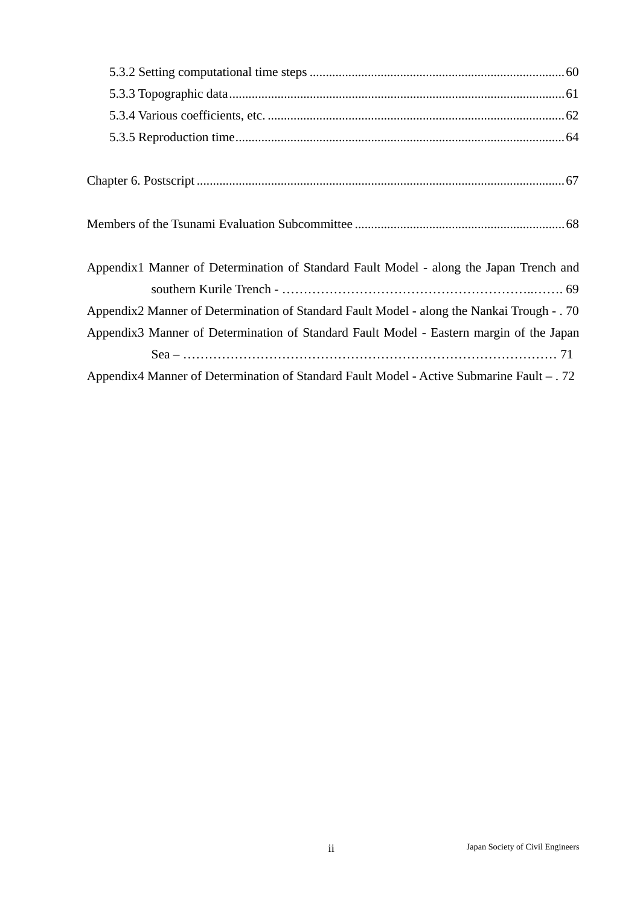5.3.2 Setting computational time steps ............................................................................... 60

5.3.3 Topographic data ........................................................................................................ 61

5.3.4 Various coefficients, etc. ............................................................................................ 62

5.3.5 Reproduction time ...................................................................................................... 64

Chapter 6. Postscript .................................................................................................................. 67

Members of the Tsunami Evaluation Subcommittee ................................................................. 68

Appendix1 Manner of Determination of Standard Fault Model - along the Japan Trench and southern Kurile Trench - ……………………………………………………..……. 69

Appendix2 Manner of Determination of Standard Fault Model - along the Nankai Trough - . 70

Appendix3 Manner of Determination of Standard Fault Model - Eastern margin of the Japan Sea – ……………………………………………………………………………… 71

Appendix4 Manner of Determination of Standard Fault Model - Active Submarine Fault – . 72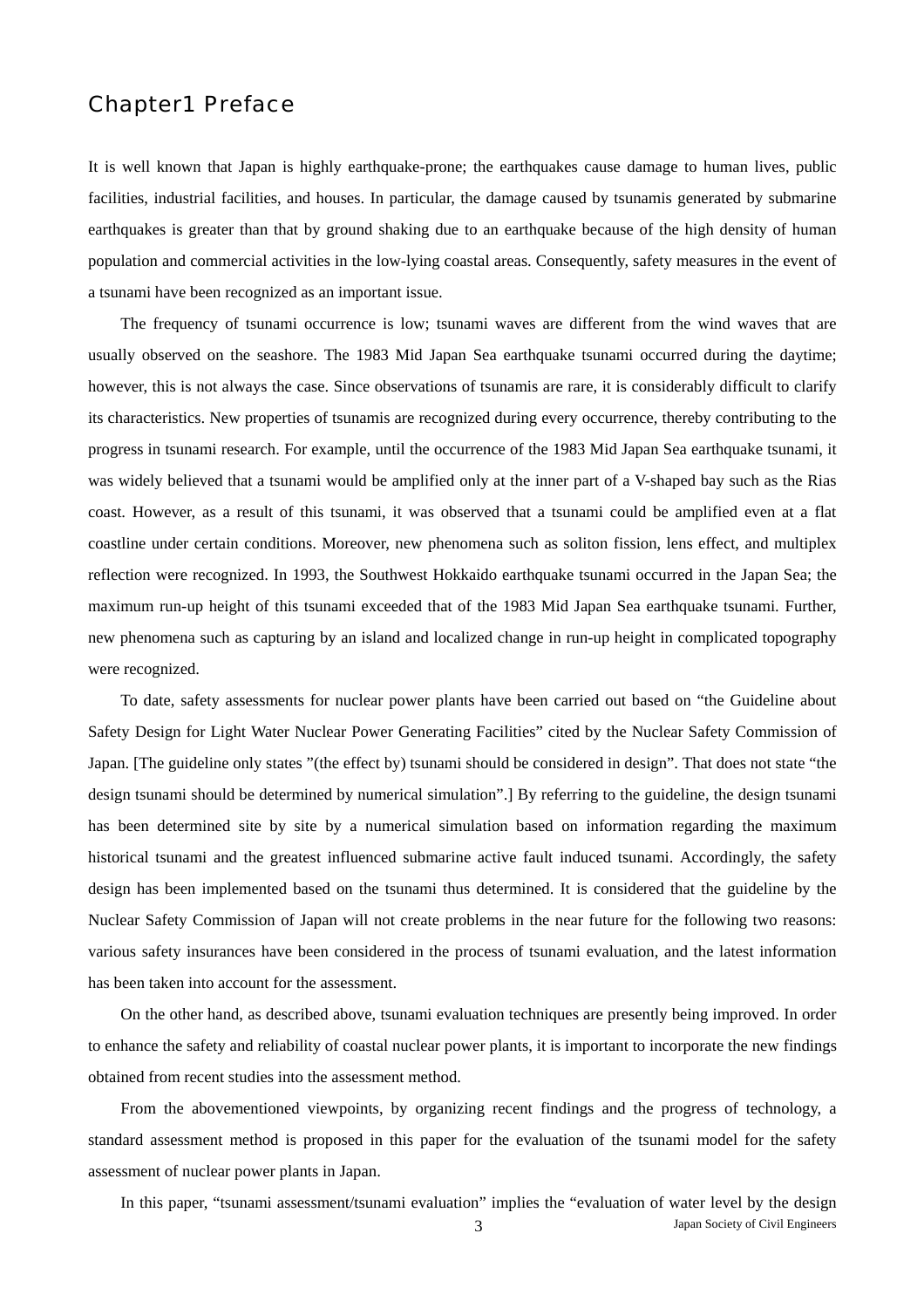# Chapter1 Preface

It is well known that Japan is highly earthquake-prone; the earthquakes cause damage to human lives, public facilities, industrial facilities, and houses. In particular, the damage caused by tsunamis generated by submarine earthquakes is greater than that by ground shaking due to an earthquake because of the high density of human population and commercial activities in the low-lying coastal areas. Consequently, safety measures in the event of a tsunami have been recognized as an important issue.

The frequency of tsunami occurrence is low; tsunami waves are different from the wind waves that are usually observed on the seashore. The 1983 Mid Japan Sea earthquake tsunami occurred during the daytime; however, this is not always the case. Since observations of tsunamis are rare, it is considerably difficult to clarify its characteristics. New properties of tsunamis are recognized during every occurrence, thereby contributing to the progress in tsunami research. For example, until the occurrence of the 1983 Mid Japan Sea earthquake tsunami, it was widely believed that a tsunami would be amplified only at the inner part of a V-shaped bay such as the Rias coast. However, as a result of this tsunami, it was observed that a tsunami could be amplified even at a flat coastline under certain conditions. Moreover, new phenomena such as soliton fission, lens effect, and multiplex reflection were recognized. In 1993, the Southwest Hokkaido earthquake tsunami occurred in the Japan Sea; the maximum run-up height of this tsunami exceeded that of the 1983 Mid Japan Sea earthquake tsunami. Further, new phenomena such as capturing by an island and localized change in run-up height in complicated topography were recognized.

To date, safety assessments for nuclear power plants have been carried out based on "the Guideline about Safety Design for Light Water Nuclear Power Generating Facilities" cited by the Nuclear Safety Commission of Japan. [The guideline only states "(the effect by) tsunami should be considered in design". That does not state "the design tsunami should be determined by numerical simulation".] By referring to the guideline, the design tsunami has been determined site by site by a numerical simulation based on information regarding the maximum historical tsunami and the greatest influenced submarine active fault induced tsunami. Accordingly, the safety design has been implemented based on the tsunami thus determined. It is considered that the guideline by the Nuclear Safety Commission of Japan will not create problems in the near future for the following two reasons: various safety insurances have been considered in the process of tsunami evaluation, and the latest information has been taken into account for the assessment.

On the other hand, as described above, tsunami evaluation techniques are presently being improved. In order to enhance the safety and reliability of coastal nuclear power plants, it is important to incorporate the new findings obtained from recent studies into the assessment method.

From the abovementioned viewpoints, by organizing recent findings and the progress of technology, a standard assessment method is proposed in this paper for the evaluation of the tsunami model for the safety assessment of nuclear power plants in Japan.

In this paper, "tsunami assessment/tsunami evaluation" implies the "evaluation of water level by the design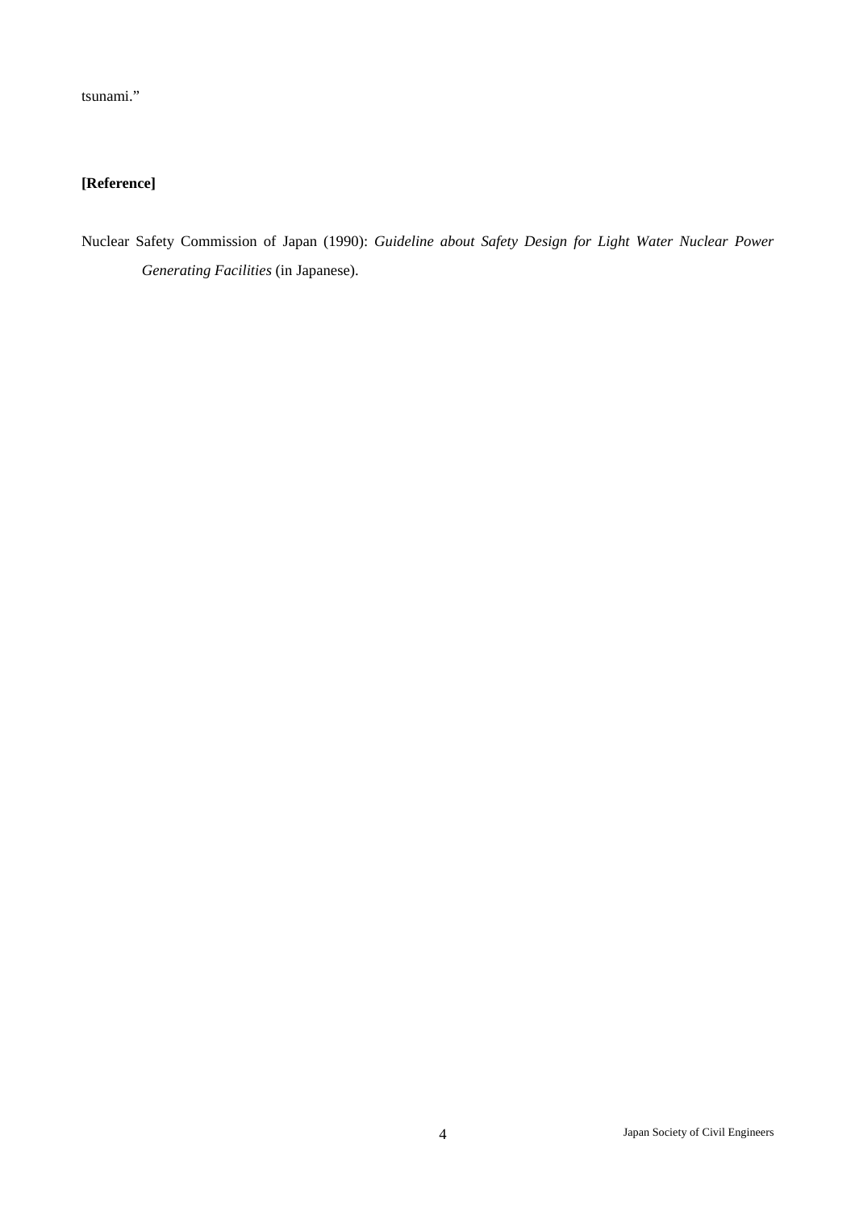tsunami."

**[Reference]**

Nuclear Safety Commission of Japan (1990): *Guideline about Safety Design for Light Water Nuclear Power Generating Facilities* (in Japanese).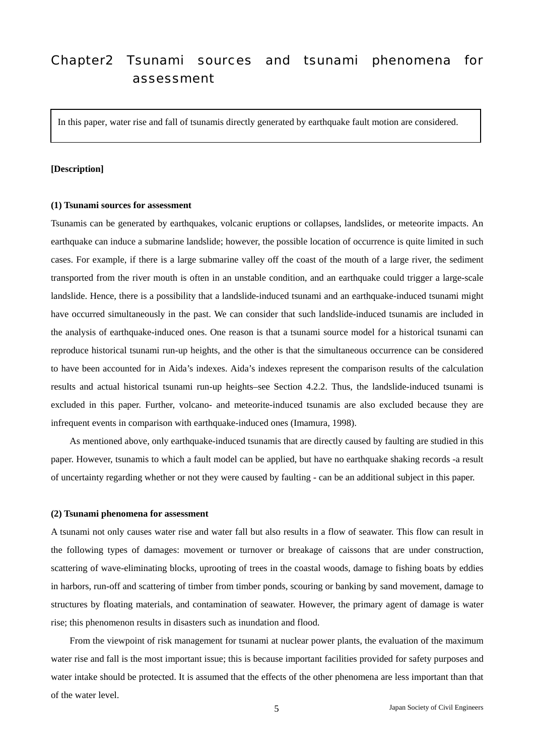# Chapter2 Tsunami sources and tsunami phenomena for assessment

In this paper, water rise and fall of tsunamis directly generated by earthquake fault motion are considered.

**[Description]**

**(1) Tsunami sources for assessment**

Tsunamis can be generated by earthquakes, volcanic eruptions or collapses, landslides, or meteorite impacts. An earthquake can induce a submarine landslide; however, the possible location of occurrence is quite limited in such cases. For example, if there is a large submarine valley off the coast of the mouth of a large river, the sediment transported from the river mouth is often in an unstable condition, and an earthquake could trigger a large-scale landslide. Hence, there is a possibility that a landslide-induced tsunami and an earthquake-induced tsunami might have occurred simultaneously in the past. We can consider that such landslide-induced tsunamis are included in the analysis of earthquake-induced ones. One reason is that a tsunami source model for a historical tsunami can reproduce historical tsunami run-up heights, and the other is that the simultaneous occurrence can be considered to have been accounted for in Aida's indexes. Aida's indexes represent the comparison results of the calculation results and actual historical tsunami run-up heights–see Section 4.2.2. Thus, the landslide-induced tsunami is excluded in this paper. Further, volcano- and meteorite-induced tsunamis are also excluded because they are infrequent events in comparison with earthquake-induced ones (Imamura, 1998).

As mentioned above, only earthquake-induced tsunamis that are directly caused by faulting are studied in this paper. However, tsunamis to which a fault model can be applied, but have no earthquake shaking records -a result of uncertainty regarding whether or not they were caused by faulting - can be an additional subject in this paper.

**(2) Tsunami phenomena for assessment**

A tsunami not only causes water rise and water fall but also results in a flow of seawater. This flow can result in the following types of damages: movement or turnover or breakage of caissons that are under construction, scattering of wave-eliminating blocks, uprooting of trees in the coastal woods, damage to fishing boats by eddies in harbors, run-off and scattering of timber from timber ponds, scouring or banking by sand movement, damage to structures by floating materials, and contamination of seawater. However, the primary agent of damage is water rise; this phenomenon results in disasters such as inundation and flood.

From the viewpoint of risk management for tsunami at nuclear power plants, the evaluation of the maximum water rise and fall is the most important issue; this is because important facilities provided for safety purposes and water intake should be protected. It is assumed that the effects of the other phenomena are less important than that of the water level.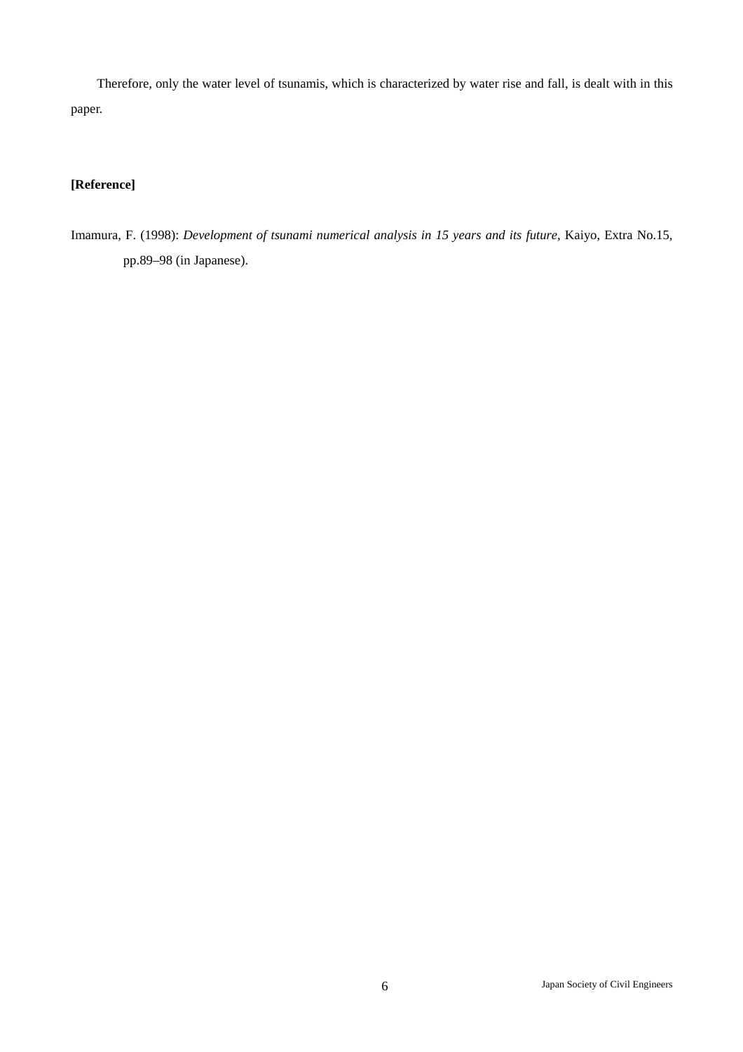Therefore, only the water level of tsunamis, which is characterized by water rise and fall, is dealt with in this paper.

**[Reference]**

Imamura, F. (1998): *Development of tsunami numerical analysis in 15 years and its future*, Kaiyo, Extra No.15, pp.89–98 (in Japanese).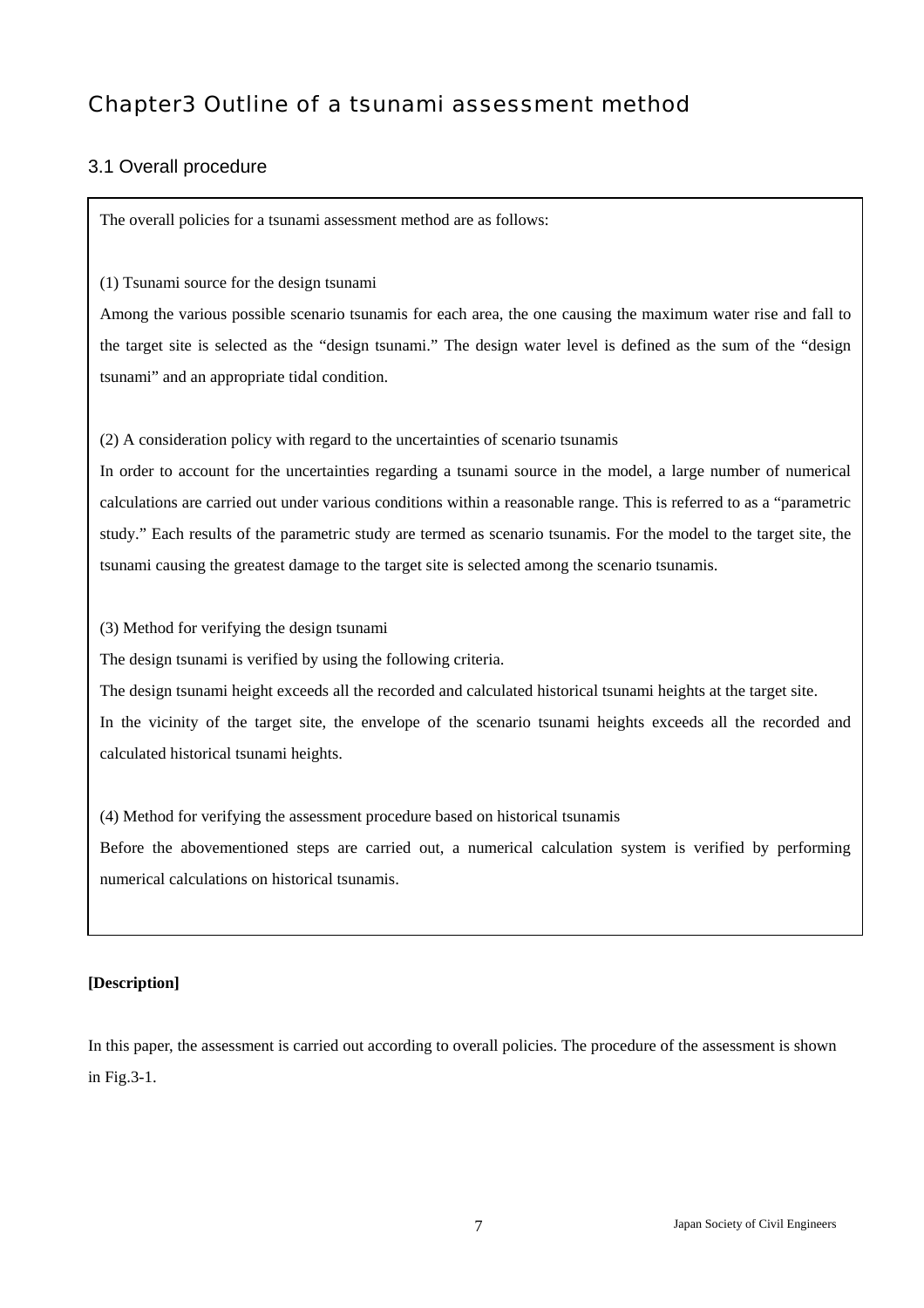# Chapter3 Outline of a tsunami assessment method

## 3.1 Overall procedure

The overall policies for a tsunami assessment method are as follows:

(1) Tsunami source for the design tsunami

Among the various possible scenario tsunamis for each area, the one causing the maximum water rise and fall to the target site is selected as the "design tsunami." The design water level is defined as the sum of the "design tsunami" and an appropriate tidal condition.

(2) A consideration policy with regard to the uncertainties of scenario tsunamis

In order to account for the uncertainties regarding a tsunami source in the model, a large number of numerical calculations are carried out under various conditions within a reasonable range. This is referred to as a "parametric study." Each results of the parametric study are termed as scenario tsunamis. For the model to the target site, the tsunami causing the greatest damage to the target site is selected among the scenario tsunamis.

(3) Method for verifying the design tsunami

The design tsunami is verified by using the following criteria.

The design tsunami height exceeds all the recorded and calculated historical tsunami heights at the target site.

In the vicinity of the target site, the envelope of the scenario tsunami heights exceeds all the recorded and calculated historical tsunami heights.

(4) Method for verifying the assessment procedure based on historical tsunamis

Before the abovementioned steps are carried out, a numerical calculation system is verified by performing numerical calculations on historical tsunamis.

**[Description]**

In this paper, the assessment is carried out according to overall policies. The procedure of the assessment is shown in Fig.3-1.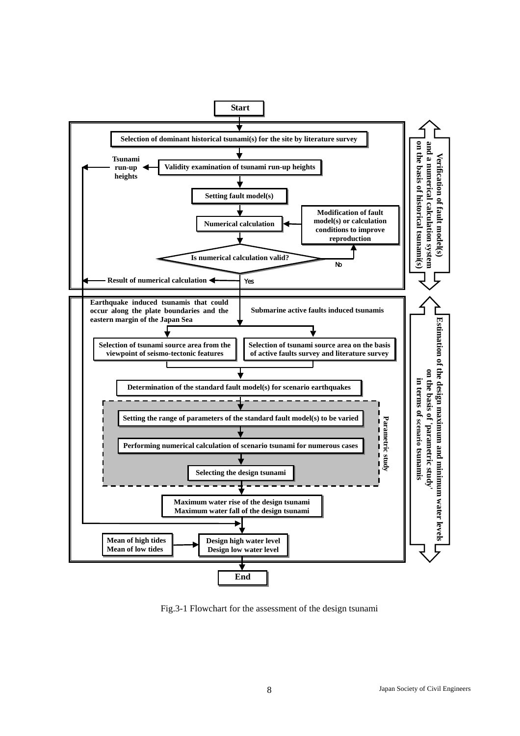Start

**Verification of fault model(s) and a numerical calculation system on the basis of historical tsunami(s)**

- Selection of dominant historical tsunami(s) for the site by literature survey
- Validity examination of tsunami run-up heights → Tsunami run-up heights
- Setting fault model(s)
- Numerical calculation
- Is numerical calculation valid?
  - No → Modification of fault model(s) or calculation conditions to improve reproduction → Numerical calculation
  - Yes → Result of numerical calculation

**Estimation of the design maximum and minimum water levels on the basis of 'parametric study' in terms of scenario tsunamis**

- Earthquake induced tsunamis that could occur along the plate boundaries and the eastern margin of the Japan Sea → Selection of tsunami source area from the viewpoint of seismo-tectonic features
- Submarine active faults induced tsunamis → Selection of tsunami source area on the basis of active faults survey and literature survey
- Determination of the standard fault model(s) for scenario earthquakes
- Parametric study:
  - Setting the range of parameters of the standard fault model(s) to be varied
  - Performing numerical calculation of scenario tsunami for numerous cases
  - Selecting the design tsunami
- Maximum water rise of the design tsunami / Maximum water fall of the design tsunami
- Mean of high tides / Mean of low tides → Design high water level / Design low water level

End

Fig.3-1 Flowchart for the assessment of the design tsunami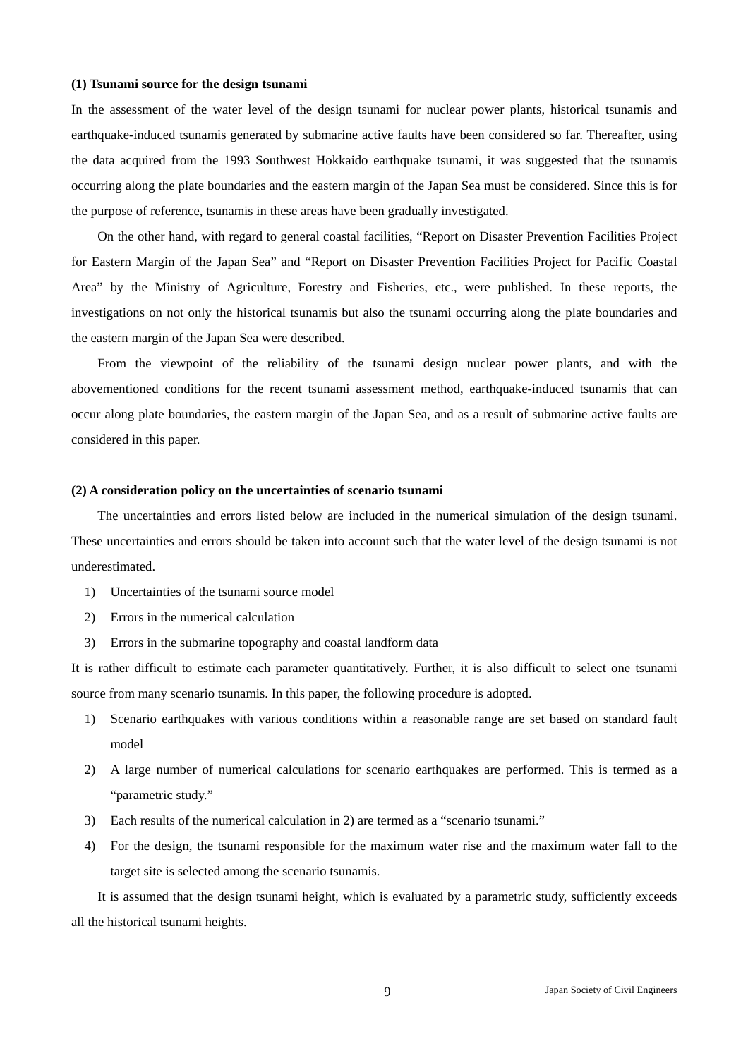**(1) Tsunami source for the design tsunami**

In the assessment of the water level of the design tsunami for nuclear power plants, historical tsunamis and earthquake-induced tsunamis generated by submarine active faults have been considered so far. Thereafter, using the data acquired from the 1993 Southwest Hokkaido earthquake tsunami, it was suggested that the tsunamis occurring along the plate boundaries and the eastern margin of the Japan Sea must be considered. Since this is for the purpose of reference, tsunamis in these areas have been gradually investigated.

On the other hand, with regard to general coastal facilities, “Report on Disaster Prevention Facilities Project for Eastern Margin of the Japan Sea” and “Report on Disaster Prevention Facilities Project for Pacific Coastal Area” by the Ministry of Agriculture, Forestry and Fisheries, etc., were published. In these reports, the investigations on not only the historical tsunamis but also the tsunami occurring along the plate boundaries and the eastern margin of the Japan Sea were described.

From the viewpoint of the reliability of the tsunami design nuclear power plants, and with the abovementioned conditions for the recent tsunami assessment method, earthquake-induced tsunamis that can occur along plate boundaries, the eastern margin of the Japan Sea, and as a result of submarine active faults are considered in this paper.

**(2) A consideration policy on the uncertainties of scenario tsunami**

The uncertainties and errors listed below are included in the numerical simulation of the design tsunami. These uncertainties and errors should be taken into account such that the water level of the design tsunami is not underestimated.

1) Uncertainties of the tsunami source model
2) Errors in the numerical calculation
3) Errors in the submarine topography and coastal landform data

It is rather difficult to estimate each parameter quantitatively. Further, it is also difficult to select one tsunami source from many scenario tsunamis. In this paper, the following procedure is adopted.

1) Scenario earthquakes with various conditions within a reasonable range are set based on standard fault model
2) A large number of numerical calculations for scenario earthquakes are performed. This is termed as a “parametric study.”
3) Each results of the numerical calculation in 2) are termed as a “scenario tsunami.”
4) For the design, the tsunami responsible for the maximum water rise and the maximum water fall to the target site is selected among the scenario tsunamis.

It is assumed that the design tsunami height, which is evaluated by a parametric study, sufficiently exceeds all the historical tsunami heights.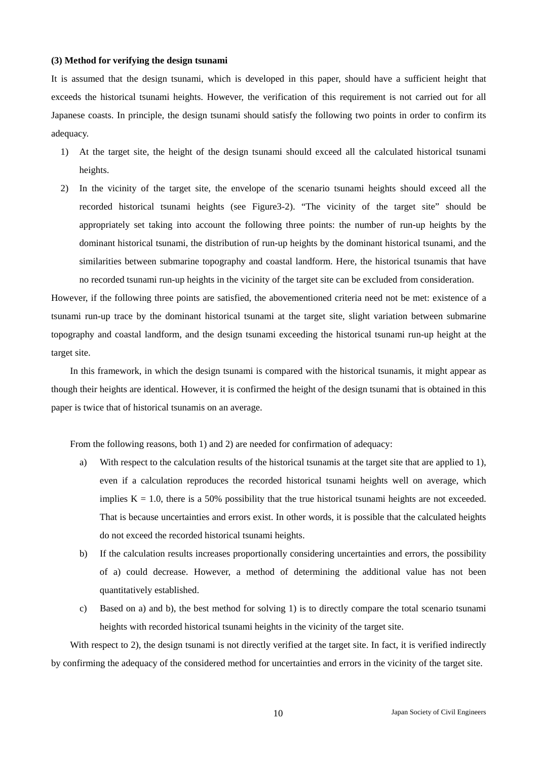**(3) Method for verifying the design tsunami**

It is assumed that the design tsunami, which is developed in this paper, should have a sufficient height that exceeds the historical tsunami heights. However, the verification of this requirement is not carried out for all Japanese coasts. In principle, the design tsunami should satisfy the following two points in order to confirm its adequacy.

1) At the target site, the height of the design tsunami should exceed all the calculated historical tsunami heights.
2) In the vicinity of the target site, the envelope of the scenario tsunami heights should exceed all the recorded historical tsunami heights (see Figure3-2). "The vicinity of the target site" should be appropriately set taking into account the following three points: the number of run-up heights by the dominant historical tsunami, the distribution of run-up heights by the dominant historical tsunami, and the similarities between submarine topography and coastal landform. Here, the historical tsunamis that have no recorded tsunami run-up heights in the vicinity of the target site can be excluded from consideration.

However, if the following three points are satisfied, the abovementioned criteria need not be met: existence of a tsunami run-up trace by the dominant historical tsunami at the target site, slight variation between submarine topography and coastal landform, and the design tsunami exceeding the historical tsunami run-up height at the target site.

In this framework, in which the design tsunami is compared with the historical tsunamis, it might appear as though their heights are identical. However, it is confirmed the height of the design tsunami that is obtained in this paper is twice that of historical tsunamis on an average.

From the following reasons, both 1) and 2) are needed for confirmation of adequacy:

a) With respect to the calculation results of the historical tsunamis at the target site that are applied to 1), even if a calculation reproduces the recorded historical tsunami heights well on average, which implies $K = 1.0$, there is a 50% possibility that the true historical tsunami heights are not exceeded. That is because uncertainties and errors exist. In other words, it is possible that the calculated heights do not exceed the recorded historical tsunami heights.
b) If the calculation results increases proportionally considering uncertainties and errors, the possibility of a) could decrease. However, a method of determining the additional value has not been quantitatively established.
c) Based on a) and b), the best method for solving 1) is to directly compare the total scenario tsunami heights with recorded historical tsunami heights in the vicinity of the target site.

With respect to 2), the design tsunami is not directly verified at the target site. In fact, it is verified indirectly by confirming the adequacy of the considered method for uncertainties and errors in the vicinity of the target site.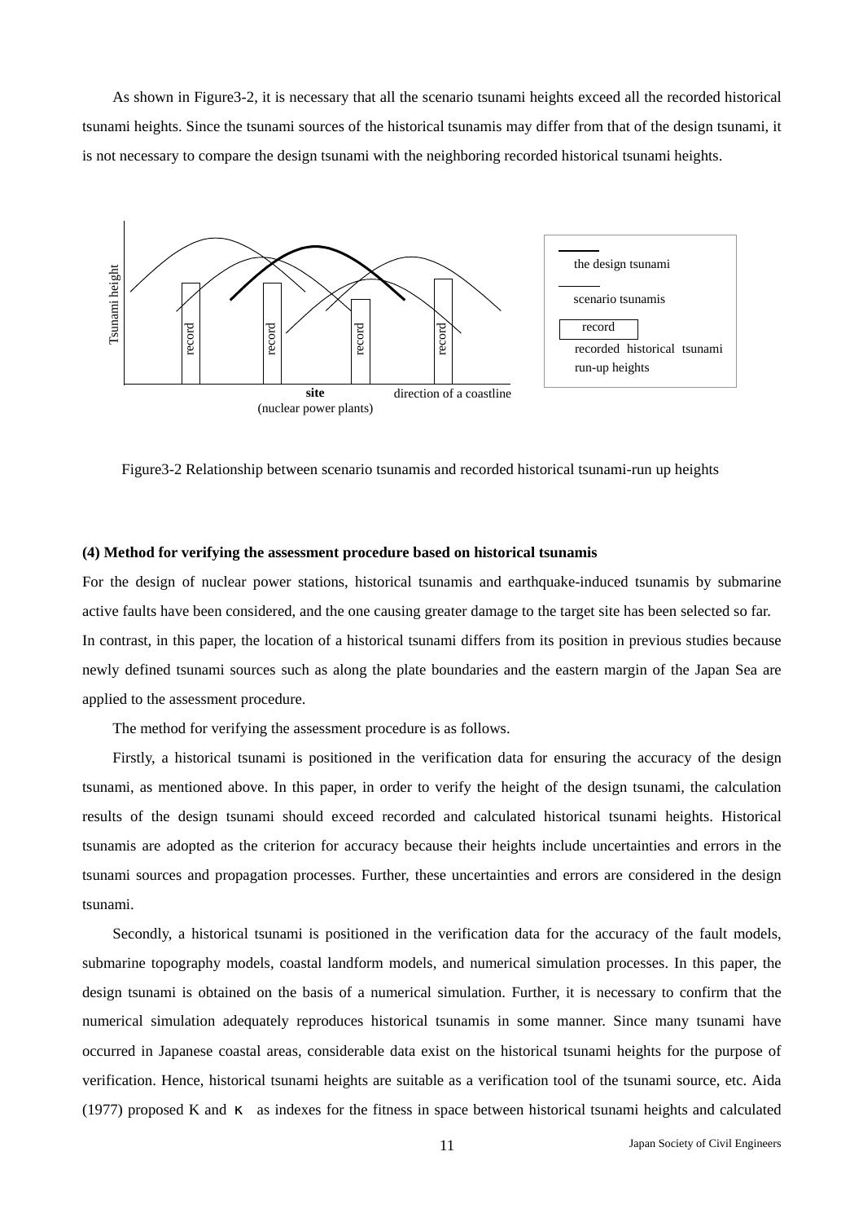As shown in Figure3-2, it is necessary that all the scenario tsunami heights exceed all the recorded historical tsunami heights. Since the tsunami sources of the historical tsunamis may differ from that of the design tsunami, it is not necessary to compare the design tsunami with the neighboring recorded historical tsunami heights.

Figure3-2 Relationship between scenario tsunamis and recorded historical tsunami-run up heights

**(4) Method for verifying the assessment procedure based on historical tsunamis**

For the design of nuclear power stations, historical tsunamis and earthquake-induced tsunamis by submarine active faults have been considered, and the one causing greater damage to the target site has been selected so far. In contrast, in this paper, the location of a historical tsunami differs from its position in previous studies because newly defined tsunami sources such as along the plate boundaries and the eastern margin of the Japan Sea are applied to the assessment procedure.

The method for verifying the assessment procedure is as follows.

Firstly, a historical tsunami is positioned in the verification data for ensuring the accuracy of the design tsunami, as mentioned above. In this paper, in order to verify the height of the design tsunami, the calculation results of the design tsunami should exceed recorded and calculated historical tsunami heights. Historical tsunamis are adopted as the criterion for accuracy because their heights include uncertainties and errors in the tsunami sources and propagation processes. Further, these uncertainties and errors are considered in the design tsunami.

Secondly, a historical tsunami is positioned in the verification data for the accuracy of the fault models, submarine topography models, coastal landform models, and numerical simulation processes. In this paper, the design tsunami is obtained on the basis of a numerical simulation. Further, it is necessary to confirm that the numerical simulation adequately reproduces historical tsunamis in some manner. Since many tsunami have occurred in Japanese coastal areas, considerable data exist on the historical tsunami heights for the purpose of verification. Hence, historical tsunami heights are suitable as a verification tool of the tsunami source, etc. Aida (1977) proposed K and $\kappa$ as indexes for the fitness in space between historical tsunami heights and calculated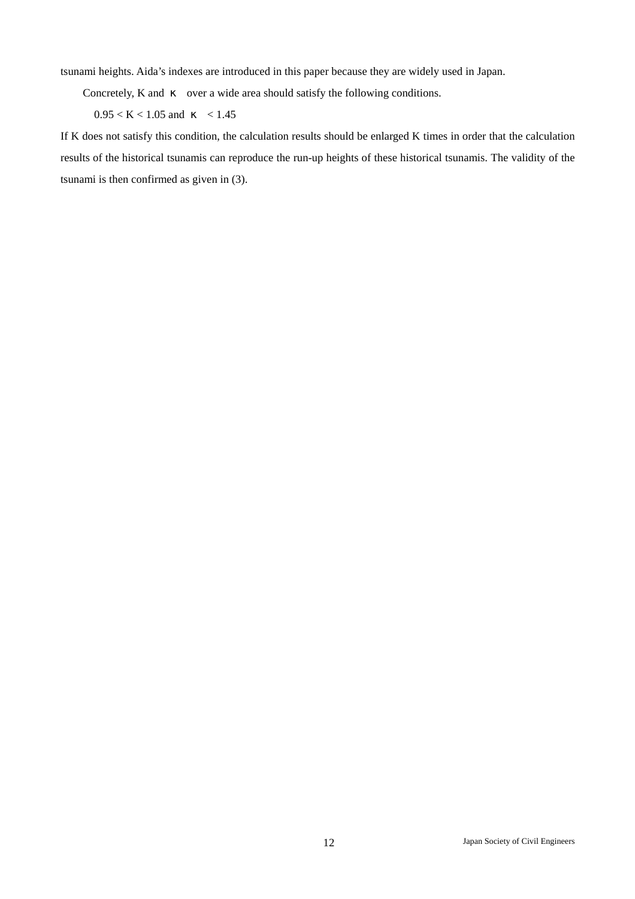tsunami heights. Aida's indexes are introduced in this paper because they are widely used in Japan.

Concretely, K and $\kappa$ over a wide area should satisfy the following conditions.

$0.95 < K < 1.05$ and $\kappa < 1.45$

If K does not satisfy this condition, the calculation results should be enlarged K times in order that the calculation results of the historical tsunamis can reproduce the run-up heights of these historical tsunamis. The validity of the tsunami is then confirmed as given in (3).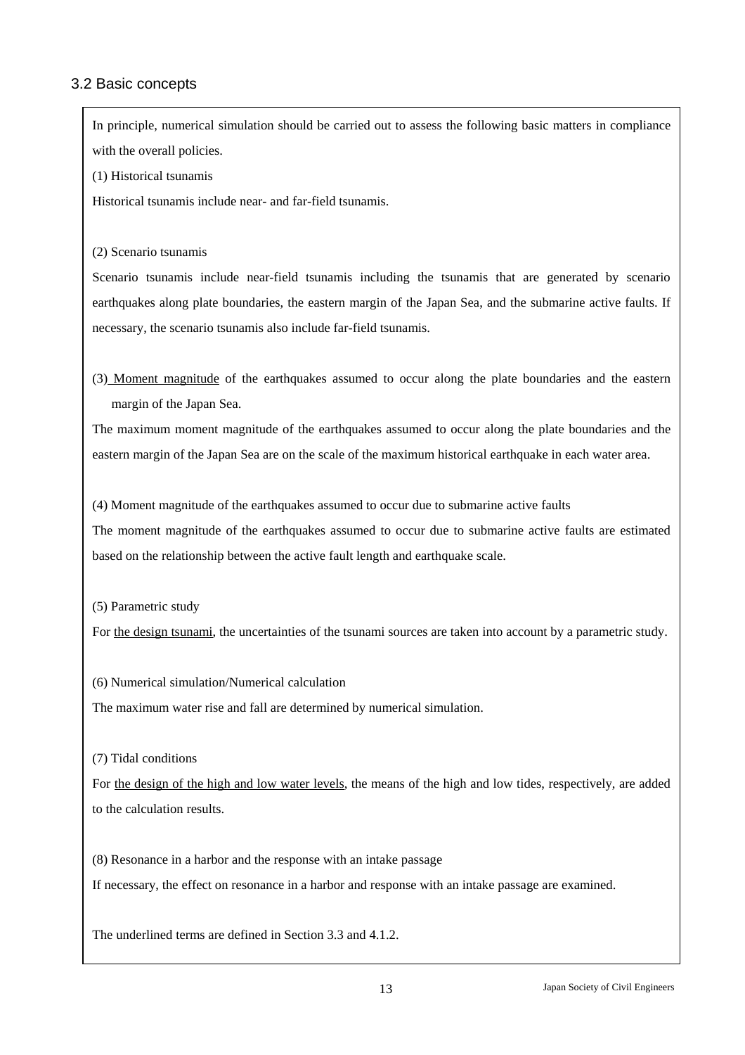## 3.2 Basic concepts

In principle, numerical simulation should be carried out to assess the following basic matters in compliance with the overall policies.

(1) Historical tsunamis

Historical tsunamis include near- and far-field tsunamis.

(2) Scenario tsunamis

Scenario tsunamis include near-field tsunamis including the tsunamis that are generated by scenario earthquakes along plate boundaries, the eastern margin of the Japan Sea, and the submarine active faults. If necessary, the scenario tsunamis also include far-field tsunamis.

(3) <u>Moment magnitude</u> of the earthquakes assumed to occur along the plate boundaries and the eastern margin of the Japan Sea.

The maximum moment magnitude of the earthquakes assumed to occur along the plate boundaries and the eastern margin of the Japan Sea are on the scale of the maximum historical earthquake in each water area.

(4) Moment magnitude of the earthquakes assumed to occur due to submarine active faults

The moment magnitude of the earthquakes assumed to occur due to submarine active faults are estimated based on the relationship between the active fault length and earthquake scale.

(5) Parametric study

For <u>the design tsunami</u>, the uncertainties of the tsunami sources are taken into account by a parametric study.

(6) Numerical simulation/Numerical calculation

The maximum water rise and fall are determined by numerical simulation.

(7) Tidal conditions

For <u>the design of the high and low water levels</u>, the means of the high and low tides, respectively, are added to the calculation results.

(8) Resonance in a harbor and the response with an intake passage

If necessary, the effect on resonance in a harbor and response with an intake passage are examined.

The underlined terms are defined in Section 3.3 and 4.1.2.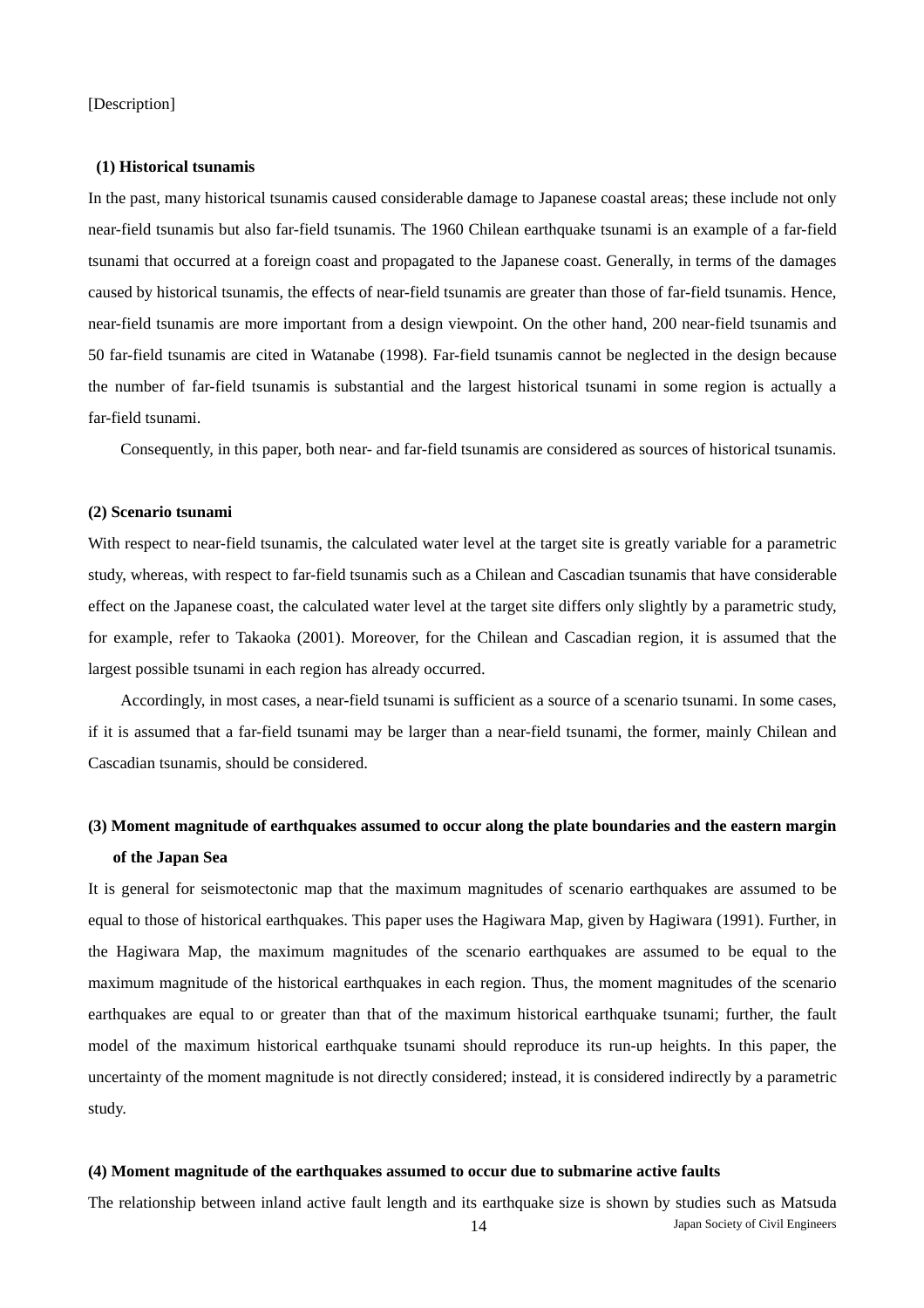[Description]

**(1) Historical tsunamis**

In the past, many historical tsunamis caused considerable damage to Japanese coastal areas; these include not only near-field tsunamis but also far-field tsunamis. The 1960 Chilean earthquake tsunami is an example of a far-field tsunami that occurred at a foreign coast and propagated to the Japanese coast. Generally, in terms of the damages caused by historical tsunamis, the effects of near-field tsunamis are greater than those of far-field tsunamis. Hence, near-field tsunamis are more important from a design viewpoint. On the other hand, 200 near-field tsunamis and 50 far-field tsunamis are cited in Watanabe (1998). Far-field tsunamis cannot be neglected in the design because the number of far-field tsunamis is substantial and the largest historical tsunami in some region is actually a far-field tsunami.

Consequently, in this paper, both near- and far-field tsunamis are considered as sources of historical tsunamis.

**(2) Scenario tsunami**

With respect to near-field tsunamis, the calculated water level at the target site is greatly variable for a parametric study, whereas, with respect to far-field tsunamis such as a Chilean and Cascadian tsunamis that have considerable effect on the Japanese coast, the calculated water level at the target site differs only slightly by a parametric study, for example, refer to Takaoka (2001). Moreover, for the Chilean and Cascadian region, it is assumed that the largest possible tsunami in each region has already occurred.

Accordingly, in most cases, a near-field tsunami is sufficient as a source of a scenario tsunami. In some cases, if it is assumed that a far-field tsunami may be larger than a near-field tsunami, the former, mainly Chilean and Cascadian tsunamis, should be considered.

**(3) Moment magnitude of earthquakes assumed to occur along the plate boundaries and the eastern margin of the Japan Sea**

It is general for seismotectonic map that the maximum magnitudes of scenario earthquakes are assumed to be equal to those of historical earthquakes. This paper uses the Hagiwara Map, given by Hagiwara (1991). Further, in the Hagiwara Map, the maximum magnitudes of the scenario earthquakes are assumed to be equal to the maximum magnitude of the historical earthquakes in each region. Thus, the moment magnitudes of the scenario earthquakes are equal to or greater than that of the maximum historical earthquake tsunami; further, the fault model of the maximum historical earthquake tsunami should reproduce its run-up heights. In this paper, the uncertainty of the moment magnitude is not directly considered; instead, it is considered indirectly by a parametric study.

**(4) Moment magnitude of the earthquakes assumed to occur due to submarine active faults**

The relationship between inland active fault length and its earthquake size is shown by studies such as Matsuda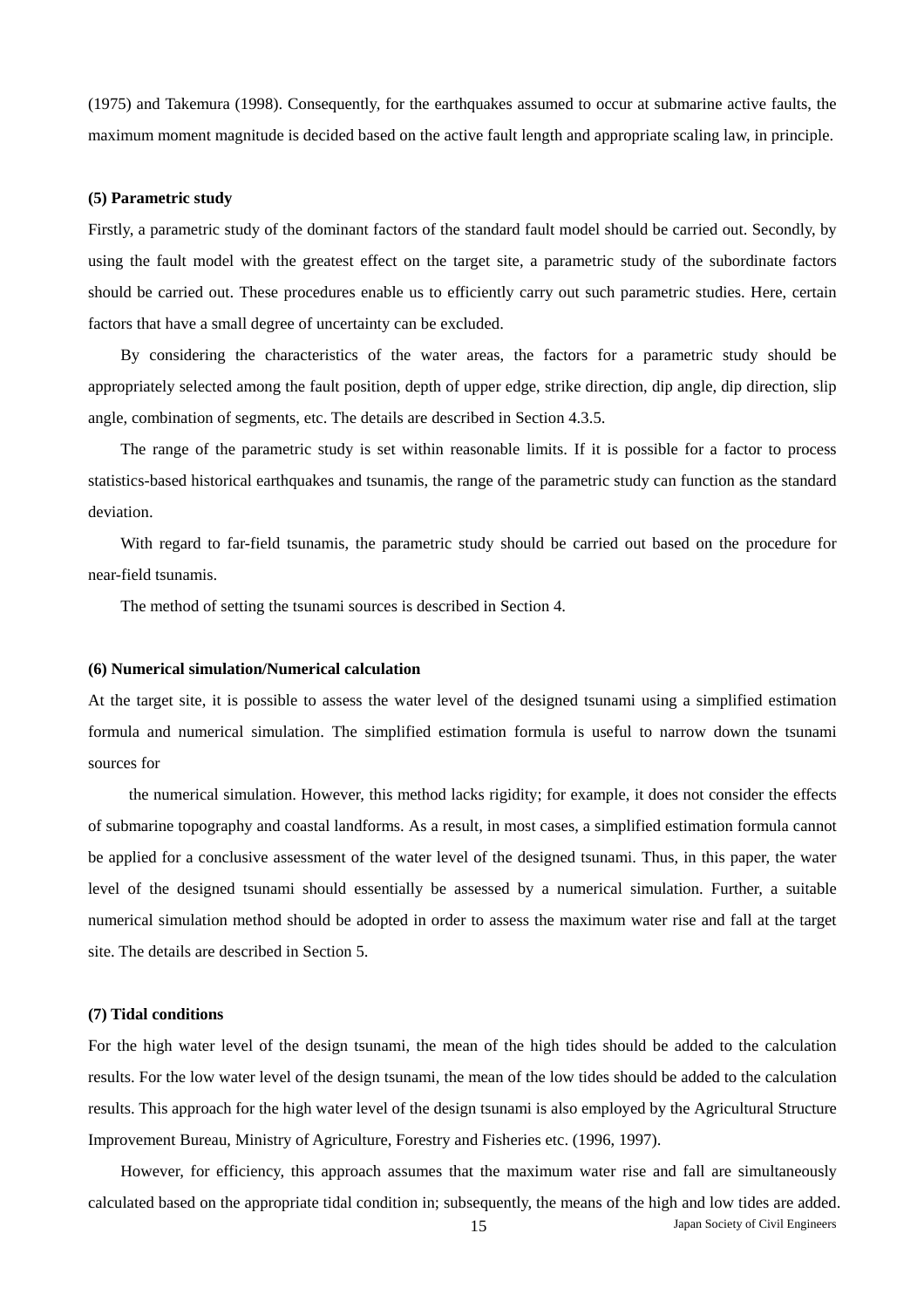(1975) and Takemura (1998). Consequently, for the earthquakes assumed to occur at submarine active faults, the maximum moment magnitude is decided based on the active fault length and appropriate scaling law, in principle.

**(5) Parametric study**

Firstly, a parametric study of the dominant factors of the standard fault model should be carried out. Secondly, by using the fault model with the greatest effect on the target site, a parametric study of the subordinate factors should be carried out. These procedures enable us to efficiently carry out such parametric studies. Here, certain factors that have a small degree of uncertainty can be excluded.

By considering the characteristics of the water areas, the factors for a parametric study should be appropriately selected among the fault position, depth of upper edge, strike direction, dip angle, dip direction, slip angle, combination of segments, etc. The details are described in Section 4.3.5.

The range of the parametric study is set within reasonable limits. If it is possible for a factor to process statistics-based historical earthquakes and tsunamis, the range of the parametric study can function as the standard deviation.

With regard to far-field tsunamis, the parametric study should be carried out based on the procedure for near-field tsunamis.

The method of setting the tsunami sources is described in Section 4.

**(6) Numerical simulation/Numerical calculation**

At the target site, it is possible to assess the water level of the designed tsunami using a simplified estimation formula and numerical simulation. The simplified estimation formula is useful to narrow down the tsunami sources for

the numerical simulation. However, this method lacks rigidity; for example, it does not consider the effects of submarine topography and coastal landforms. As a result, in most cases, a simplified estimation formula cannot be applied for a conclusive assessment of the water level of the designed tsunami. Thus, in this paper, the water level of the designed tsunami should essentially be assessed by a numerical simulation. Further, a suitable numerical simulation method should be adopted in order to assess the maximum water rise and fall at the target site. The details are described in Section 5.

**(7) Tidal conditions**

For the high water level of the design tsunami, the mean of the high tides should be added to the calculation results. For the low water level of the design tsunami, the mean of the low tides should be added to the calculation results. This approach for the high water level of the design tsunami is also employed by the Agricultural Structure Improvement Bureau, Ministry of Agriculture, Forestry and Fisheries etc. (1996, 1997).

However, for efficiency, this approach assumes that the maximum water rise and fall are simultaneously calculated based on the appropriate tidal condition in; subsequently, the means of the high and low tides are added.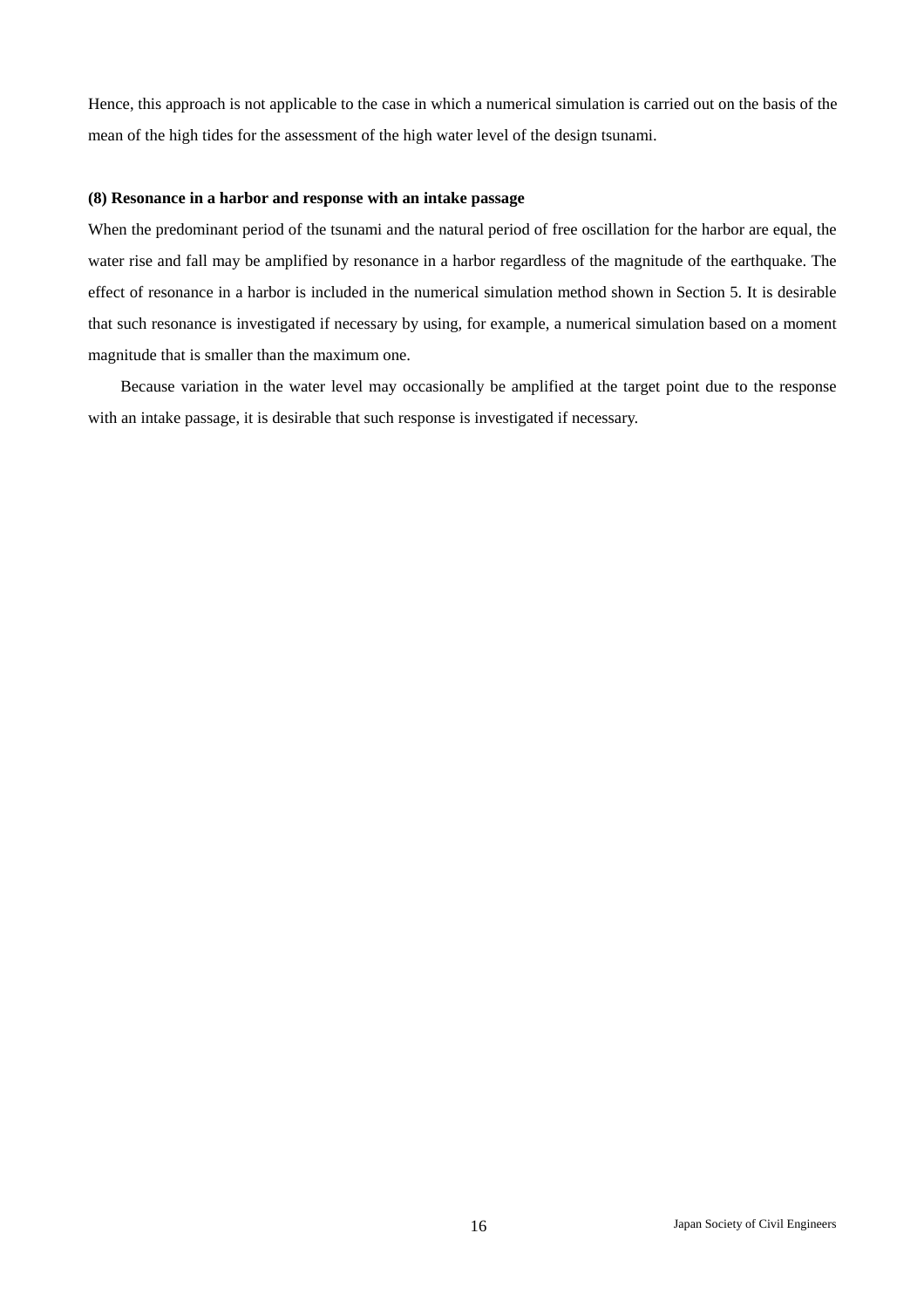Hence, this approach is not applicable to the case in which a numerical simulation is carried out on the basis of the mean of the high tides for the assessment of the high water level of the design tsunami.

**(8) Resonance in a harbor and response with an intake passage**

When the predominant period of the tsunami and the natural period of free oscillation for the harbor are equal, the water rise and fall may be amplified by resonance in a harbor regardless of the magnitude of the earthquake. The effect of resonance in a harbor is included in the numerical simulation method shown in Section 5. It is desirable that such resonance is investigated if necessary by using, for example, a numerical simulation based on a moment magnitude that is smaller than the maximum one.

Because variation in the water level may occasionally be amplified at the target point due to the response with an intake passage, it is desirable that such response is investigated if necessary.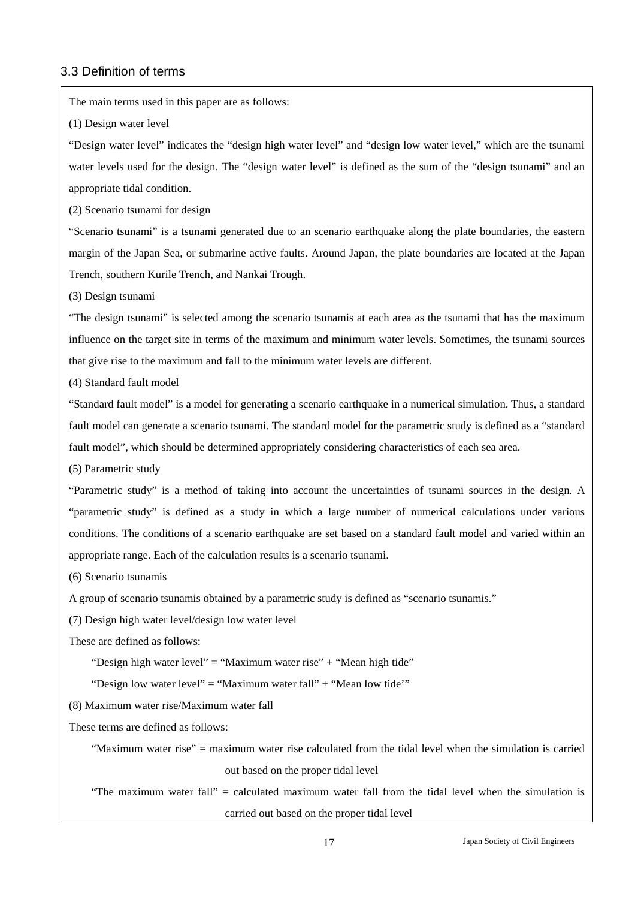## 3.3 Definition of terms

The main terms used in this paper are as follows:

(1) Design water level

"Design water level" indicates the "design high water level" and "design low water level," which are the tsunami water levels used for the design. The "design water level" is defined as the sum of the "design tsunami" and an appropriate tidal condition.

(2) Scenario tsunami for design

"Scenario tsunami" is a tsunami generated due to an scenario earthquake along the plate boundaries, the eastern margin of the Japan Sea, or submarine active faults. Around Japan, the plate boundaries are located at the Japan Trench, southern Kurile Trench, and Nankai Trough.

(3) Design tsunami

"The design tsunami" is selected among the scenario tsunamis at each area as the tsunami that has the maximum influence on the target site in terms of the maximum and minimum water levels. Sometimes, the tsunami sources that give rise to the maximum and fall to the minimum water levels are different.

(4) Standard fault model

"Standard fault model" is a model for generating a scenario earthquake in a numerical simulation. Thus, a standard fault model can generate a scenario tsunami. The standard model for the parametric study is defined as a "standard fault model", which should be determined appropriately considering characteristics of each sea area.

(5) Parametric study

"Parametric study" is a method of taking into account the uncertainties of tsunami sources in the design. A "parametric study" is defined as a study in which a large number of numerical calculations under various conditions. The conditions of a scenario earthquake are set based on a standard fault model and varied within an appropriate range. Each of the calculation results is a scenario tsunami.

(6) Scenario tsunamis

A group of scenario tsunamis obtained by a parametric study is defined as "scenario tsunamis."

(7) Design high water level/design low water level

These are defined as follows:

"Design high water level" = "Maximum water rise" + "Mean high tide"

"Design low water level" = "Maximum water fall" + "Mean low tide'"

(8) Maximum water rise/Maximum water fall

These terms are defined as follows:

"Maximum water rise" = maximum water rise calculated from the tidal level when the simulation is carried out based on the proper tidal level

"The maximum water fall" = calculated maximum water fall from the tidal level when the simulation is carried out based on the proper tidal level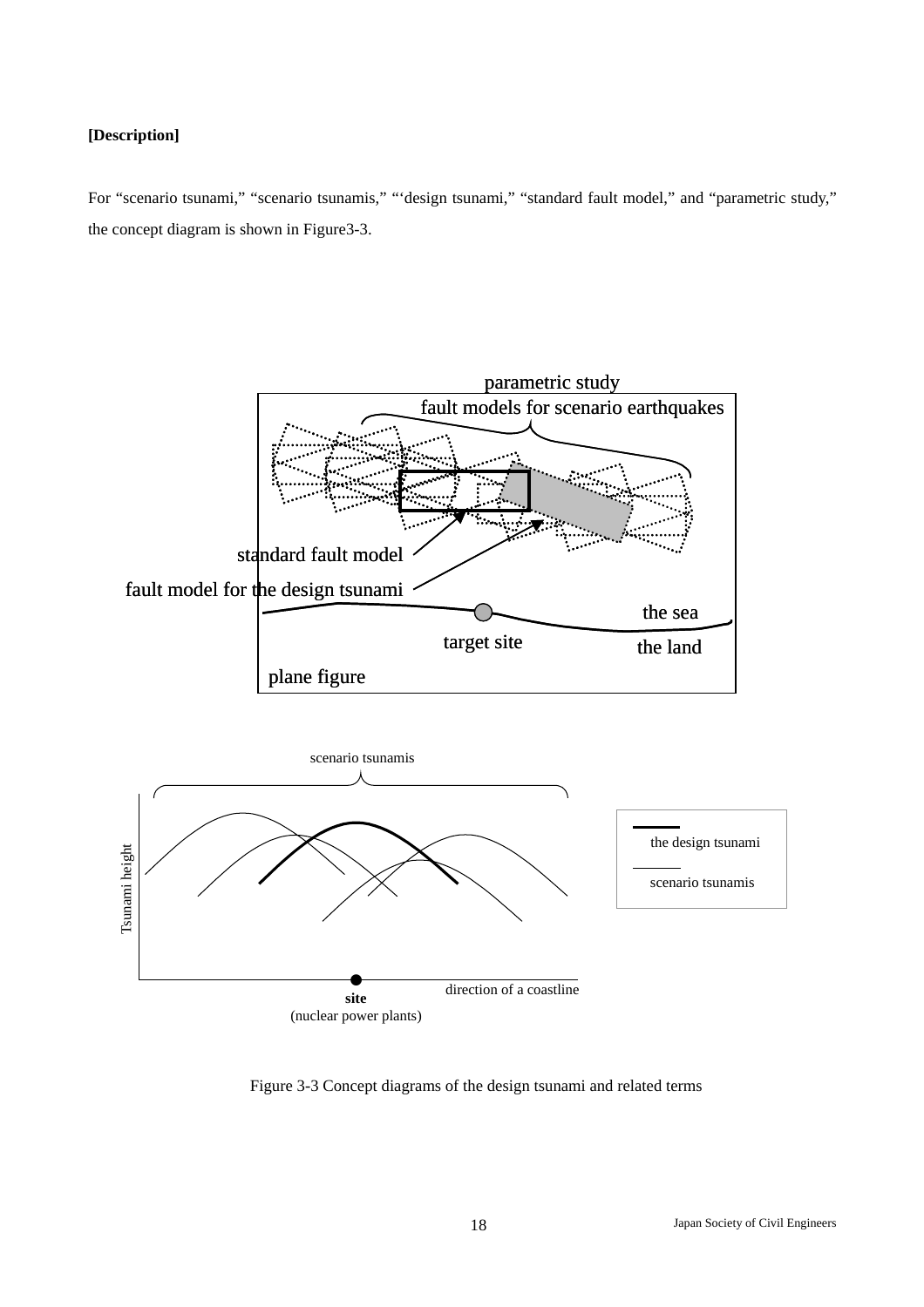**[Description]**

For "scenario tsunami," "scenario tsunamis," "'design tsunami," "standard fault model," and "parametric study," the concept diagram is shown in Figure3-3.

Figure 3-3 Concept diagrams of the design tsunami and related terms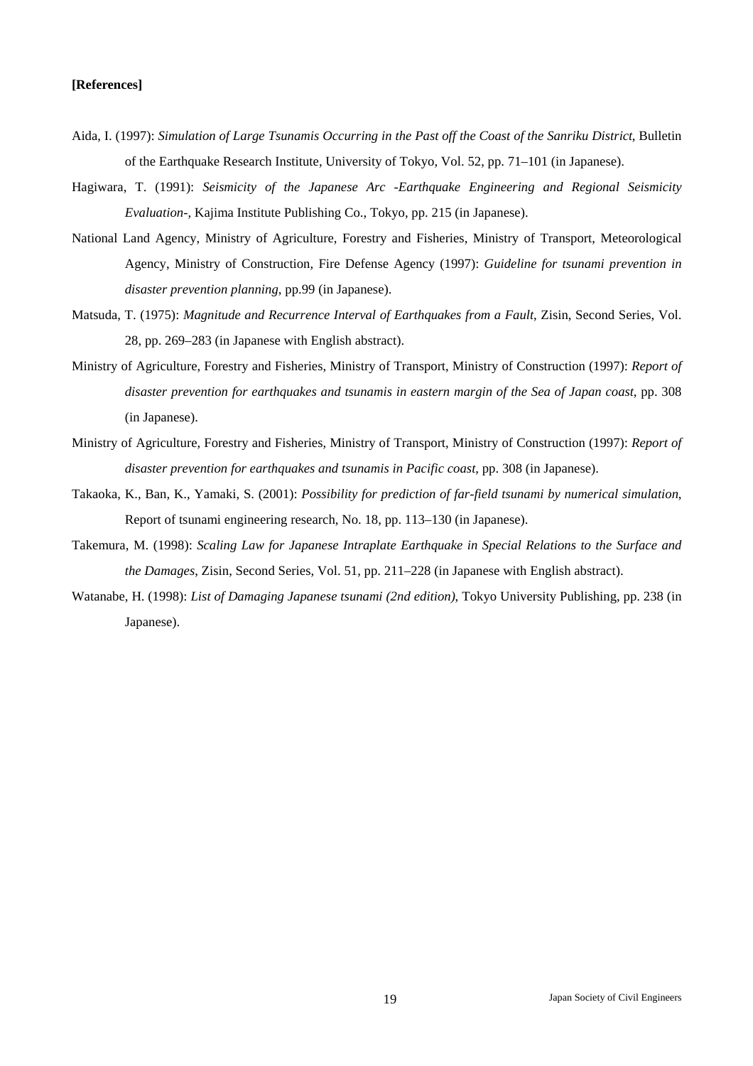**[References]**

Aida, I. (1997): *Simulation of Large Tsunamis Occurring in the Past off the Coast of the Sanriku District*, Bulletin of the Earthquake Research Institute, University of Tokyo, Vol. 52, pp. 71–101 (in Japanese).

Hagiwara, T. (1991): *Seismicity of the Japanese Arc -Earthquake Engineering and Regional Seismicity Evaluation-*, Kajima Institute Publishing Co., Tokyo, pp. 215 (in Japanese).

National Land Agency, Ministry of Agriculture, Forestry and Fisheries, Ministry of Transport, Meteorological Agency, Ministry of Construction, Fire Defense Agency (1997): *Guideline for tsunami prevention in disaster prevention planning*, pp.99 (in Japanese).

Matsuda, T. (1975): *Magnitude and Recurrence Interval of Earthquakes from a Fault*, Zisin, Second Series, Vol. 28, pp. 269–283 (in Japanese with English abstract).

Ministry of Agriculture, Forestry and Fisheries, Ministry of Transport, Ministry of Construction (1997): *Report of disaster prevention for earthquakes and tsunamis in eastern margin of the Sea of Japan coast*, pp. 308 (in Japanese).

Ministry of Agriculture, Forestry and Fisheries, Ministry of Transport, Ministry of Construction (1997): *Report of disaster prevention for earthquakes and tsunamis in Pacific coast*, pp. 308 (in Japanese).

Takaoka, K., Ban, K., Yamaki, S. (2001): *Possibility for prediction of far-field tsunami by numerical simulation*, Report of tsunami engineering research, No. 18, pp. 113–130 (in Japanese).

Takemura, M. (1998): *Scaling Law for Japanese Intraplate Earthquake in Special Relations to the Surface and the Damages*, Zisin, Second Series, Vol. 51, pp. 211–228 (in Japanese with English abstract).

Watanabe, H. (1998): *List of Damaging Japanese tsunami (2nd edition)*, Tokyo University Publishing, pp. 238 (in Japanese).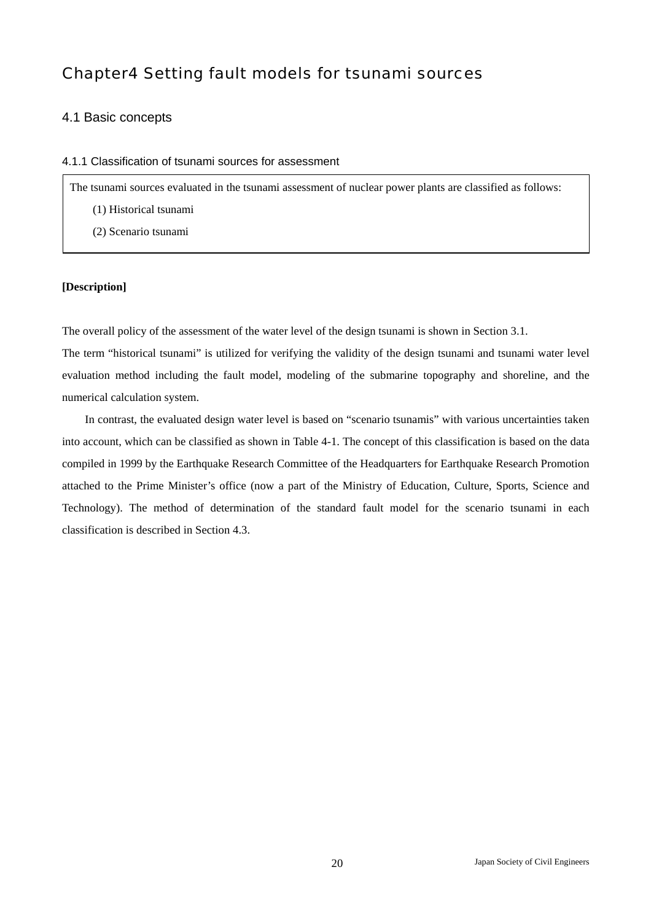# Chapter4 Setting fault models for tsunami sources

## 4.1 Basic concepts

### 4.1.1 Classification of tsunami sources for assessment

> The tsunami sources evaluated in the tsunami assessment of nuclear power plants are classified as follows:
>
> (1) Historical tsunami
>
> (2) Scenario tsunami

**[Description]**

The overall policy of the assessment of the water level of the design tsunami is shown in Section 3.1.

The term “historical tsunami” is utilized for verifying the validity of the design tsunami and tsunami water level evaluation method including the fault model, modeling of the submarine topography and shoreline, and the numerical calculation system.

In contrast, the evaluated design water level is based on “scenario tsunamis” with various uncertainties taken into account, which can be classified as shown in Table 4-1. The concept of this classification is based on the data compiled in 1999 by the Earthquake Research Committee of the Headquarters for Earthquake Research Promotion attached to the Prime Minister’s office (now a part of the Ministry of Education, Culture, Sports, Science and Technology). The method of determination of the standard fault model for the scenario tsunami in each classification is described in Section 4.3.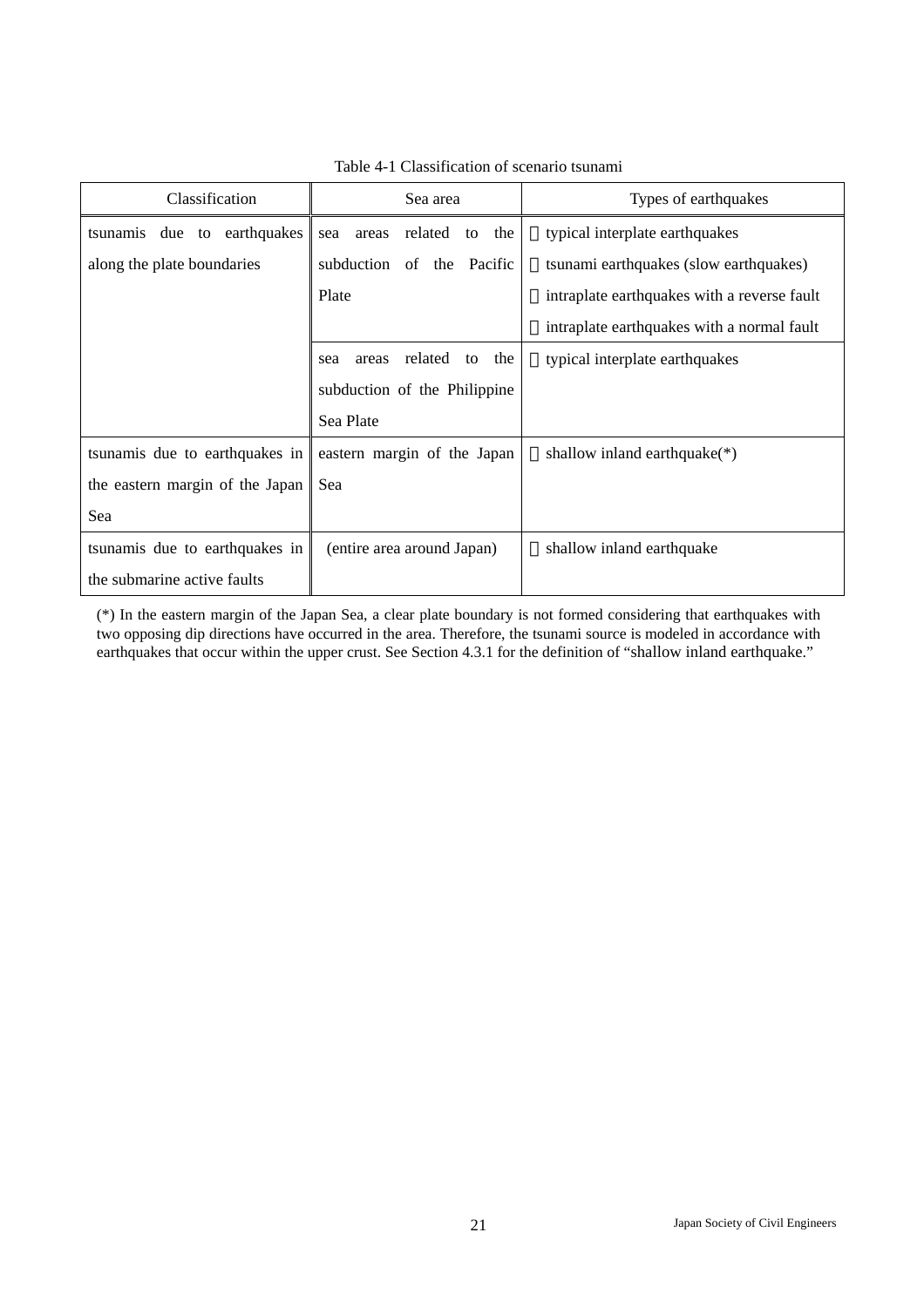Table 4-1 Classification of scenario tsunami

| Classification | Sea area | Types of earthquakes |
|---|---|---|
| tsunamis due to earthquakes along the plate boundaries | sea areas related to the subduction of the Pacific Plate | ・typical interplate earthquakes<br>・tsunami earthquakes (slow earthquakes)<br>・intraplate earthquakes with a reverse fault<br>・intraplate earthquakes with a normal fault |
| | sea areas related to the subduction of the Philippine Sea Plate | ・typical interplate earthquakes |
| tsunamis due to earthquakes in the eastern margin of the Japan Sea | eastern margin of the Japan Sea | ・shallow inland earthquake(*) |
| tsunamis due to earthquakes in the submarine active faults | (entire area around Japan) | ・shallow inland earthquake |

(*) In the eastern margin of the Japan Sea, a clear plate boundary is not formed considering that earthquakes with two opposing dip directions have occurred in the area. Therefore, the tsunami source is modeled in accordance with earthquakes that occur within the upper crust. See Section 4.3.1 for the definition of “shallow inland earthquake.”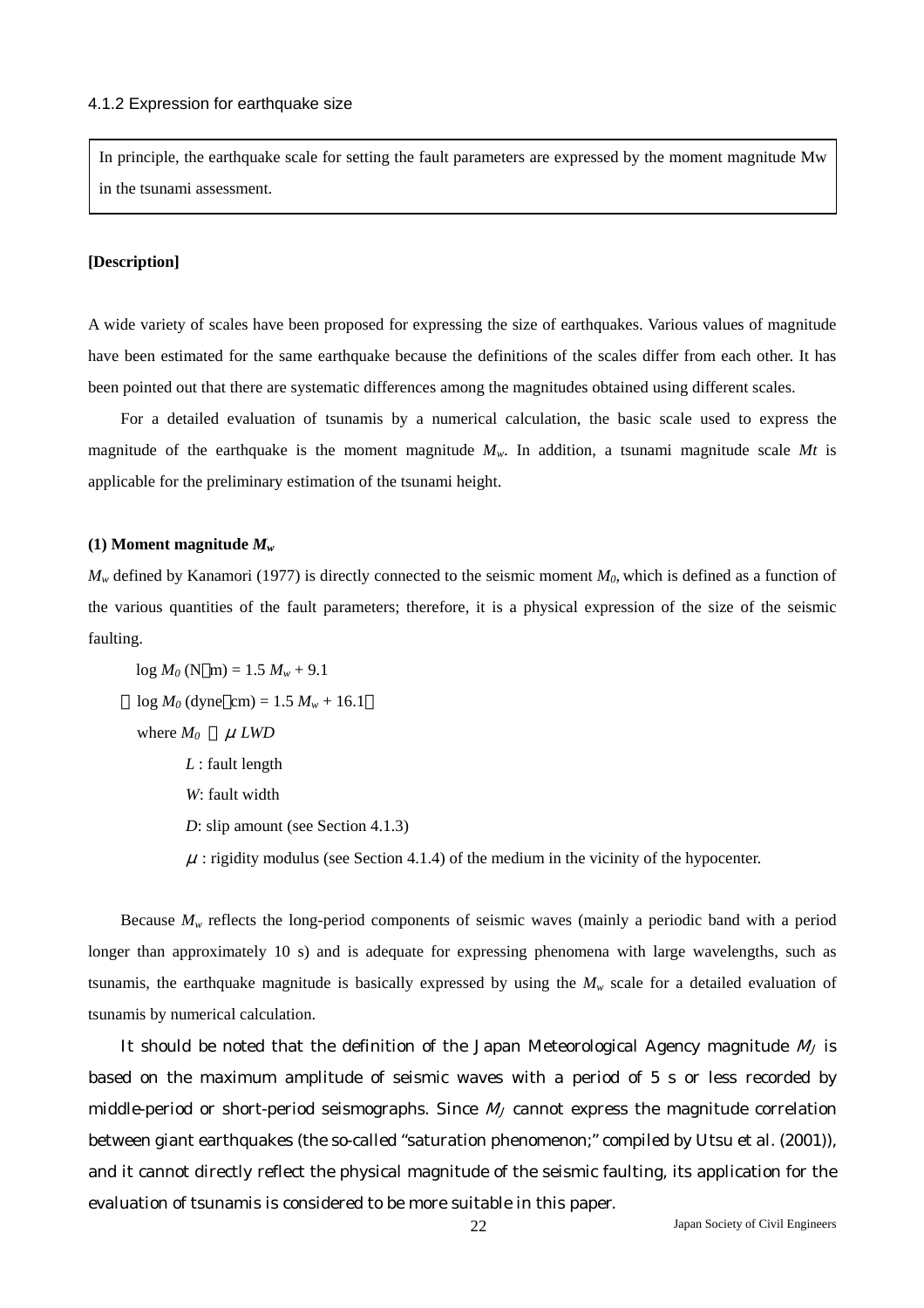### 4.1.2 Expression for earthquake size

In principle, the earthquake scale for setting the fault parameters are expressed by the moment magnitude Mw in the tsunami assessment.

**[Description]**

A wide variety of scales have been proposed for expressing the size of earthquakes. Various values of magnitude have been estimated for the same earthquake because the definitions of the scales differ from each other. It has been pointed out that there are systematic differences among the magnitudes obtained using different scales.

For a detailed evaluation of tsunamis by a numerical calculation, the basic scale used to express the magnitude of the earthquake is the moment magnitude $M_w$. In addition, a tsunami magnitude scale $Mt$ is applicable for the preliminary estimation of the tsunami height.

**(1) Moment magnitude $M_w$**

$M_w$ defined by Kanamori (1977) is directly connected to the seismic moment $M_0$, which is defined as a function of the various quantities of the fault parameters; therefore, it is a physical expression of the size of the seismic faulting.

$$\log M_0 \text{ (N·m)} = 1.5 M_w + 9.1$$

$$(\log M_0 \text{ (dyne·cm)} = 1.5 M_w + 16.1)$$

where $M_0 = \mu LWD$

$L$ : fault length

$W$: fault width

$D$: slip amount (see Section 4.1.3)

$\mu$ : rigidity modulus (see Section 4.1.4) of the medium in the vicinity of the hypocenter.

Because $M_w$ reflects the long-period components of seismic waves (mainly a periodic band with a period longer than approximately 10 s) and is adequate for expressing phenomena with large wavelengths, such as tsunamis, the earthquake magnitude is basically expressed by using the $M_w$ scale for a detailed evaluation of tsunamis by numerical calculation.

It should be noted that the definition of the Japan Meteorological Agency magnitude $M_J$ is based on the maximum amplitude of seismic waves with a period of 5 s or less recorded by middle-period or short-period seismographs. Since $M_J$ cannot express the magnitude correlation between giant earthquakes (the so-called "saturation phenomenon;" compiled by Utsu et al. (2001)), and it cannot directly reflect the physical magnitude of the seismic faulting, its application for the evaluation of tsunamis is considered to be more suitable in this paper.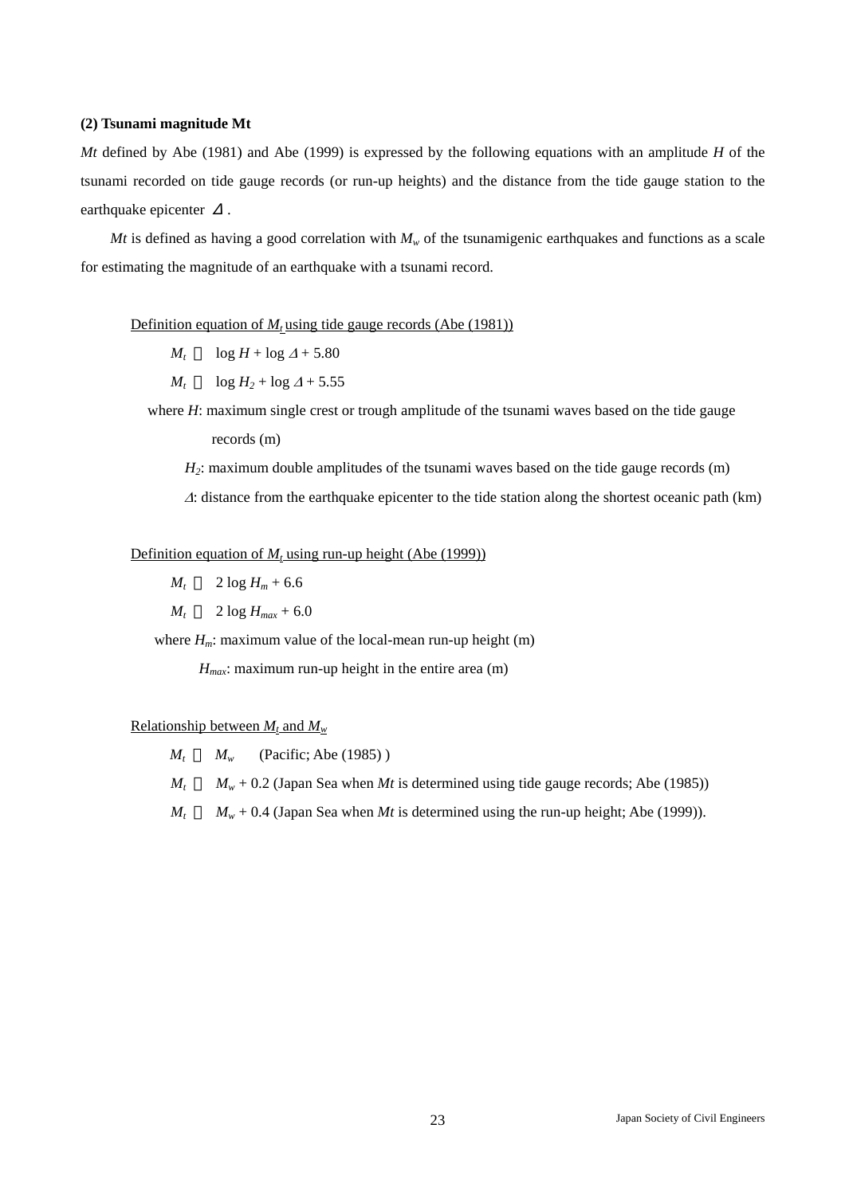### (2) Tsunami magnitude Mt

*Mt* defined by Abe (1981) and Abe (1999) is expressed by the following equations with an amplitude *H* of the tsunami recorded on tide gauge records (or run-up heights) and the distance from the tide gauge station to the earthquake epicenter $\Delta$.

*Mt* is defined as having a good correlation with $M_w$ of the tsunamigenic earthquakes and functions as a scale for estimating the magnitude of an earthquake with a tsunami record.

Definition equation of $M_t$ using tide gauge records (Abe (1981))

$$M_t = \log H + \log \Delta + 5.80$$

$$M_t = \log H_2 + \log \Delta + 5.55$$

where $H$: maximum single crest or trough amplitude of the tsunami waves based on the tide gauge records (m)

$H_2$: maximum double amplitudes of the tsunami waves based on the tide gauge records (m)

$\Delta$: distance from the earthquake epicenter to the tide station along the shortest oceanic path (km)

Definition equation of $M_t$ using run-up height (Abe (1999))

$$M_t = 2 \log H_m + 6.6$$

$$M_t = 2 \log H_{max} + 6.0$$

where $H_m$: maximum value of the local-mean run-up height (m)

$H_{max}$: maximum run-up height in the entire area (m)

Relationship between $M_t$ and $M_w$

$M_t = M_w$ (Pacific; Abe (1985) )

$M_t = M_w + 0.2$ (Japan Sea when *Mt* is determined using tide gauge records; Abe (1985))

$M_t = M_w + 0.4$ (Japan Sea when *Mt* is determined using the run-up height; Abe (1999)).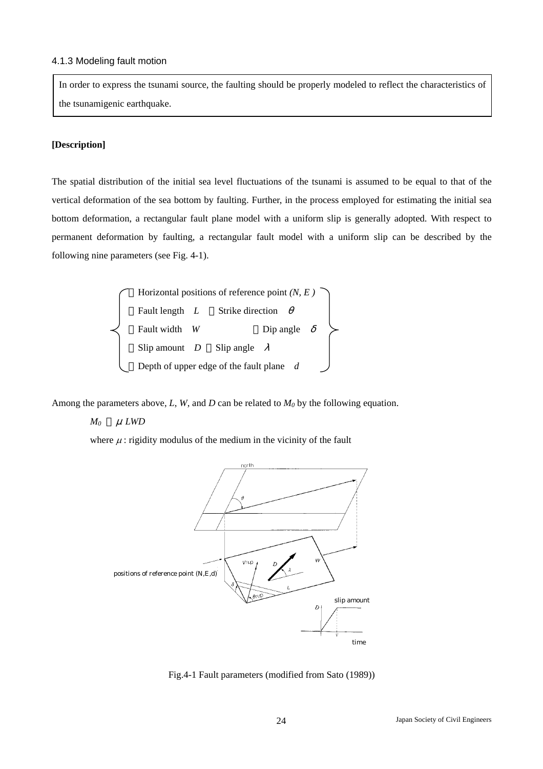### 4.1.3 Modeling fault motion

> In order to express the tsunami source, the faulting should be properly modeled to reflect the characteristics of the tsunamigenic earthquake.

**[Description]**

The spatial distribution of the initial sea level fluctuations of the tsunami is assumed to be equal to that of the vertical deformation of the sea bottom by faulting. Further, in the process employed for estimating the initial sea bottom deformation, a rectangular fault plane model with a uniform slip is generally adopted. With respect to permanent deformation by faulting, a rectangular fault model with a uniform slip can be described by the following nine parameters (see Fig. 4-1).

- Horizontal positions of reference point *(N, E )*
- Fault length $L$
- Strike direction $\theta$
- Fault width $W$
- Dip angle $\delta$
- Slip amount $D$
- Slip angle $\lambda$
- Depth of upper edge of the fault plane $d$

Among the parameters above, *L*, *W*, and *D* can be related to $M_0$ by the following equation.

$$M_0 = \mu LWD$$

where $\mu$ : rigidity modulus of the medium in the vicinity of the fault

Fig.4-1 Fault parameters (modified from Sato (1989))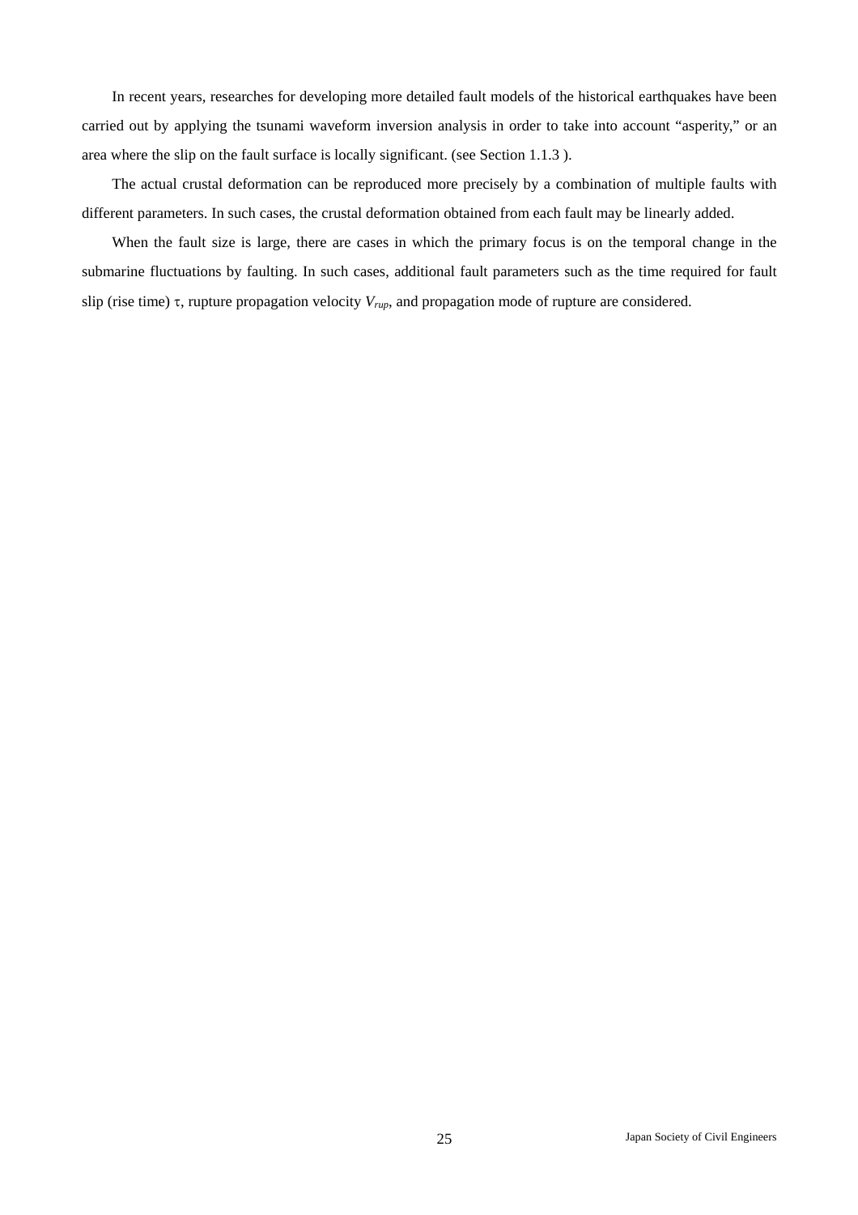In recent years, researches for developing more detailed fault models of the historical earthquakes have been carried out by applying the tsunami waveform inversion analysis in order to take into account “asperity,” or an area where the slip on the fault surface is locally significant. (see Section 1.1.3 ).

The actual crustal deformation can be reproduced more precisely by a combination of multiple faults with different parameters. In such cases, the crustal deformation obtained from each fault may be linearly added.

When the fault size is large, there are cases in which the primary focus is on the temporal change in the submarine fluctuations by faulting. In such cases, additional fault parameters such as the time required for fault slip (rise time) $\tau$, rupture propagation velocity $V_{rup}$, and propagation mode of rupture are considered.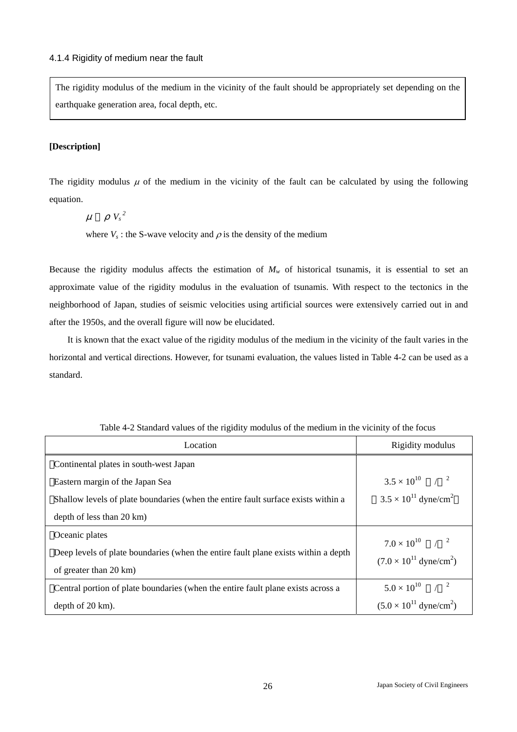### 4.1.4 Rigidity of medium near the fault

| The rigidity modulus of the medium in the vicinity of the fault should be appropriately set depending on the earthquake generation area, focal depth, etc. |
|---|

**[Description]**

The rigidity modulus $\mu$ of the medium in the vicinity of the fault can be calculated by using the following equation.

$$\mu = \rho V_s^{\,2}$$

where $V_s$ : the S-wave velocity and $\rho$ is the density of the medium

Because the rigidity modulus affects the estimation of $M_w$ of historical tsunamis, it is essential to set an approximate value of the rigidity modulus in the evaluation of tsunamis. With respect to the tectonics in the neighborhood of Japan, studies of seismic velocities using artificial sources were extensively carried out in and after the 1950s, and the overall figure will now be elucidated.

It is known that the exact value of the rigidity modulus of the medium in the vicinity of the fault varies in the horizontal and vertical directions. However, for tsunami evaluation, the values listed in Table 4-2 can be used as a standard.

Table 4-2 Standard values of the rigidity modulus of the medium in the vicinity of the focus

| Location | Rigidity modulus |
|---|---|
| ・Continental plates in south-west Japan<br>・Eastern margin of the Japan Sea<br>・Shallow levels of plate boundaries (when the entire fault surface exists within a depth of less than 20 km) | $3.5 \times 10^{10}$ N/m$^2$<br>($3.5 \times 10^{11}$ dyne/cm$^2$) |
| ・Oceanic plates<br>・Deep levels of plate boundaries (when the entire fault plane exists within a depth of greater than 20 km) | $7.0 \times 10^{10}$ N/m$^2$<br>($7.0 \times 10^{11}$ dyne/cm$^2$) |
| ・Central portion of plate boundaries (when the entire fault plane exists across a depth of 20 km). | $5.0 \times 10^{10}$ N/m$^2$<br>($5.0 \times 10^{11}$ dyne/cm$^2$) |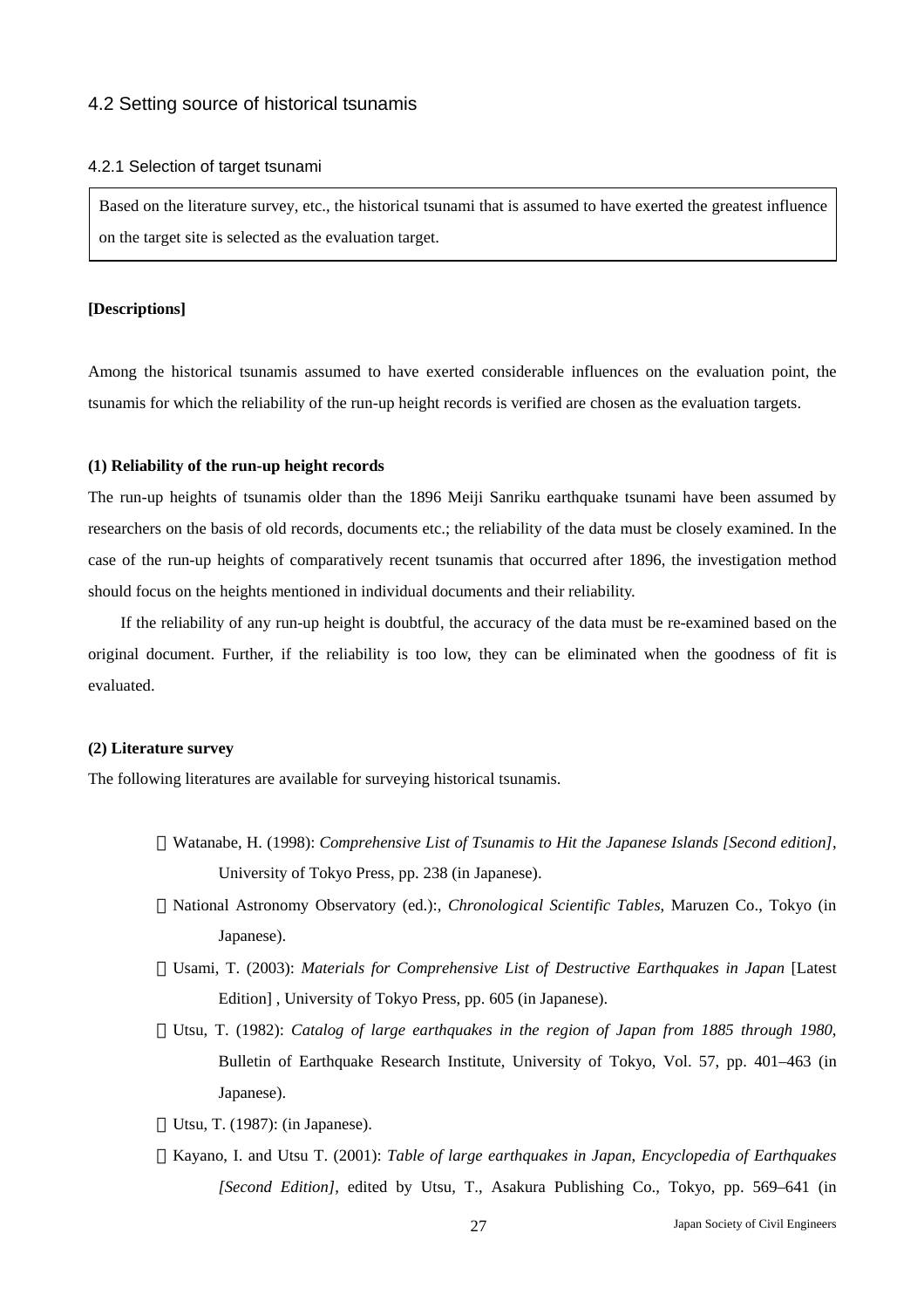## 4.2 Setting source of historical tsunamis

### 4.2.1 Selection of target tsunami

Based on the literature survey, etc., the historical tsunami that is assumed to have exerted the greatest influence on the target site is selected as the evaluation target.

**[Descriptions]**

Among the historical tsunamis assumed to have exerted considerable influences on the evaluation point, the tsunamis for which the reliability of the run-up height records is verified are chosen as the evaluation targets.

**(1) Reliability of the run-up height records**

The run-up heights of tsunamis older than the 1896 Meiji Sanriku earthquake tsunami have been assumed by researchers on the basis of old records, documents etc.; the reliability of the data must be closely examined. In the case of the run-up heights of comparatively recent tsunamis that occurred after 1896, the investigation method should focus on the heights mentioned in individual documents and their reliability.

If the reliability of any run-up height is doubtful, the accuracy of the data must be re-examined based on the original document. Further, if the reliability is too low, they can be eliminated when the goodness of fit is evaluated.

**(2) Literature survey**

The following literatures are available for surveying historical tsunamis.

・Watanabe, H. (1998): *Comprehensive List of Tsunamis to Hit the Japanese Islands [Second edition]*, University of Tokyo Press, pp. 238 (in Japanese).

・National Astronomy Observatory (ed.):, *Chronological Scientific Tables*, Maruzen Co., Tokyo (in Japanese).

・Usami, T. (2003): *Materials for Comprehensive List of Destructive Earthquakes in Japan* [Latest Edition] , University of Tokyo Press, pp. 605 (in Japanese).

・Utsu, T. (1982): *Catalog of large earthquakes in the region of Japan from 1885 through 1980*, Bulletin of Earthquake Research Institute, University of Tokyo, Vol. 57, pp. 401–463 (in Japanese).

・Utsu, T. (1987): (in Japanese).

・Kayano, I. and Utsu T. (2001): *Table of large earthquakes in Japan, Encyclopedia of Earthquakes [Second Edition]*, edited by Utsu, T., Asakura Publishing Co., Tokyo, pp. 569–641 (in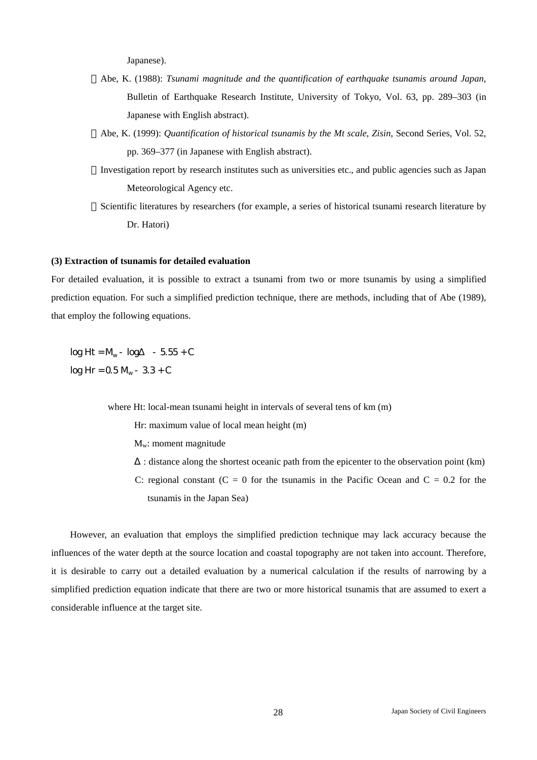Japanese).

・Abe, K. (1988): *Tsunami magnitude and the quantification of earthquake tsunamis around Japan*, Bulletin of Earthquake Research Institute, University of Tokyo, Vol. 63, pp. 289–303 (in Japanese with English abstract).

・Abe, K. (1999): *Quantification of historical tsunamis by the Mt scale*, *Zisin*, Second Series, Vol. 52, pp. 369–377 (in Japanese with English abstract).

・Investigation report by research institutes such as universities etc., and public agencies such as Japan Meteorological Agency etc.

・Scientific literatures by researchers (for example, a series of historical tsunami research literature by Dr. Hatori)

**(3) Extraction of tsunamis for detailed evaluation**

For detailed evaluation, it is possible to extract a tsunami from two or more tsunamis by using a simplified prediction equation. For such a simplified prediction technique, there are methods, including that of Abe (1989), that employ the following equations.

$$\log Ht = M_w - \log\Delta - 5.55 + C$$

$$\log Hr = 0.5\, M_w - 3.3 + C$$

where Ht: local-mean tsunami height in intervals of several tens of km (m)

Hr: maximum value of local mean height (m)

$M_w$: moment magnitude

$\Delta$ : distance along the shortest oceanic path from the epicenter to the observation point (km)

C: regional constant (C = 0 for the tsunamis in the Pacific Ocean and C = 0.2 for the tsunamis in the Japan Sea)

However, an evaluation that employs the simplified prediction technique may lack accuracy because the influences of the water depth at the source location and coastal topography are not taken into account. Therefore, it is desirable to carry out a detailed evaluation by a numerical calculation if the results of narrowing by a simplified prediction equation indicate that there are two or more historical tsunamis that are assumed to exert a considerable influence at the target site.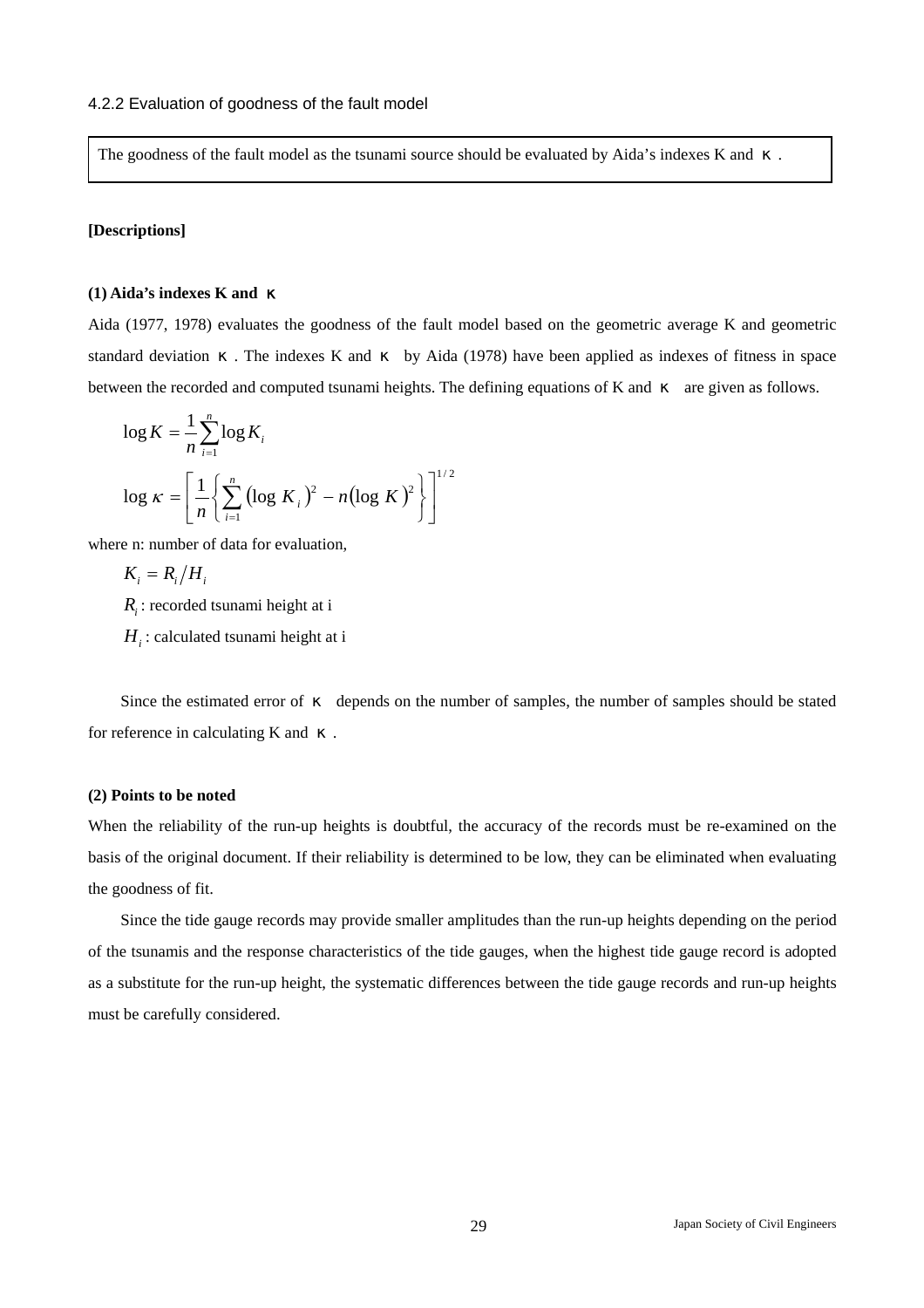### 4.2.2 Evaluation of goodness of the fault model

> The goodness of the fault model as the tsunami source should be evaluated by Aida's indexes K and κ.

**[Descriptions]**

**(1) Aida's indexes K and κ**

Aida (1977, 1978) evaluates the goodness of the fault model based on the geometric average K and geometric standard deviation κ. The indexes K and κ by Aida (1978) have been applied as indexes of fitness in space between the recorded and computed tsunami heights. The defining equations of K and κ are given as follows.

$$\log K = \frac{1}{n}\sum_{i=1}^{n} \log K_i$$

$$\log \kappa = \left[ \frac{1}{n} \left\{ \sum_{i=1}^{n} \left(\log K_i\right)^2 - n\left(\log K\right)^2 \right\} \right]^{1/2}$$

where n: number of data for evaluation,

$K_i = R_i / H_i$

$R_i$ : recorded tsunami height at i

$H_i$ : calculated tsunami height at i

Since the estimated error of κ depends on the number of samples, the number of samples should be stated for reference in calculating K and κ.

**(2) Points to be noted**

When the reliability of the run-up heights is doubtful, the accuracy of the records must be re-examined on the basis of the original document. If their reliability is determined to be low, they can be eliminated when evaluating the goodness of fit.

Since the tide gauge records may provide smaller amplitudes than the run-up heights depending on the period of the tsunamis and the response characteristics of the tide gauges, when the highest tide gauge record is adopted as a substitute for the run-up height, the systematic differences between the tide gauge records and run-up heights must be carefully considered.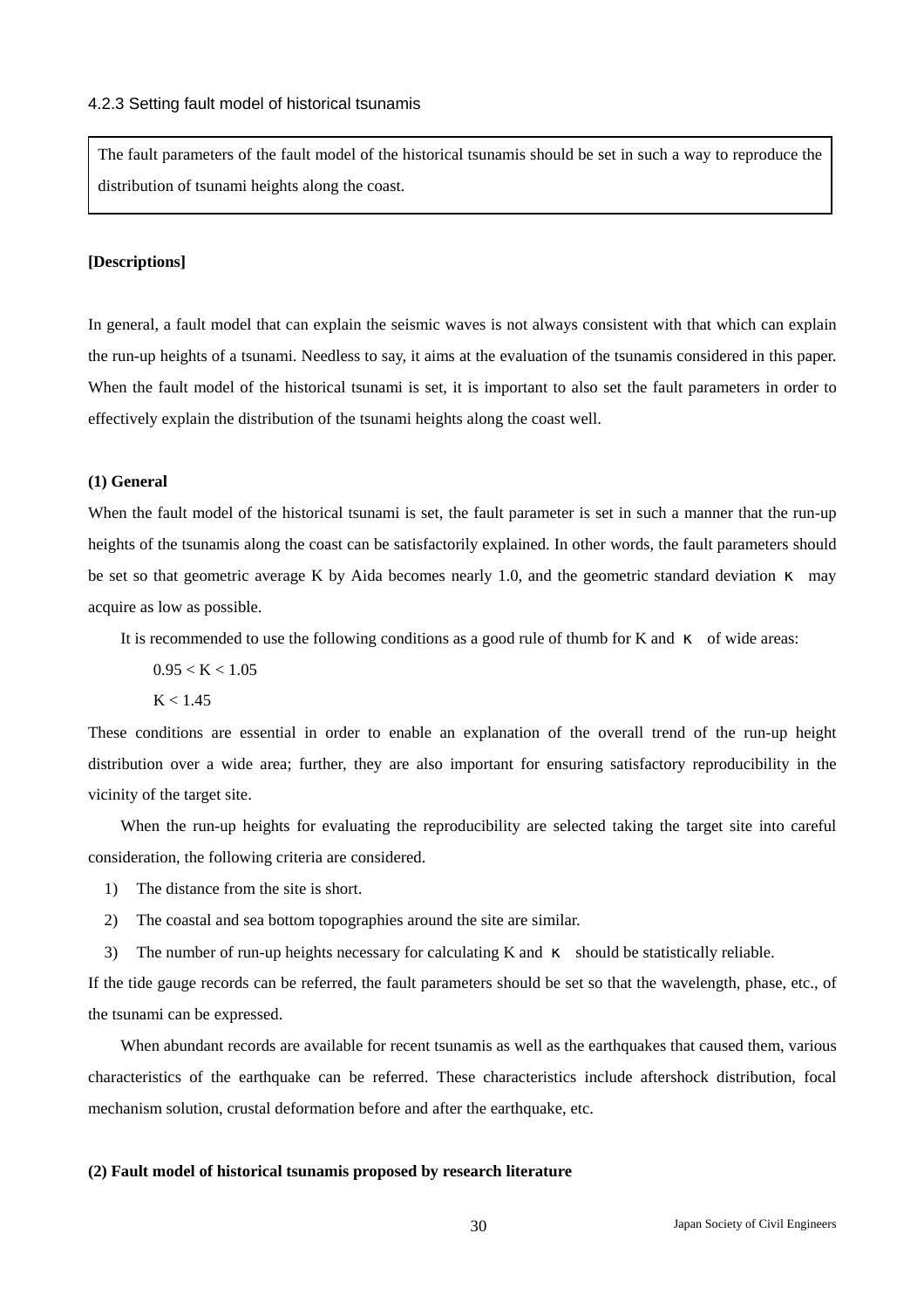### 4.2.3 Setting fault model of historical tsunamis

> The fault parameters of the fault model of the historical tsunamis should be set in such a way to reproduce the distribution of tsunami heights along the coast.

**[Descriptions]**

In general, a fault model that can explain the seismic waves is not always consistent with that which can explain the run-up heights of a tsunami. Needless to say, it aims at the evaluation of the tsunamis considered in this paper. When the fault model of the historical tsunami is set, it is important to also set the fault parameters in order to effectively explain the distribution of the tsunami heights along the coast well.

**(1) General**

When the fault model of the historical tsunami is set, the fault parameter is set in such a manner that the run-up heights of the tsunamis along the coast can be satisfactorily explained. In other words, the fault parameters should be set so that geometric average K by Aida becomes nearly 1.0, and the geometric standard deviation $\kappa$ may acquire as low as possible.

It is recommended to use the following conditions as a good rule of thumb for K and $\kappa$ of wide areas:

$0.95 < K < 1.05$

$K < 1.45$

These conditions are essential in order to enable an explanation of the overall trend of the run-up height distribution over a wide area; further, they are also important for ensuring satisfactory reproducibility in the vicinity of the target site.

When the run-up heights for evaluating the reproducibility are selected taking the target site into careful consideration, the following criteria are considered.

1) The distance from the site is short.
2) The coastal and sea bottom topographies around the site are similar.
3) The number of run-up heights necessary for calculating K and $\kappa$ should be statistically reliable.

If the tide gauge records can be referred, the fault parameters should be set so that the wavelength, phase, etc., of the tsunami can be expressed.

When abundant records are available for recent tsunamis as well as the earthquakes that caused them, various characteristics of the earthquake can be referred. These characteristics include aftershock distribution, focal mechanism solution, crustal deformation before and after the earthquake, etc.

**(2) Fault model of historical tsunamis proposed by research literature**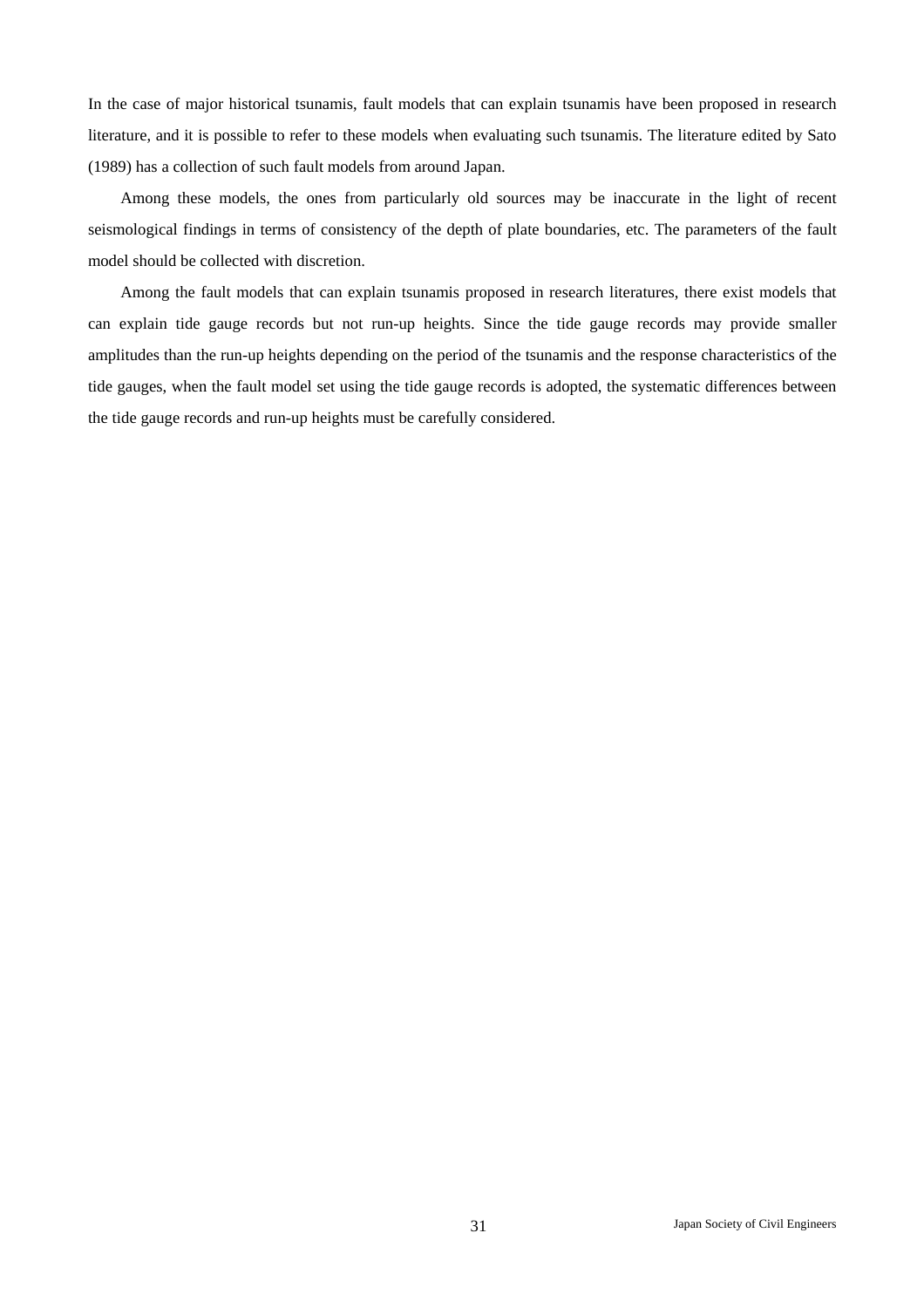In the case of major historical tsunamis, fault models that can explain tsunamis have been proposed in research literature, and it is possible to refer to these models when evaluating such tsunamis. The literature edited by Sato (1989) has a collection of such fault models from around Japan.

Among these models, the ones from particularly old sources may be inaccurate in the light of recent seismological findings in terms of consistency of the depth of plate boundaries, etc. The parameters of the fault model should be collected with discretion.

Among the fault models that can explain tsunamis proposed in research literatures, there exist models that can explain tide gauge records but not run-up heights. Since the tide gauge records may provide smaller amplitudes than the run-up heights depending on the period of the tsunamis and the response characteristics of the tide gauges, when the fault model set using the tide gauge records is adopted, the systematic differences between the tide gauge records and run-up heights must be carefully considered.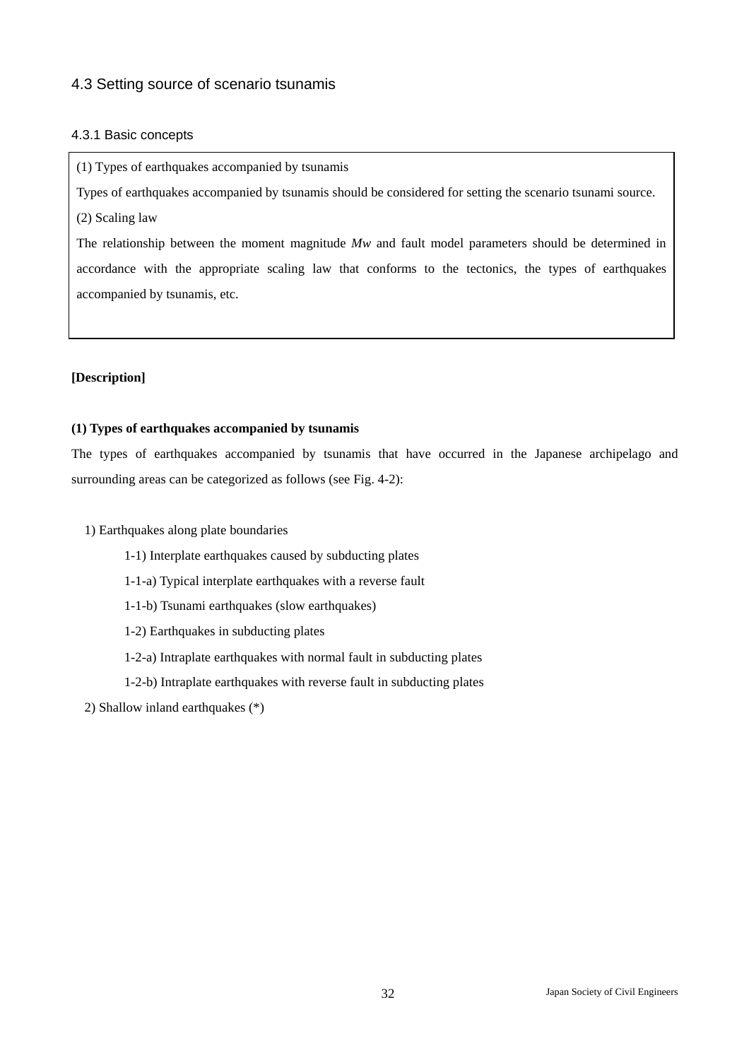## 4.3 Setting source of scenario tsunamis

### 4.3.1 Basic concepts

> (1) Types of earthquakes accompanied by tsunamis
>
> Types of earthquakes accompanied by tsunamis should be considered for setting the scenario tsunami source.
>
> (2) Scaling law
>
> The relationship between the moment magnitude *Mw* and fault model parameters should be determined in accordance with the appropriate scaling law that conforms to the tectonics, the types of earthquakes accompanied by tsunamis, etc.

**[Description]**

**(1) Types of earthquakes accompanied by tsunamis**

The types of earthquakes accompanied by tsunamis that have occurred in the Japanese archipelago and surrounding areas can be categorized as follows (see Fig. 4-2):

1) Earthquakes along plate boundaries

   1-1) Interplate earthquakes caused by subducting plates

   1-1-a) Typical interplate earthquakes with a reverse fault

   1-1-b) Tsunami earthquakes (slow earthquakes)

   1-2) Earthquakes in subducting plates

   1-2-a) Intraplate earthquakes with normal fault in subducting plates

   1-2-b) Intraplate earthquakes with reverse fault in subducting plates

2) Shallow inland earthquakes (*)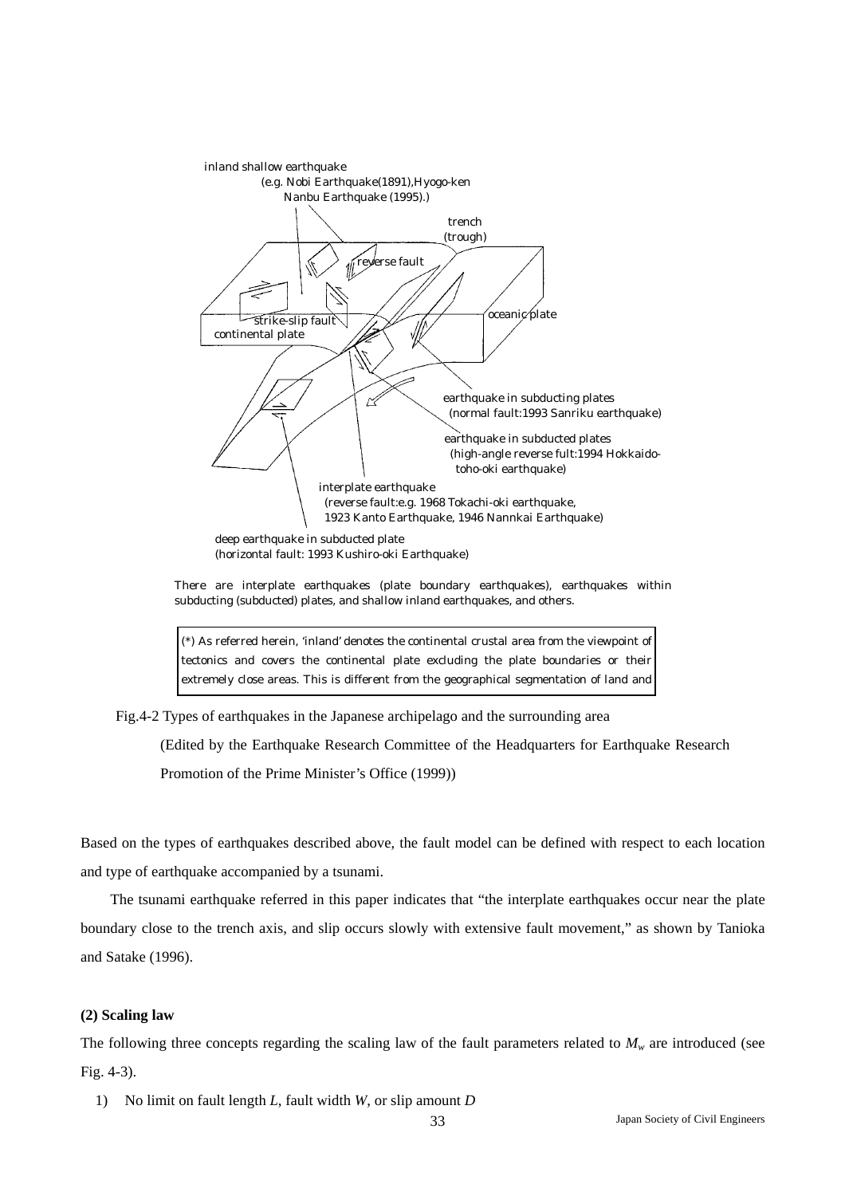inland shallow earthquake
(e.g. Nobi Earthquake(1891),Hyogo-ken Nanbu Earthquake (1995).)

trench (trough)

reverse fault

strike-slip fault

continental plate

oceanic plate

earthquake in subducting plates (normal fault:1993 Sanriku earthquake)

earthquake in subducted plates (high-angle reverse fult:1994 Hokkaido-toho-oki earthquake)

interplate earthquake (reverse fault:e.g. 1968 Tokachi-oki earthquake, 1923 Kanto Earthquake, 1946 Nannkai Earthquake)

deep earthquake in subducted plate (horizontal fault: 1993 Kushiro-oki Earthquake)

There are interplate earthquakes (plate boundary earthquakes), earthquakes within subducting (subducted) plates, and shallow inland earthquakes, and others.

(*) As referred herein, 'inland' denotes the continental crustal area from the viewpoint of tectonics and covers the continental plate excluding the plate boundaries or their extremely close areas. This is different from the geographical segmentation of land and

Fig.4-2 Types of earthquakes in the Japanese archipelago and the surrounding area

(Edited by the Earthquake Research Committee of the Headquarters for Earthquake Research Promotion of the Prime Minister's Office (1999))

Based on the types of earthquakes described above, the fault model can be defined with respect to each location and type of earthquake accompanied by a tsunami.

The tsunami earthquake referred in this paper indicates that "the interplate earthquakes occur near the plate boundary close to the trench axis, and slip occurs slowly with extensive fault movement," as shown by Tanioka and Satake (1996).

### (2) Scaling law

The following three concepts regarding the scaling law of the fault parameters related to $M_w$ are introduced (see Fig. 4-3).

1) No limit on fault length $L$, fault width $W$, or slip amount $D$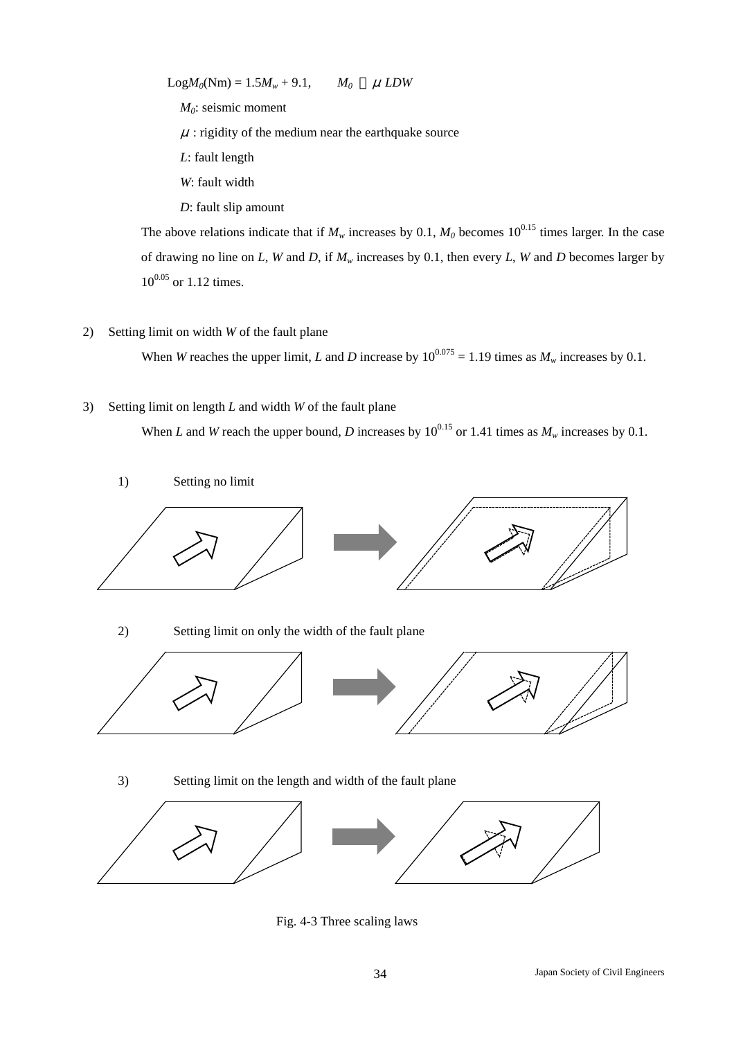$$\mathrm{Log}M_0(\mathrm{Nm}) = 1.5M_w + 9.1, \qquad M_0 = \mu LDW$$

$M_0$: seismic moment

$\mu$ : rigidity of the medium near the earthquake source

$L$: fault length

$W$: fault width

$D$: fault slip amount

The above relations indicate that if $M_w$ increases by 0.1, $M_0$ becomes $10^{0.15}$ times larger. In the case of drawing no line on $L$, $W$ and $D$, if $M_w$ increases by 0.1, then every $L$, $W$ and $D$ becomes larger by $10^{0.05}$ or 1.12 times.

2) Setting limit on width $W$ of the fault plane

When $W$ reaches the upper limit, $L$ and $D$ increase by $10^{0.075} = 1.19$ times as $M_w$ increases by 0.1.

3) Setting limit on length $L$ and width $W$ of the fault plane

When $L$ and $W$ reach the upper bound, $D$ increases by $10^{0.15}$ or 1.41 times as $M_w$ increases by 0.1.

1) Setting no limit

2) Setting limit on only the width of the fault plane

3) Setting limit on the length and width of the fault plane

Fig. 4-3 Three scaling laws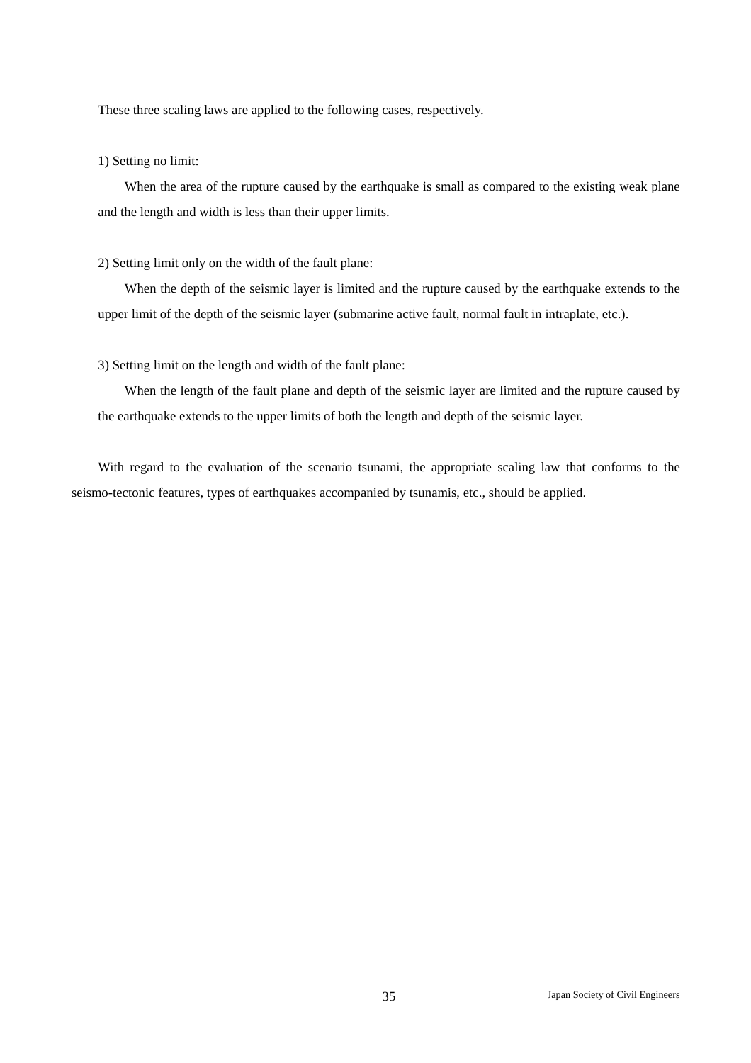These three scaling laws are applied to the following cases, respectively.

1) Setting no limit:

When the area of the rupture caused by the earthquake is small as compared to the existing weak plane and the length and width is less than their upper limits.

2) Setting limit only on the width of the fault plane:

When the depth of the seismic layer is limited and the rupture caused by the earthquake extends to the upper limit of the depth of the seismic layer (submarine active fault, normal fault in intraplate, etc.).

3) Setting limit on the length and width of the fault plane:

When the length of the fault plane and depth of the seismic layer are limited and the rupture caused by the earthquake extends to the upper limits of both the length and depth of the seismic layer.

With regard to the evaluation of the scenario tsunami, the appropriate scaling law that conforms to the seismo-tectonic features, types of earthquakes accompanied by tsunamis, etc., should be applied.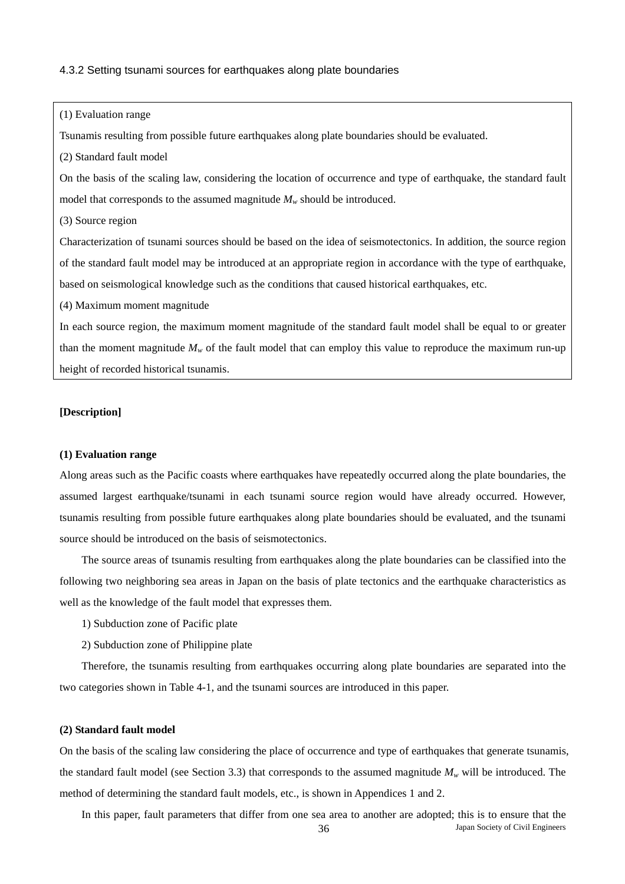### 4.3.2 Setting tsunami sources for earthquakes along plate boundaries

(1) Evaluation range

Tsunamis resulting from possible future earthquakes along plate boundaries should be evaluated.

(2) Standard fault model

On the basis of the scaling law, considering the location of occurrence and type of earthquake, the standard fault model that corresponds to the assumed magnitude $M_w$ should be introduced.

(3) Source region

Characterization of tsunami sources should be based on the idea of seismotectonics. In addition, the source region of the standard fault model may be introduced at an appropriate region in accordance with the type of earthquake, based on seismological knowledge such as the conditions that caused historical earthquakes, etc.

(4) Maximum moment magnitude

In each source region, the maximum moment magnitude of the standard fault model shall be equal to or greater than the moment magnitude $M_w$ of the fault model that can employ this value to reproduce the maximum run-up height of recorded historical tsunamis.

**[Description]**

**(1) Evaluation range**

Along areas such as the Pacific coasts where earthquakes have repeatedly occurred along the plate boundaries, the assumed largest earthquake/tsunami in each tsunami source region would have already occurred. However, tsunamis resulting from possible future earthquakes along plate boundaries should be evaluated, and the tsunami source should be introduced on the basis of seismotectonics.

The source areas of tsunamis resulting from earthquakes along the plate boundaries can be classified into the following two neighboring sea areas in Japan on the basis of plate tectonics and the earthquake characteristics as well as the knowledge of the fault model that expresses them.

1) Subduction zone of Pacific plate

2) Subduction zone of Philippine plate

Therefore, the tsunamis resulting from earthquakes occurring along plate boundaries are separated into the two categories shown in Table 4-1, and the tsunami sources are introduced in this paper.

**(2) Standard fault model**

On the basis of the scaling law considering the place of occurrence and type of earthquakes that generate tsunamis, the standard fault model (see Section 3.3) that corresponds to the assumed magnitude $M_w$ will be introduced. The method of determining the standard fault models, etc., is shown in Appendices 1 and 2.

In this paper, fault parameters that differ from one sea area to another are adopted; this is to ensure that the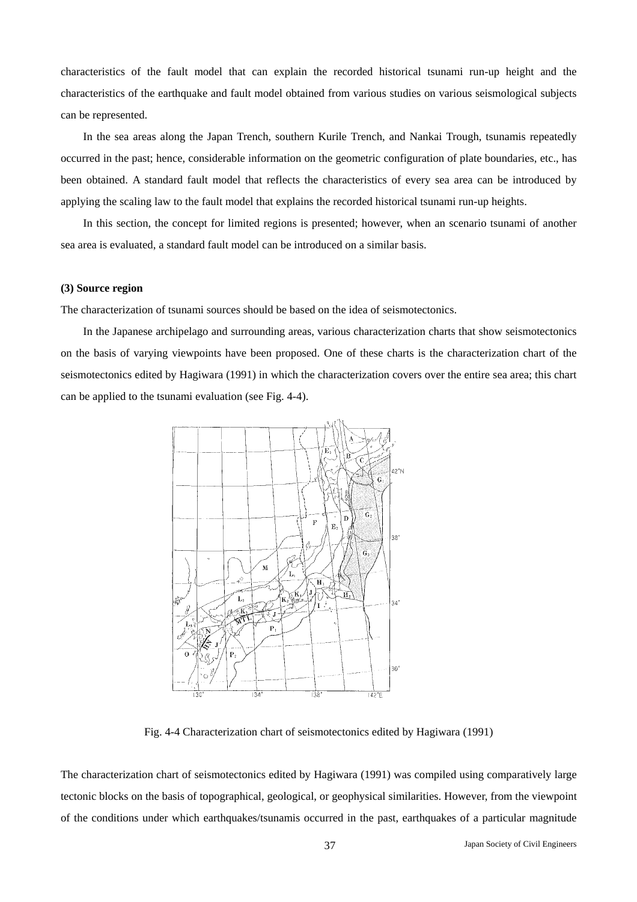characteristics of the fault model that can explain the recorded historical tsunami run-up height and the characteristics of the earthquake and fault model obtained from various studies on various seismological subjects can be represented.

In the sea areas along the Japan Trench, southern Kurile Trench, and Nankai Trough, tsunamis repeatedly occurred in the past; hence, considerable information on the geometric configuration of plate boundaries, etc., has been obtained. A standard fault model that reflects the characteristics of every sea area can be introduced by applying the scaling law to the fault model that explains the recorded historical tsunami run-up heights.

In this section, the concept for limited regions is presented; however, when an scenario tsunami of another sea area is evaluated, a standard fault model can be introduced on a similar basis.

**(3) Source region**

The characterization of tsunami sources should be based on the idea of seismotectonics.

In the Japanese archipelago and surrounding areas, various characterization charts that show seismotectonics on the basis of varying viewpoints have been proposed. One of these charts is the characterization chart of the seismotectonics edited by Hagiwara (1991) in which the characterization covers over the entire sea area; this chart can be applied to the tsunami evaluation (see Fig. 4-4).

Fig. 4-4 Characterization chart of seismotectonics edited by Hagiwara (1991)

The characterization chart of seismotectonics edited by Hagiwara (1991) was compiled using comparatively large tectonic blocks on the basis of topographical, geological, or geophysical similarities. However, from the viewpoint of the conditions under which earthquakes/tsunamis occurred in the past, earthquakes of a particular magnitude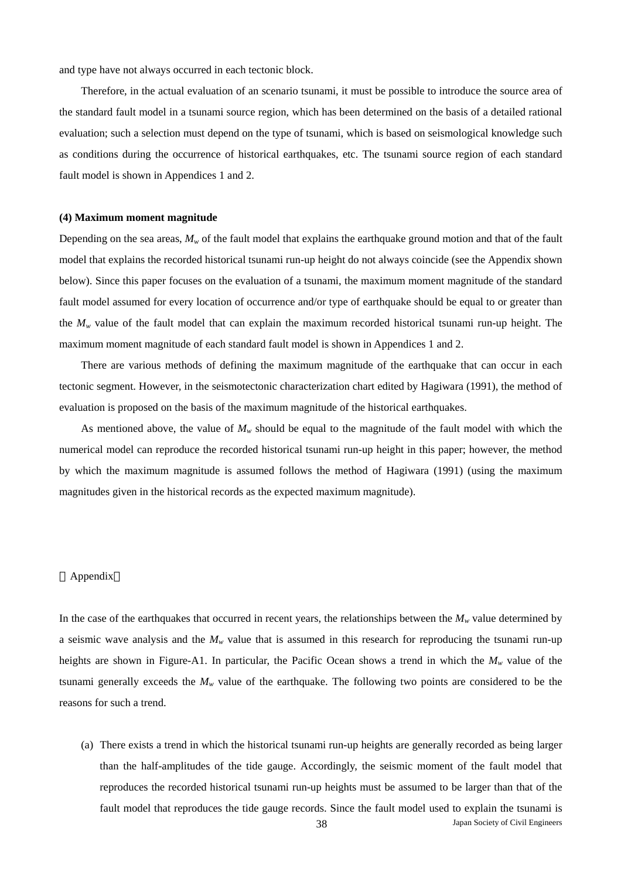and type have not always occurred in each tectonic block.

Therefore, in the actual evaluation of an scenario tsunami, it must be possible to introduce the source area of the standard fault model in a tsunami source region, which has been determined on the basis of a detailed rational evaluation; such a selection must depend on the type of tsunami, which is based on seismological knowledge such as conditions during the occurrence of historical earthquakes, etc. The tsunami source region of each standard fault model is shown in Appendices 1 and 2.

**(4) Maximum moment magnitude**

Depending on the sea areas, $M_w$ of the fault model that explains the earthquake ground motion and that of the fault model that explains the recorded historical tsunami run-up height do not always coincide (see the Appendix shown below). Since this paper focuses on the evaluation of a tsunami, the maximum moment magnitude of the standard fault model assumed for every location of occurrence and/or type of earthquake should be equal to or greater than the $M_w$ value of the fault model that can explain the maximum recorded historical tsunami run-up height. The maximum moment magnitude of each standard fault model is shown in Appendices 1 and 2.

There are various methods of defining the maximum magnitude of the earthquake that can occur in each tectonic segment. However, in the seismotectonic characterization chart edited by Hagiwara (1991), the method of evaluation is proposed on the basis of the maximum magnitude of the historical earthquakes.

As mentioned above, the value of $M_w$ should be equal to the magnitude of the fault model with which the numerical model can reproduce the recorded historical tsunami run-up height in this paper; however, the method by which the maximum magnitude is assumed follows the method of Hagiwara (1991) (using the maximum magnitudes given in the historical records as the expected maximum magnitude).

［Appendix］

In the case of the earthquakes that occurred in recent years, the relationships between the $M_w$ value determined by a seismic wave analysis and the $M_w$ value that is assumed in this research for reproducing the tsunami run-up heights are shown in Figure-A1. In particular, the Pacific Ocean shows a trend in which the $M_w$ value of the tsunami generally exceeds the $M_w$ value of the earthquake. The following two points are considered to be the reasons for such a trend.

(a) There exists a trend in which the historical tsunami run-up heights are generally recorded as being larger than the half-amplitudes of the tide gauge. Accordingly, the seismic moment of the fault model that reproduces the recorded historical tsunami run-up heights must be assumed to be larger than that of the fault model that reproduces the tide gauge records. Since the fault model used to explain the tsunami is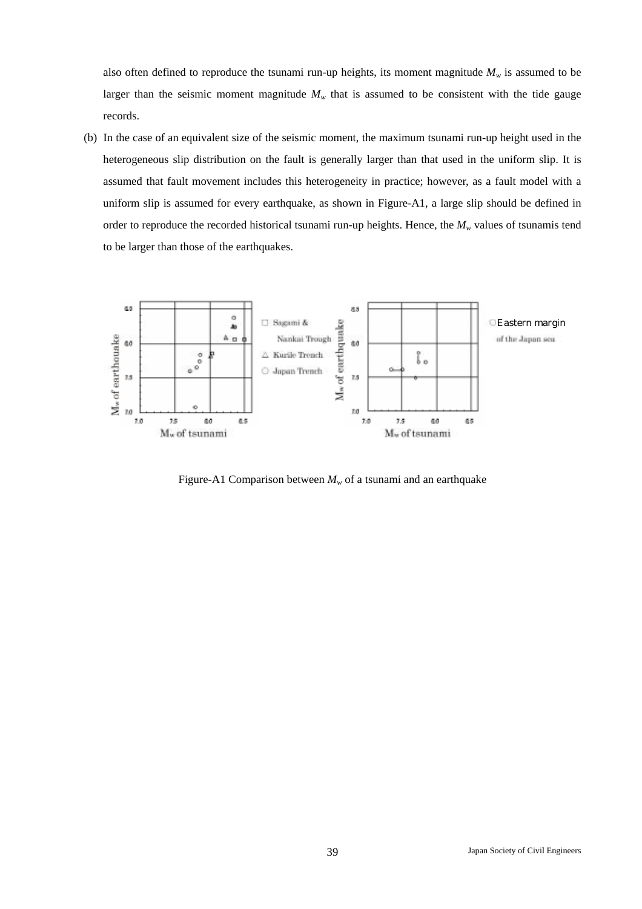also often defined to reproduce the tsunami run-up heights, its moment magnitude $M_w$ is assumed to be larger than the seismic moment magnitude $M_w$ that is assumed to be consistent with the tide gauge records.

(b) In the case of an equivalent size of the seismic moment, the maximum tsunami run-up height used in the heterogeneous slip distribution on the fault is generally larger than that used in the uniform slip. It is assumed that fault movement includes this heterogeneity in practice; however, as a fault model with a uniform slip is assumed for every earthquake, as shown in Figure-A1, a large slip should be defined in order to reproduce the recorded historical tsunami run-up heights. Hence, the $M_w$ values of tsunamis tend to be larger than those of the earthquakes.

Figure-A1 Comparison between $M_w$ of a tsunami and an earthquake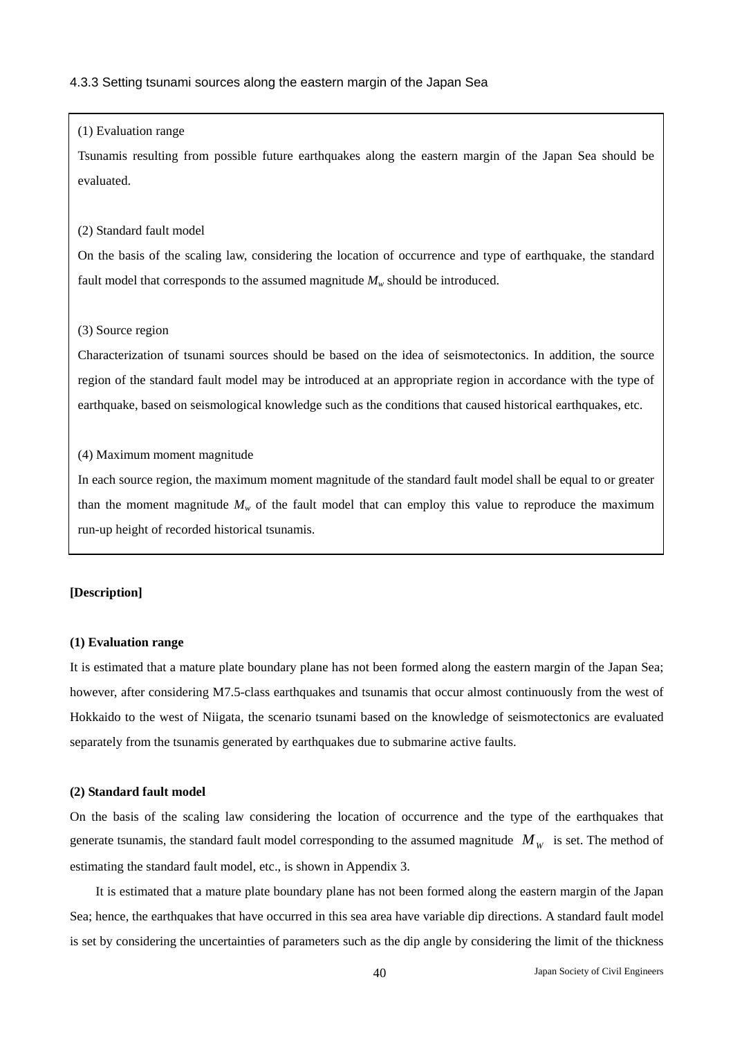### 4.3.3 Setting tsunami sources along the eastern margin of the Japan Sea

(1) Evaluation range

Tsunamis resulting from possible future earthquakes along the eastern margin of the Japan Sea should be evaluated.

(2) Standard fault model

On the basis of the scaling law, considering the location of occurrence and type of earthquake, the standard fault model that corresponds to the assumed magnitude $M_w$ should be introduced.

(3) Source region

Characterization of tsunami sources should be based on the idea of seismotectonics. In addition, the source region of the standard fault model may be introduced at an appropriate region in accordance with the type of earthquake, based on seismological knowledge such as the conditions that caused historical earthquakes, etc.

(4) Maximum moment magnitude

In each source region, the maximum moment magnitude of the standard fault model shall be equal to or greater than the moment magnitude $M_w$ of the fault model that can employ this value to reproduce the maximum run-up height of recorded historical tsunamis.

**[Description]**

**(1) Evaluation range**

It is estimated that a mature plate boundary plane has not been formed along the eastern margin of the Japan Sea; however, after considering M7.5-class earthquakes and tsunamis that occur almost continuously from the west of Hokkaido to the west of Niigata, the scenario tsunami based on the knowledge of seismotectonics are evaluated separately from the tsunamis generated by earthquakes due to submarine active faults.

**(2) Standard fault model**

On the basis of the scaling law considering the location of occurrence and the type of the earthquakes that generate tsunamis, the standard fault model corresponding to the assumed magnitude $M_W$ is set. The method of estimating the standard fault model, etc., is shown in Appendix 3.

It is estimated that a mature plate boundary plane has not been formed along the eastern margin of the Japan Sea; hence, the earthquakes that have occurred in this sea area have variable dip directions. A standard fault model is set by considering the uncertainties of parameters such as the dip angle by considering the limit of the thickness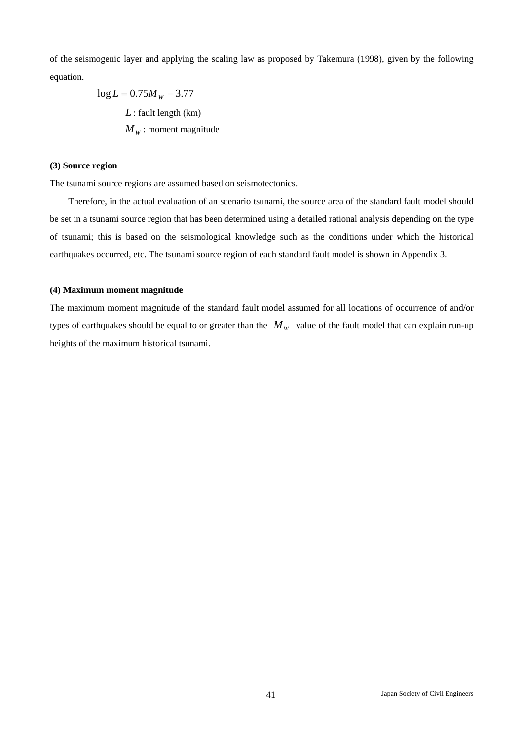of the seismogenic layer and applying the scaling law as proposed by Takemura (1998), given by the following equation.

$$\log L = 0.75 M_W - 3.77$$

$L$ : fault length (km)

$M_W$ : moment magnitude

**(3) Source region**

The tsunami source regions are assumed based on seismotectonics.

Therefore, in the actual evaluation of an scenario tsunami, the source area of the standard fault model should be set in a tsunami source region that has been determined using a detailed rational analysis depending on the type of tsunami; this is based on the seismological knowledge such as the conditions under which the historical earthquakes occurred, etc. The tsunami source region of each standard fault model is shown in Appendix 3.

**(4) Maximum moment magnitude**

The maximum moment magnitude of the standard fault model assumed for all locations of occurrence of and/or types of earthquakes should be equal to or greater than the $M_W$ value of the fault model that can explain run-up heights of the maximum historical tsunami.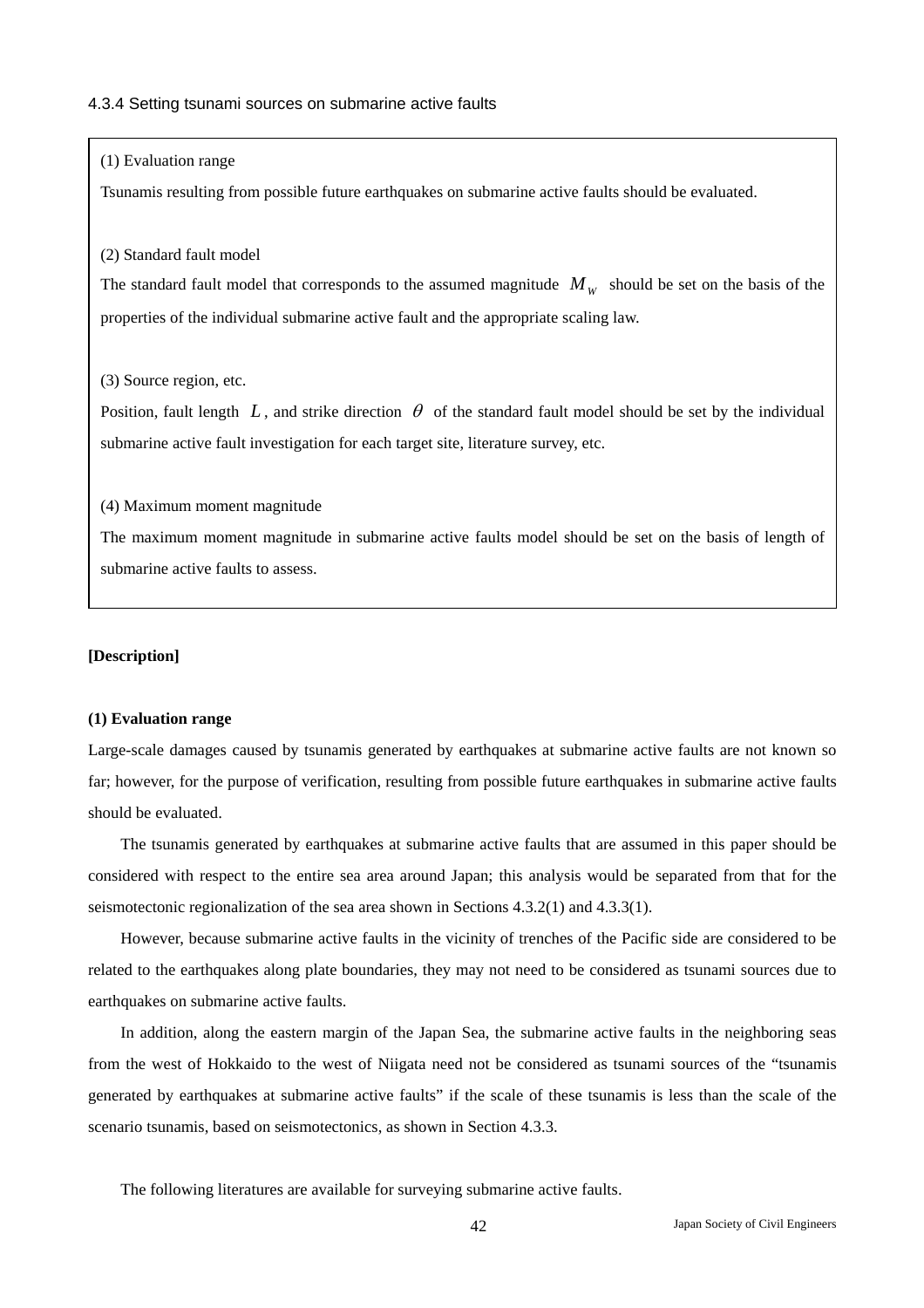### 4.3.4 Setting tsunami sources on submarine active faults

(1) Evaluation range

Tsunamis resulting from possible future earthquakes on submarine active faults should be evaluated.

(2) Standard fault model

The standard fault model that corresponds to the assumed magnitude $M_w$ should be set on the basis of the properties of the individual submarine active fault and the appropriate scaling law.

(3) Source region, etc.

Position, fault length $L$, and strike direction $\theta$ of the standard fault model should be set by the individual submarine active fault investigation for each target site, literature survey, etc.

(4) Maximum moment magnitude

The maximum moment magnitude in submarine active faults model should be set on the basis of length of submarine active faults to assess.

**[Description]**

**(1) Evaluation range**

Large-scale damages caused by tsunamis generated by earthquakes at submarine active faults are not known so far; however, for the purpose of verification, resulting from possible future earthquakes in submarine active faults should be evaluated.

The tsunamis generated by earthquakes at submarine active faults that are assumed in this paper should be considered with respect to the entire sea area around Japan; this analysis would be separated from that for the seismotectonic regionalization of the sea area shown in Sections 4.3.2(1) and 4.3.3(1).

However, because submarine active faults in the vicinity of trenches of the Pacific side are considered to be related to the earthquakes along plate boundaries, they may not need to be considered as tsunami sources due to earthquakes on submarine active faults.

In addition, along the eastern margin of the Japan Sea, the submarine active faults in the neighboring seas from the west of Hokkaido to the west of Niigata need not be considered as tsunami sources of the "tsunamis generated by earthquakes at submarine active faults" if the scale of these tsunamis is less than the scale of the scenario tsunamis, based on seismotectonics, as shown in Section 4.3.3.

The following literatures are available for surveying submarine active faults.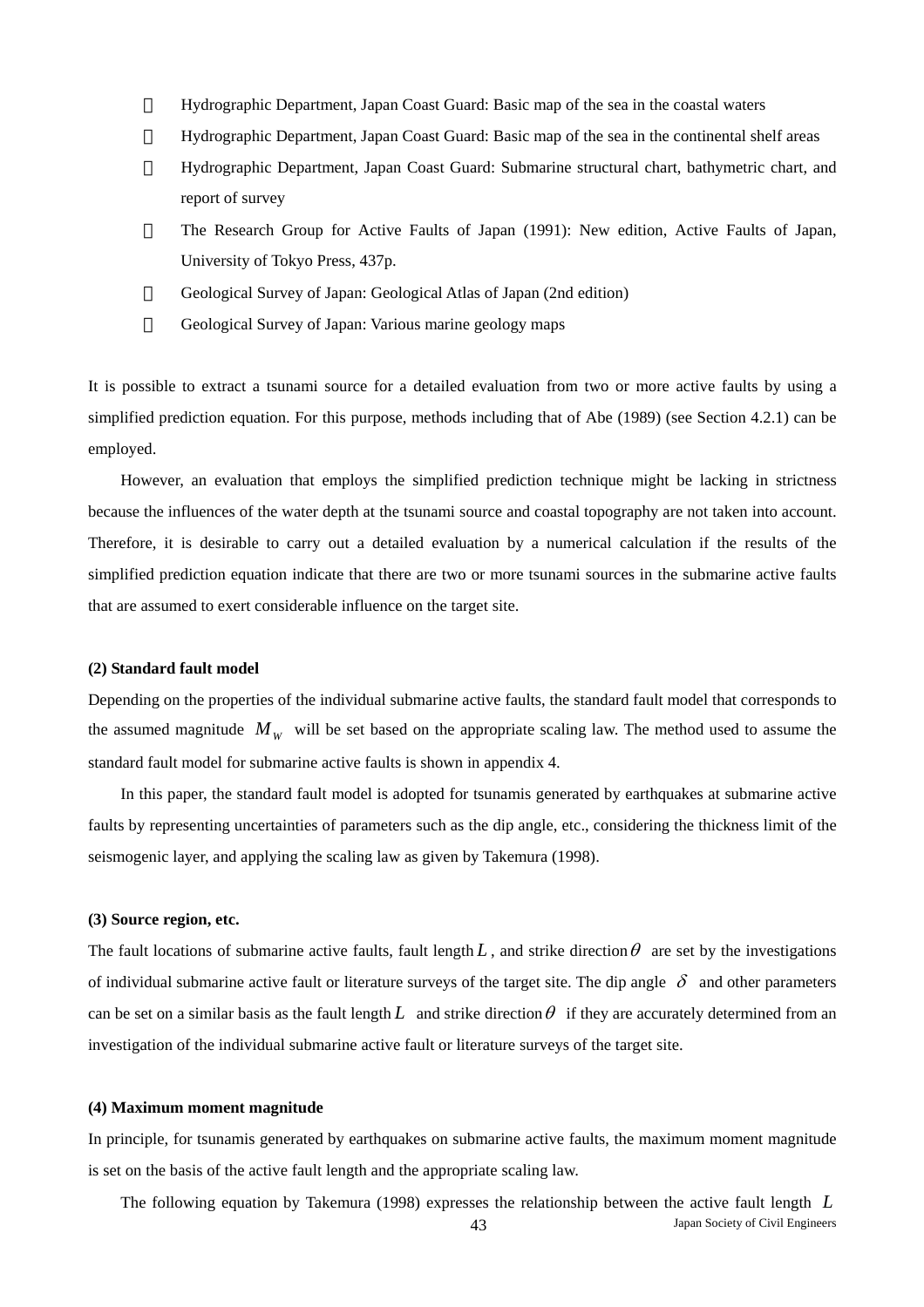- Hydrographic Department, Japan Coast Guard: Basic map of the sea in the coastal waters
- Hydrographic Department, Japan Coast Guard: Basic map of the sea in the continental shelf areas
- Hydrographic Department, Japan Coast Guard: Submarine structural chart, bathymetric chart, and report of survey
- The Research Group for Active Faults of Japan (1991): New edition, Active Faults of Japan, University of Tokyo Press, 437p.
- Geological Survey of Japan: Geological Atlas of Japan (2nd edition)
- Geological Survey of Japan: Various marine geology maps

It is possible to extract a tsunami source for a detailed evaluation from two or more active faults by using a simplified prediction equation. For this purpose, methods including that of Abe (1989) (see Section 4.2.1) can be employed.

However, an evaluation that employs the simplified prediction technique might be lacking in strictness because the influences of the water depth at the tsunami source and coastal topography are not taken into account. Therefore, it is desirable to carry out a detailed evaluation by a numerical calculation if the results of the simplified prediction equation indicate that there are two or more tsunami sources in the submarine active faults that are assumed to exert considerable influence on the target site.

**(2) Standard fault model**

Depending on the properties of the individual submarine active faults, the standard fault model that corresponds to the assumed magnitude $M_W$ will be set based on the appropriate scaling law. The method used to assume the standard fault model for submarine active faults is shown in appendix 4.

In this paper, the standard fault model is adopted for tsunamis generated by earthquakes at submarine active faults by representing uncertainties of parameters such as the dip angle, etc., considering the thickness limit of the seismogenic layer, and applying the scaling law as given by Takemura (1998).

**(3) Source region, etc.**

The fault locations of submarine active faults, fault length $L$, and strike direction $\theta$ are set by the investigations of individual submarine active fault or literature surveys of the target site. The dip angle $\delta$ and other parameters can be set on a similar basis as the fault length $L$ and strike direction $\theta$ if they are accurately determined from an investigation of the individual submarine active fault or literature surveys of the target site.

**(4) Maximum moment magnitude**

In principle, for tsunamis generated by earthquakes on submarine active faults, the maximum moment magnitude is set on the basis of the active fault length and the appropriate scaling law.

The following equation by Takemura (1998) expresses the relationship between the active fault length $L$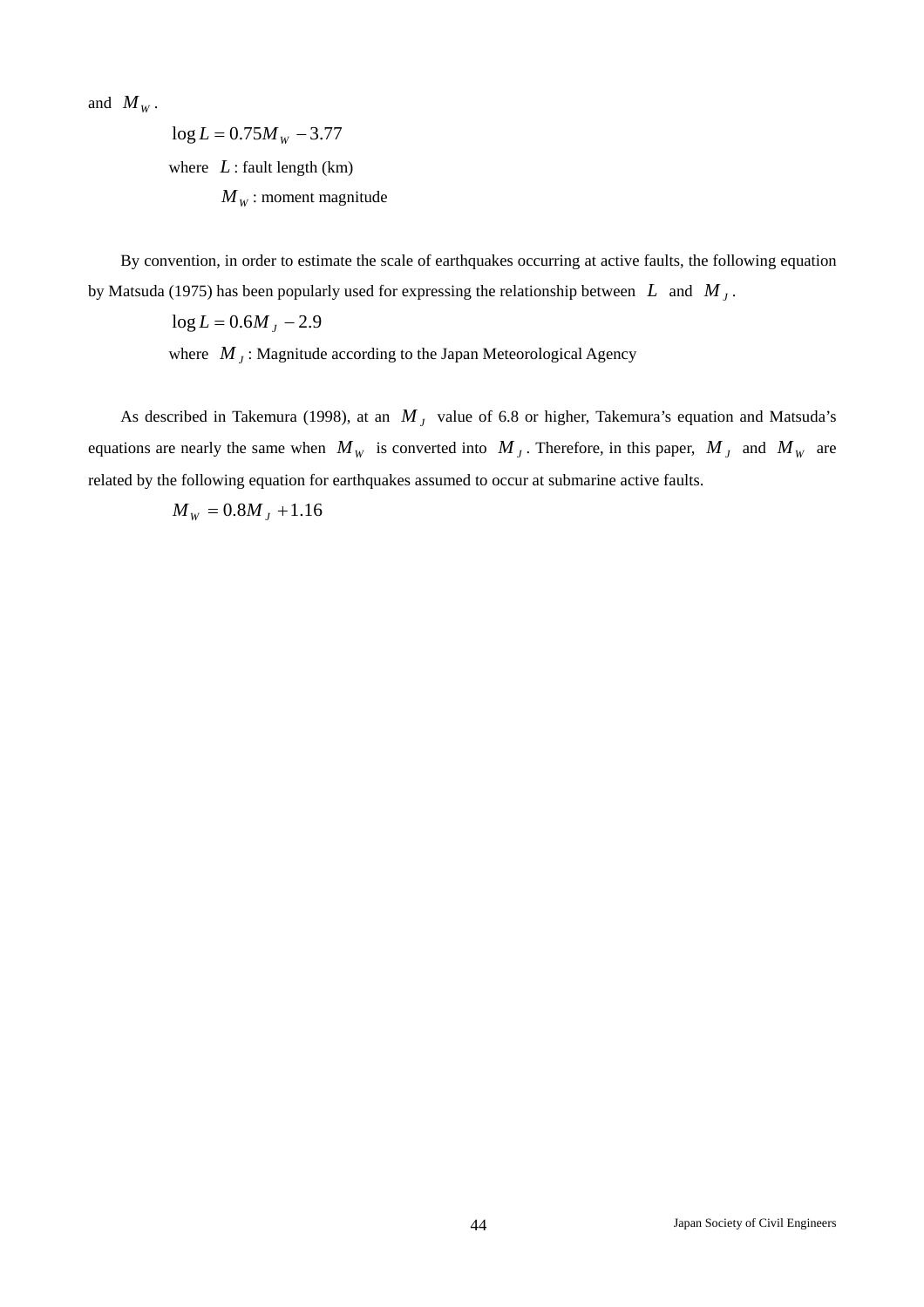and $M_W$.

$$\log L = 0.75 M_W - 3.77$$

where $L$ : fault length (km)

$M_W$ : moment magnitude

By convention, in order to estimate the scale of earthquakes occurring at active faults, the following equation by Matsuda (1975) has been popularly used for expressing the relationship between $L$ and $M_J$.

$$\log L = 0.6 M_J - 2.9$$

where $M_J$ : Magnitude according to the Japan Meteorological Agency

As described in Takemura (1998), at an $M_J$ value of 6.8 or higher, Takemura's equation and Matsuda's equations are nearly the same when $M_W$ is converted into $M_J$. Therefore, in this paper, $M_J$ and $M_W$ are related by the following equation for earthquakes assumed to occur at submarine active faults.

$$M_W = 0.8 M_J + 1.16$$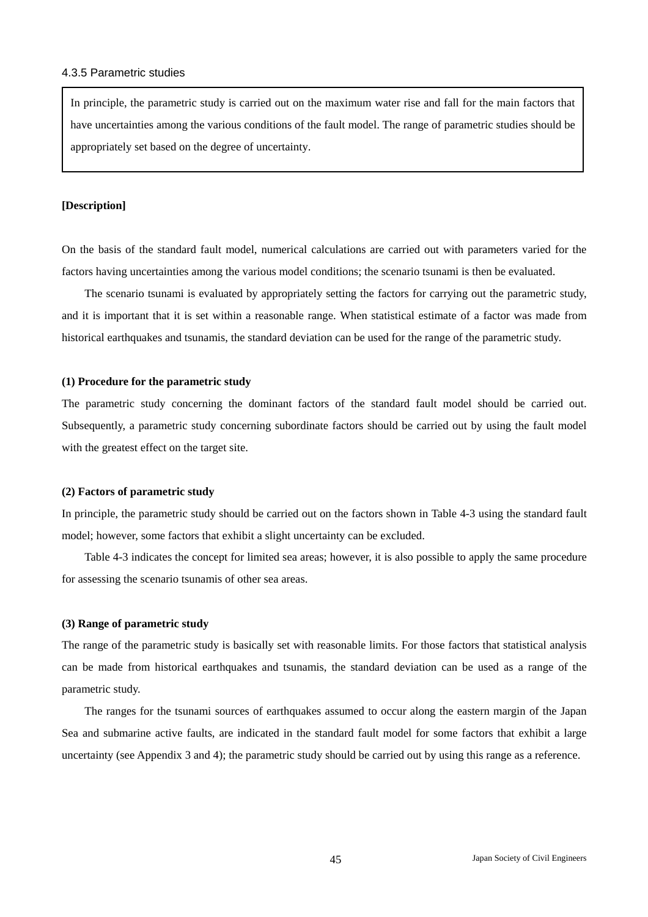### 4.3.5 Parametric studies

> In principle, the parametric study is carried out on the maximum water rise and fall for the main factors that have uncertainties among the various conditions of the fault model. The range of parametric studies should be appropriately set based on the degree of uncertainty.

**[Description]**

On the basis of the standard fault model, numerical calculations are carried out with parameters varied for the factors having uncertainties among the various model conditions; the scenario tsunami is then be evaluated.

The scenario tsunami is evaluated by appropriately setting the factors for carrying out the parametric study, and it is important that it is set within a reasonable range. When statistical estimate of a factor was made from historical earthquakes and tsunamis, the standard deviation can be used for the range of the parametric study.

**(1) Procedure for the parametric study**

The parametric study concerning the dominant factors of the standard fault model should be carried out. Subsequently, a parametric study concerning subordinate factors should be carried out by using the fault model with the greatest effect on the target site.

**(2) Factors of parametric study**

In principle, the parametric study should be carried out on the factors shown in Table 4-3 using the standard fault model; however, some factors that exhibit a slight uncertainty can be excluded.

Table 4-3 indicates the concept for limited sea areas; however, it is also possible to apply the same procedure for assessing the scenario tsunamis of other sea areas.

**(3) Range of parametric study**

The range of the parametric study is basically set with reasonable limits. For those factors that statistical analysis can be made from historical earthquakes and tsunamis, the standard deviation can be used as a range of the parametric study.

The ranges for the tsunami sources of earthquakes assumed to occur along the eastern margin of the Japan Sea and submarine active faults, are indicated in the standard fault model for some factors that exhibit a large uncertainty (see Appendix 3 and 4); the parametric study should be carried out by using this range as a reference.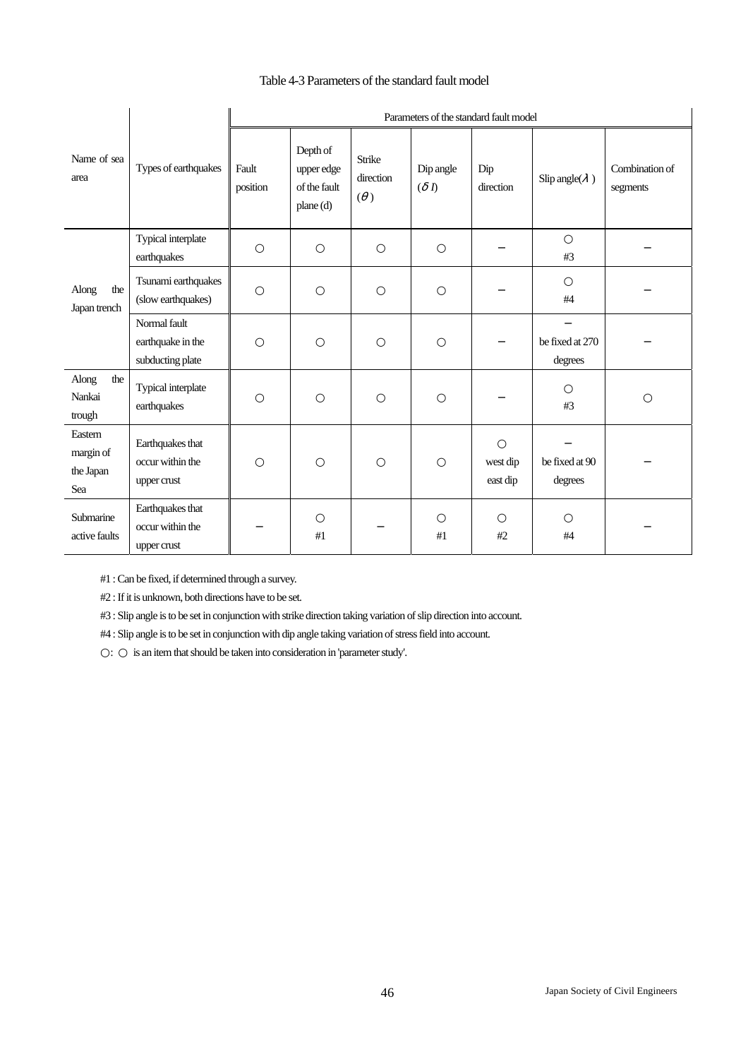Table 4-3 Parameters of the standard fault model

| Name of sea area | Types of earthquakes | Parameters of the standard fault model | | | | | | |
|---|---|---|---|---|---|---|---|---|
| | | Fault position | Depth of upper edge of the fault plane (d) | Strike direction ($\theta$) | Dip angle ($\delta$ *l*) | Dip direction | Slip angle($\lambda$) | Combination of segments |
| Along the Japan trench | Typical interplate earthquakes | ○ | ○ | ○ | ○ | − | ○ #3 | − |
| | Tsunami earthquakes (slow earthquakes) | ○ | ○ | ○ | ○ | − | ○ #4 | − |
| | Normal fault earthquake in the subducting plate | ○ | ○ | ○ | ○ | − | − be fixed at 270 degrees | − |
| Along the Nankai trough | Typical interplate earthquakes | ○ | ○ | ○ | ○ | − | ○ #3 | ○ |
| Eastern margin of the Japan Sea | Earthquakes that occur within the upper crust | ○ | ○ | ○ | ○ | ○ west dip east dip | − be fixed at 90 degrees | − |
| Submarine active faults | Earthquakes that occur within the upper crust | − | ○ #1 | − | ○ #1 | ○ #2 | ○ #4 | − |

#1 : Can be fixed, if determined through a survey.

#2 : If it is unknown, both directions have to be set.

#3 : Slip angle is to be set in conjunction with strike direction taking variation of slip direction into account.

#4 : Slip angle is to be set in conjunction with dip angle taking variation of stress field into account.

○: ○ is an item that should be taken into consideration in 'parameter study'.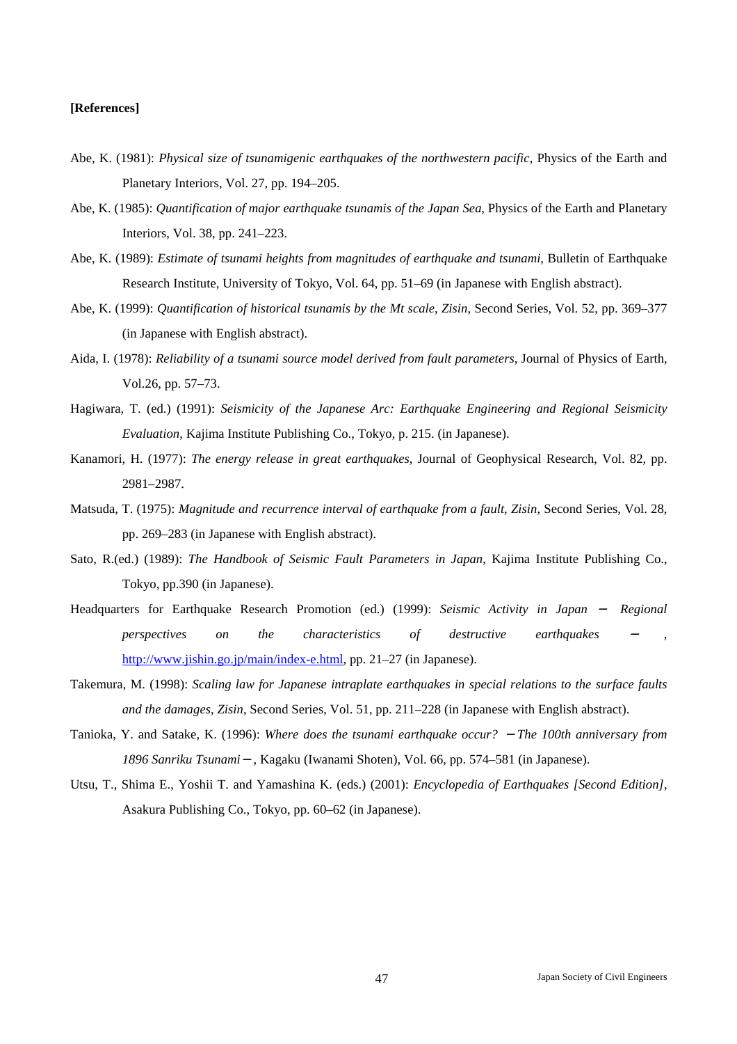**[References]**

Abe, K. (1981): *Physical size of tsunamigenic earthquakes of the northwestern pacific*, Physics of the Earth and Planetary Interiors, Vol. 27, pp. 194–205.

Abe, K. (1985): *Quantification of major earthquake tsunamis of the Japan Sea*, Physics of the Earth and Planetary Interiors, Vol. 38, pp. 241–223.

Abe, K. (1989): *Estimate of tsunami heights from magnitudes of earthquake and tsunami*, Bulletin of Earthquake Research Institute, University of Tokyo, Vol. 64, pp. 51–69 (in Japanese with English abstract).

Abe, K. (1999): *Quantification of historical tsunamis by the Mt scale*, *Zisin*, Second Series, Vol. 52, pp. 369–377 (in Japanese with English abstract).

Aida, I. (1978): *Reliability of a tsunami source model derived from fault parameters*, Journal of Physics of Earth, Vol.26, pp. 57–73.

Hagiwara, T. (ed.) (1991): *Seismicity of the Japanese Arc: Earthquake Engineering and Regional Seismicity Evaluation*, Kajima Institute Publishing Co., Tokyo, p. 215. (in Japanese).

Kanamori, H. (1977): *The energy release in great earthquakes*, Journal of Geophysical Research, Vol. 82, pp. 2981–2987.

Matsuda, T. (1975): *Magnitude and recurrence interval of earthquake from a fault*, *Zisin*, Second Series, Vol. 28, pp. 269–283 (in Japanese with English abstract).

Sato, R.(ed.) (1989): *The Handbook of Seismic Fault Parameters in Japan*, Kajima Institute Publishing Co., Tokyo, pp.390 (in Japanese).

Headquarters for Earthquake Research Promotion (ed.) (1999): *Seismic Activity in Japan − Regional perspectives on the characteristics of destructive earthquakes −*, http://www.jishin.go.jp/main/index-e.html, pp. 21–27 (in Japanese).

Takemura, M. (1998): *Scaling law for Japanese intraplate earthquakes in special relations to the surface faults and the damages*, *Zisin*, Second Series, Vol. 51, pp. 211–228 (in Japanese with English abstract).

Tanioka, Y. and Satake, K. (1996): *Where does the tsunami earthquake occur? −The 100th anniversary from 1896 Sanriku Tsunami−*, Kagaku (Iwanami Shoten), Vol. 66, pp. 574–581 (in Japanese).

Utsu, T., Shima E., Yoshii T. and Yamashina K. (eds.) (2001): *Encyclopedia of Earthquakes [Second Edition]*, Asakura Publishing Co., Tokyo, pp. 60–62 (in Japanese).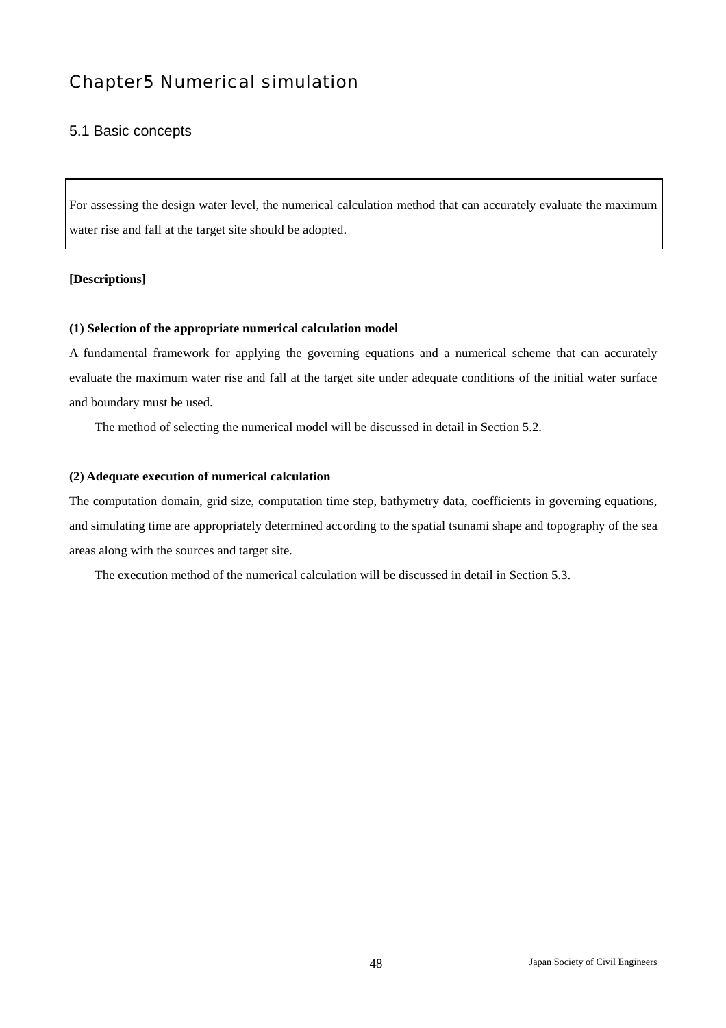# Chapter5 Numerical simulation

## 5.1 Basic concepts

For assessing the design water level, the numerical calculation method that can accurately evaluate the maximum water rise and fall at the target site should be adopted.

**[Descriptions]**

**(1) Selection of the appropriate numerical calculation model**

A fundamental framework for applying the governing equations and a numerical scheme that can accurately evaluate the maximum water rise and fall at the target site under adequate conditions of the initial water surface and boundary must be used.

The method of selecting the numerical model will be discussed in detail in Section 5.2.

**(2) Adequate execution of numerical calculation**

The computation domain, grid size, computation time step, bathymetry data, coefficients in governing equations, and simulating time are appropriately determined according to the spatial tsunami shape and topography of the sea areas along with the sources and target site.

The execution method of the numerical calculation will be discussed in detail in Section 5.3.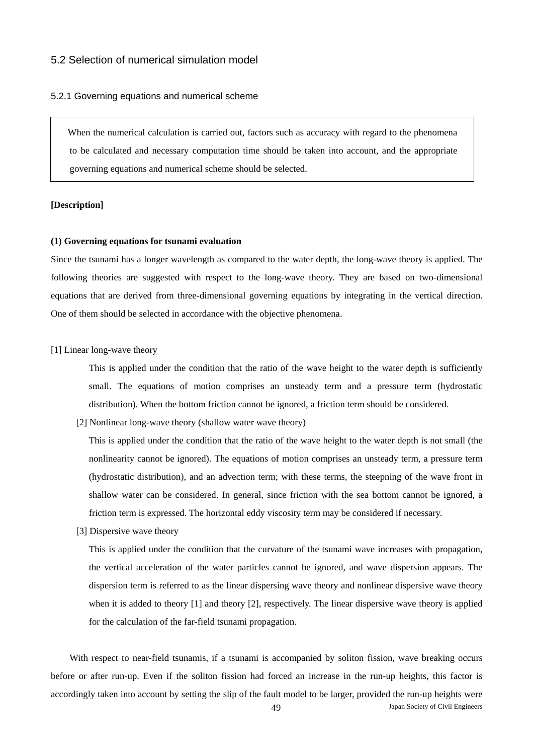## 5.2 Selection of numerical simulation model

### 5.2.1 Governing equations and numerical scheme

> When the numerical calculation is carried out, factors such as accuracy with regard to the phenomena to be calculated and necessary computation time should be taken into account, and the appropriate governing equations and numerical scheme should be selected.

**[Description]**

**(1) Governing equations for tsunami evaluation**

Since the tsunami has a longer wavelength as compared to the water depth, the long-wave theory is applied. The following theories are suggested with respect to the long-wave theory. They are based on two-dimensional equations that are derived from three-dimensional governing equations by integrating in the vertical direction. One of them should be selected in accordance with the objective phenomena.

[1] Linear long-wave theory

This is applied under the condition that the ratio of the wave height to the water depth is sufficiently small. The equations of motion comprises an unsteady term and a pressure term (hydrostatic distribution). When the bottom friction cannot be ignored, a friction term should be considered.

[2] Nonlinear long-wave theory (shallow water wave theory)

This is applied under the condition that the ratio of the wave height to the water depth is not small (the nonlinearity cannot be ignored). The equations of motion comprises an unsteady term, a pressure term (hydrostatic distribution), and an advection term; with these terms, the steepning of the wave front in shallow water can be considered. In general, since friction with the sea bottom cannot be ignored, a friction term is expressed. The horizontal eddy viscosity term may be considered if necessary.

[3] Dispersive wave theory

This is applied under the condition that the curvature of the tsunami wave increases with propagation, the vertical acceleration of the water particles cannot be ignored, and wave dispersion appears. The dispersion term is referred to as the linear dispersing wave theory and nonlinear dispersive wave theory when it is added to theory [1] and theory [2], respectively. The linear dispersive wave theory is applied for the calculation of the far-field tsunami propagation.

With respect to near-field tsunamis, if a tsunami is accompanied by soliton fission, wave breaking occurs before or after run-up. Even if the soliton fission had forced an increase in the run-up heights, this factor is accordingly taken into account by setting the slip of the fault model to be larger, provided the run-up heights were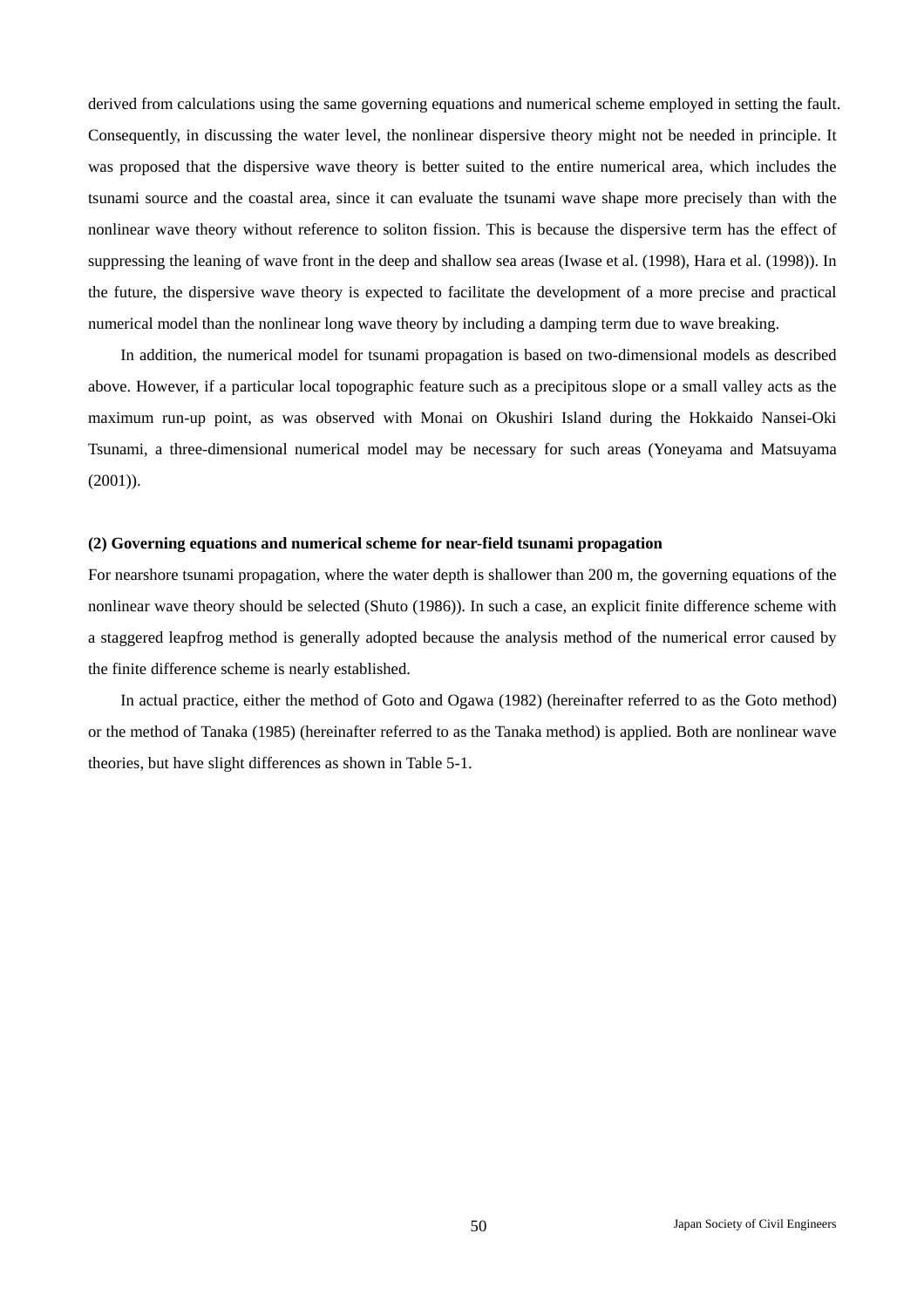derived from calculations using the same governing equations and numerical scheme employed in setting the fault. Consequently, in discussing the water level, the nonlinear dispersive theory might not be needed in principle. It was proposed that the dispersive wave theory is better suited to the entire numerical area, which includes the tsunami source and the coastal area, since it can evaluate the tsunami wave shape more precisely than with the nonlinear wave theory without reference to soliton fission. This is because the dispersive term has the effect of suppressing the leaning of wave front in the deep and shallow sea areas (Iwase et al. (1998), Hara et al. (1998)). In the future, the dispersive wave theory is expected to facilitate the development of a more precise and practical numerical model than the nonlinear long wave theory by including a damping term due to wave breaking.

In addition, the numerical model for tsunami propagation is based on two-dimensional models as described above. However, if a particular local topographic feature such as a precipitous slope or a small valley acts as the maximum run-up point, as was observed with Monai on Okushiri Island during the Hokkaido Nansei-Oki Tsunami, a three-dimensional numerical model may be necessary for such areas (Yoneyama and Matsuyama (2001)).

**(2) Governing equations and numerical scheme for near-field tsunami propagation**

For nearshore tsunami propagation, where the water depth is shallower than 200 m, the governing equations of the nonlinear wave theory should be selected (Shuto (1986)). In such a case, an explicit finite difference scheme with a staggered leapfrog method is generally adopted because the analysis method of the numerical error caused by the finite difference scheme is nearly established.

In actual practice, either the method of Goto and Ogawa (1982) (hereinafter referred to as the Goto method) or the method of Tanaka (1985) (hereinafter referred to as the Tanaka method) is applied. Both are nonlinear wave theories, but have slight differences as shown in Table 5-1.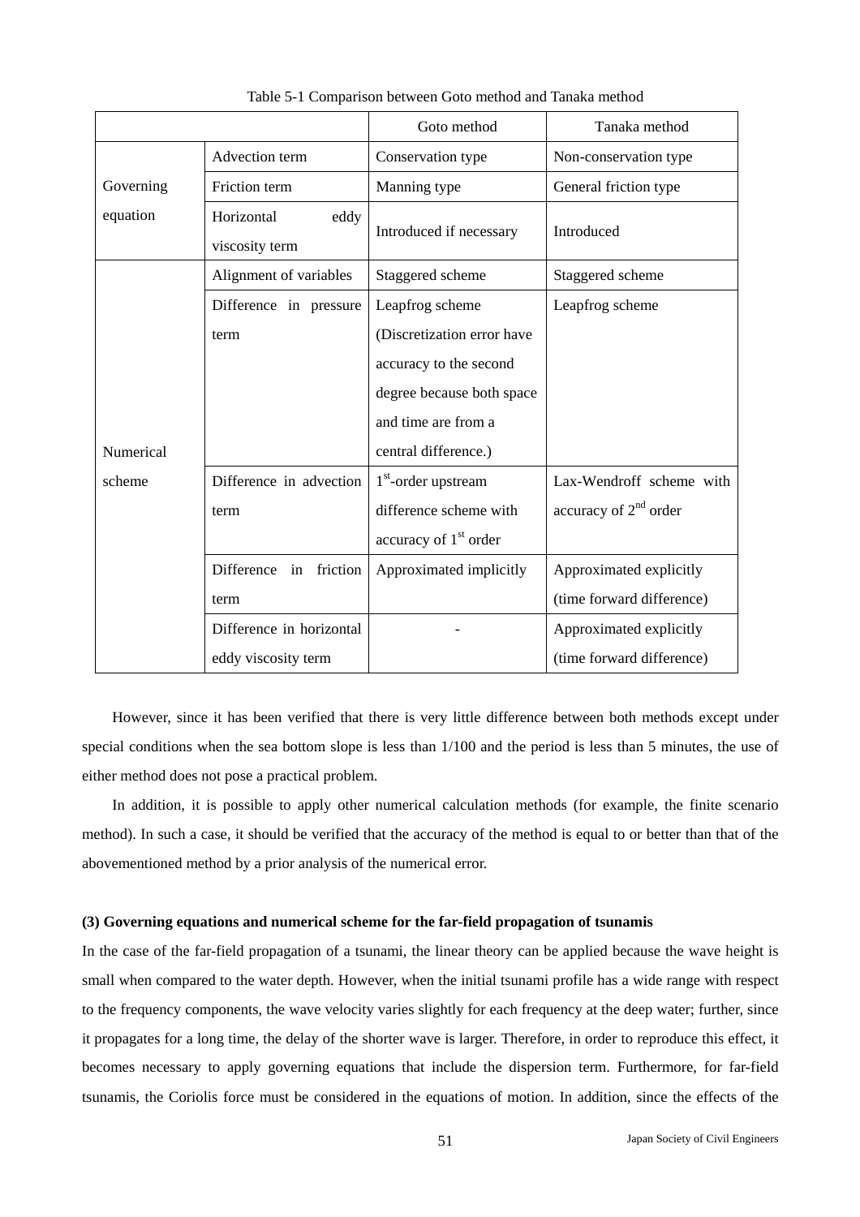Table 5-1 Comparison between Goto method and Tanaka method

| | | Goto method | Tanaka method |
|---|---|---|---|
| Governing equation | Advection term | Conservation type | Non-conservation type |
| | Friction term | Manning type | General friction type |
| | Horizontal eddy viscosity term | Introduced if necessary | Introduced |
| Numerical scheme | Alignment of variables | Staggered scheme | Staggered scheme |
| | Difference in pressure term | Leapfrog scheme (Discretization error have accuracy to the second degree because both space and time are from a central difference.) | Leapfrog scheme |
| | Difference in advection term | $1^{st}$-order upstream difference scheme with accuracy of $1^{st}$ order | Lax-Wendroff scheme with accuracy of $2^{nd}$ order |
| | Difference in friction term | Approximated implicitly | Approximated explicitly (time forward difference) |
| | Difference in horizontal eddy viscosity term | - | Approximated explicitly (time forward difference) |

However, since it has been verified that there is very little difference between both methods except under special conditions when the sea bottom slope is less than 1/100 and the period is less than 5 minutes, the use of either method does not pose a practical problem.

In addition, it is possible to apply other numerical calculation methods (for example, the finite scenario method). In such a case, it should be verified that the accuracy of the method is equal to or better than that of the abovementioned method by a prior analysis of the numerical error.

**(3) Governing equations and numerical scheme for the far-field propagation of tsunamis**

In the case of the far-field propagation of a tsunami, the linear theory can be applied because the wave height is small when compared to the water depth. However, when the initial tsunami profile has a wide range with respect to the frequency components, the wave velocity varies slightly for each frequency at the deep water; further, since it propagates for a long time, the delay of the shorter wave is larger. Therefore, in order to reproduce this effect, it becomes necessary to apply governing equations that include the dispersion term. Furthermore, for far-field tsunamis, the Coriolis force must be considered in the equations of motion. In addition, since the effects of the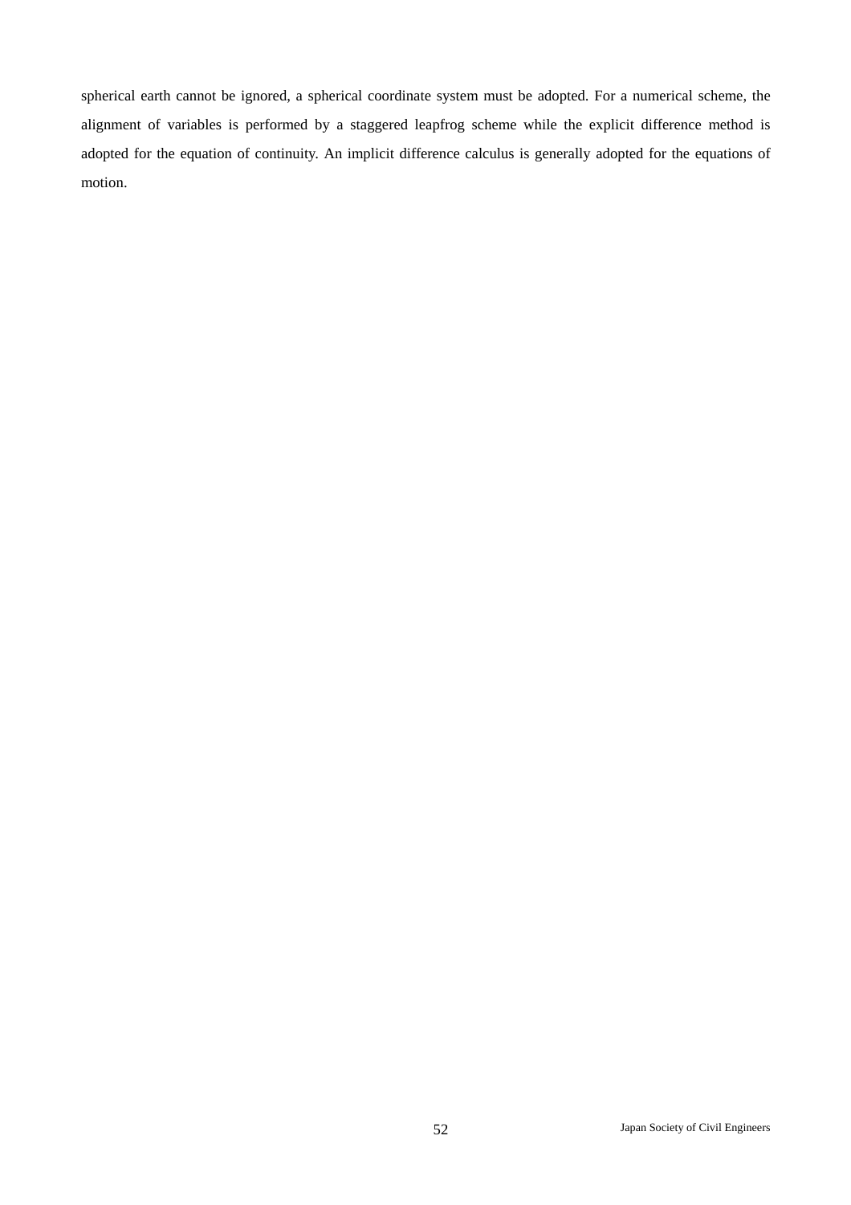spherical earth cannot be ignored, a spherical coordinate system must be adopted. For a numerical scheme, the alignment of variables is performed by a staggered leapfrog scheme while the explicit difference method is adopted for the equation of continuity. An implicit difference calculus is generally adopted for the equations of motion.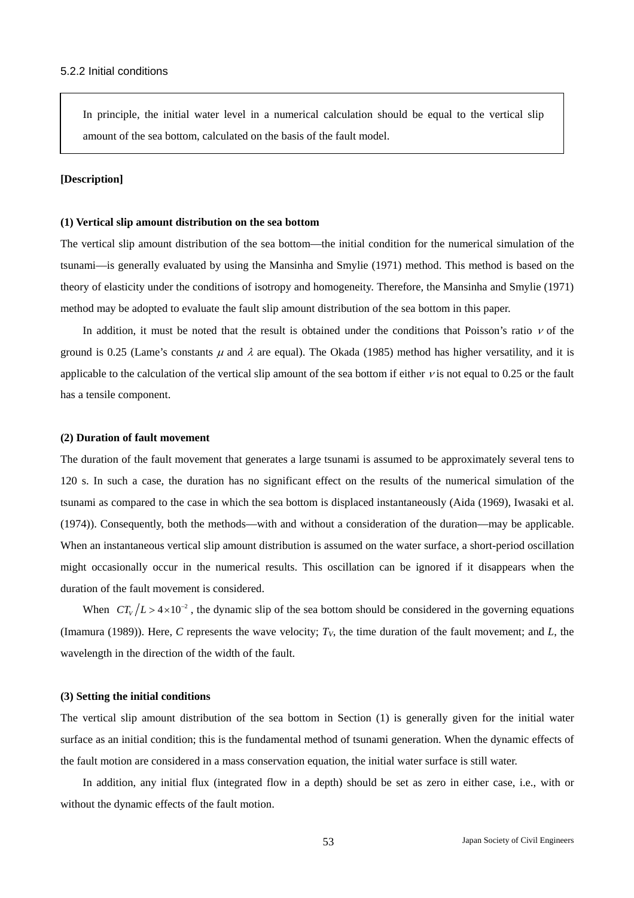### 5.2.2 Initial conditions

> In principle, the initial water level in a numerical calculation should be equal to the vertical slip amount of the sea bottom, calculated on the basis of the fault model.

**[Description]**

**(1) Vertical slip amount distribution on the sea bottom**

The vertical slip amount distribution of the sea bottom—the initial condition for the numerical simulation of the tsunami—is generally evaluated by using the Mansinha and Smylie (1971) method. This method is based on the theory of elasticity under the conditions of isotropy and homogeneity. Therefore, the Mansinha and Smylie (1971) method may be adopted to evaluate the fault slip amount distribution of the sea bottom in this paper.

In addition, it must be noted that the result is obtained under the conditions that Poisson's ratio $\nu$ of the ground is 0.25 (Lame's constants $\mu$ and $\lambda$ are equal). The Okada (1985) method has higher versatility, and it is applicable to the calculation of the vertical slip amount of the sea bottom if either $\nu$ is not equal to 0.25 or the fault has a tensile component.

**(2) Duration of fault movement**

The duration of the fault movement that generates a large tsunami is assumed to be approximately several tens to 120 s. In such a case, the duration has no significant effect on the results of the numerical simulation of the tsunami as compared to the case in which the sea bottom is displaced instantaneously (Aida (1969), Iwasaki et al. (1974)). Consequently, both the methods—with and without a consideration of the duration—may be applicable. When an instantaneous vertical slip amount distribution is assumed on the water surface, a short-period oscillation might occasionally occur in the numerical results. This oscillation can be ignored if it disappears when the duration of the fault movement is considered.

When $CT_V / L > 4 \times 10^{-2}$, the dynamic slip of the sea bottom should be considered in the governing equations (Imamura (1989)). Here, $C$ represents the wave velocity; $T_V$, the time duration of the fault movement; and $L$, the wavelength in the direction of the width of the fault.

**(3) Setting the initial conditions**

The vertical slip amount distribution of the sea bottom in Section (1) is generally given for the initial water surface as an initial condition; this is the fundamental method of tsunami generation. When the dynamic effects of the fault motion are considered in a mass conservation equation, the initial water surface is still water.

In addition, any initial flux (integrated flow in a depth) should be set as zero in either case, i.e., with or without the dynamic effects of the fault motion.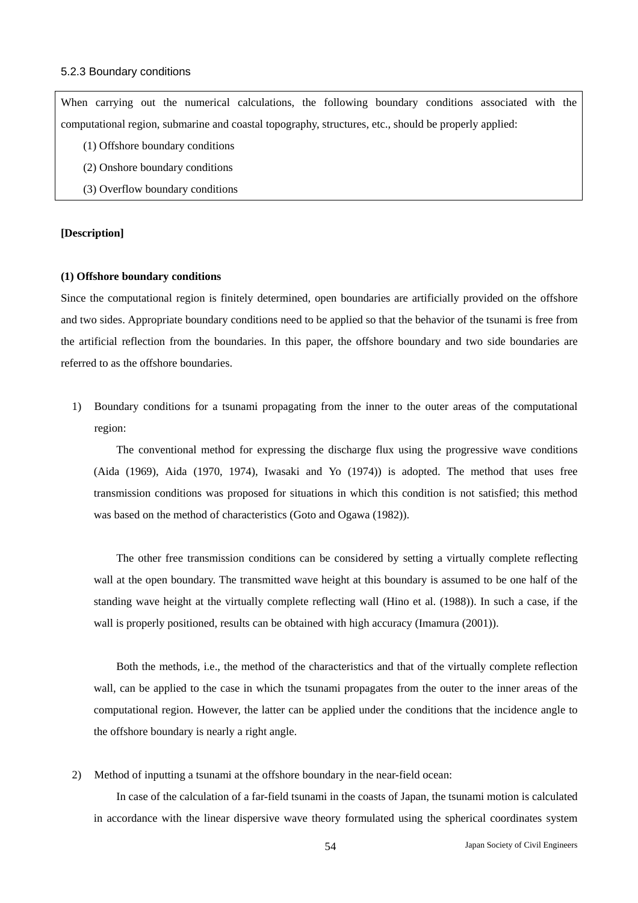### 5.2.3 Boundary conditions

> When carrying out the numerical calculations, the following boundary conditions associated with the computational region, submarine and coastal topography, structures, etc., should be properly applied:
>
> (1) Offshore boundary conditions
>
> (2) Onshore boundary conditions
>
> (3) Overflow boundary conditions

**[Description]**

**(1) Offshore boundary conditions**

Since the computational region is finitely determined, open boundaries are artificially provided on the offshore and two sides. Appropriate boundary conditions need to be applied so that the behavior of the tsunami is free from the artificial reflection from the boundaries. In this paper, the offshore boundary and two side boundaries are referred to as the offshore boundaries.

1) Boundary conditions for a tsunami propagating from the inner to the outer areas of the computational region:

   The conventional method for expressing the discharge flux using the progressive wave conditions (Aida (1969), Aida (1970, 1974), Iwasaki and Yo (1974)) is adopted. The method that uses free transmission conditions was proposed for situations in which this condition is not satisfied; this method was based on the method of characteristics (Goto and Ogawa (1982)).

   The other free transmission conditions can be considered by setting a virtually complete reflecting wall at the open boundary. The transmitted wave height at this boundary is assumed to be one half of the standing wave height at the virtually complete reflecting wall (Hino et al. (1988)). In such a case, if the wall is properly positioned, results can be obtained with high accuracy (Imamura (2001)).

   Both the methods, i.e., the method of the characteristics and that of the virtually complete reflection wall, can be applied to the case in which the tsunami propagates from the outer to the inner areas of the computational region. However, the latter can be applied under the conditions that the incidence angle to the offshore boundary is nearly a right angle.

2) Method of inputting a tsunami at the offshore boundary in the near-field ocean:

   In case of the calculation of a far-field tsunami in the coasts of Japan, the tsunami motion is calculated in accordance with the linear dispersive wave theory formulated using the spherical coordinates system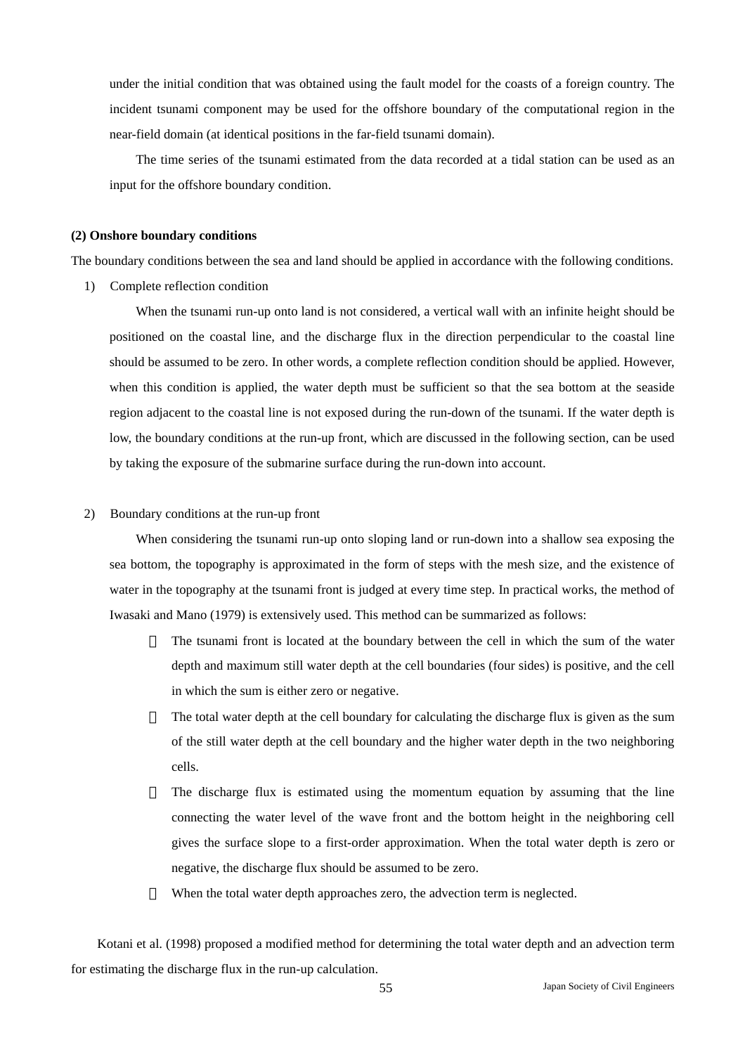under the initial condition that was obtained using the fault model for the coasts of a foreign country. The incident tsunami component may be used for the offshore boundary of the computational region in the near-field domain (at identical positions in the far-field tsunami domain).

The time series of the tsunami estimated from the data recorded at a tidal station can be used as an input for the offshore boundary condition.

**(2) Onshore boundary conditions**

The boundary conditions between the sea and land should be applied in accordance with the following conditions.

1) Complete reflection condition

When the tsunami run-up onto land is not considered, a vertical wall with an infinite height should be positioned on the coastal line, and the discharge flux in the direction perpendicular to the coastal line should be assumed to be zero. In other words, a complete reflection condition should be applied. However, when this condition is applied, the water depth must be sufficient so that the sea bottom at the seaside region adjacent to the coastal line is not exposed during the run-down of the tsunami. If the water depth is low, the boundary conditions at the run-up front, which are discussed in the following section, can be used by taking the exposure of the submarine surface during the run-down into account.

2) Boundary conditions at the run-up front

When considering the tsunami run-up onto sloping land or run-down into a shallow sea exposing the sea bottom, the topography is approximated in the form of steps with the mesh size, and the existence of water in the topography at the tsunami front is judged at every time step. In practical works, the method of Iwasaki and Mano (1979) is extensively used. This method can be summarized as follows:

- The tsunami front is located at the boundary between the cell in which the sum of the water depth and maximum still water depth at the cell boundaries (four sides) is positive, and the cell in which the sum is either zero or negative.
- The total water depth at the cell boundary for calculating the discharge flux is given as the sum of the still water depth at the cell boundary and the higher water depth in the two neighboring cells.
- The discharge flux is estimated using the momentum equation by assuming that the line connecting the water level of the wave front and the bottom height in the neighboring cell gives the surface slope to a first-order approximation. When the total water depth is zero or negative, the discharge flux should be assumed to be zero.
- When the total water depth approaches zero, the advection term is neglected.

Kotani et al. (1998) proposed a modified method for determining the total water depth and an advection term for estimating the discharge flux in the run-up calculation.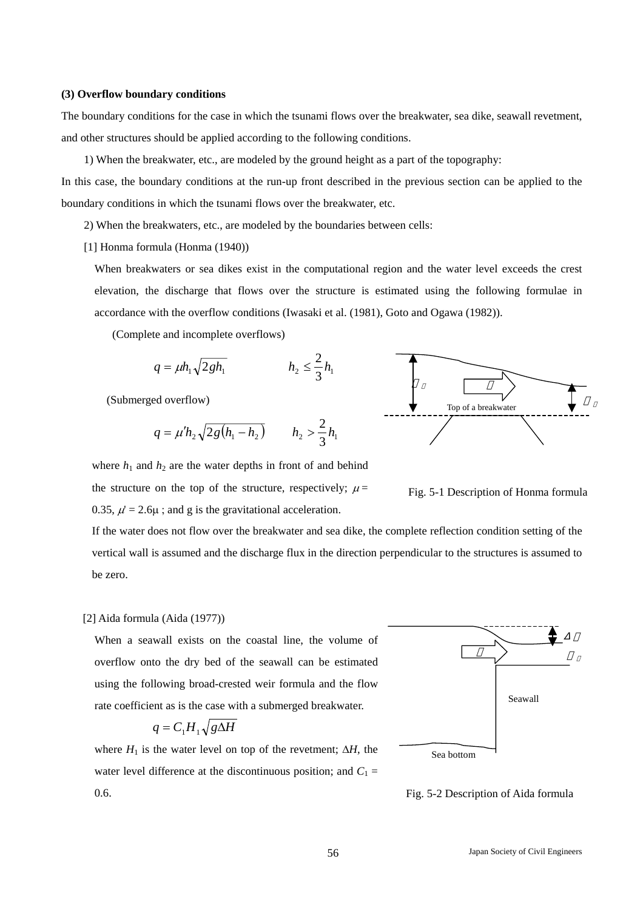**(3) Overflow boundary conditions**

The boundary conditions for the case in which the tsunami flows over the breakwater, sea dike, seawall revetment, and other structures should be applied according to the following conditions.

1) When the breakwater, etc., are modeled by the ground height as a part of the topography:

In this case, the boundary conditions at the run-up front described in the previous section can be applied to the boundary conditions in which the tsunami flows over the breakwater, etc.

2) When the breakwaters, etc., are modeled by the boundaries between cells:

[1] Honma formula (Honma (1940))

When breakwaters or sea dikes exist in the computational region and the water level exceeds the crest elevation, the discharge that flows over the structure is estimated using the following formulae in accordance with the overflow conditions (Iwasaki et al. (1981), Goto and Ogawa (1982)).

(Complete and incomplete overflows)

$$q = \mu h_1 \sqrt{2gh_1} \qquad h_2 \le \frac{2}{3} h_1$$

(Submerged overflow)

$$q = \mu' h_2 \sqrt{2g(h_1 - h_2)} \qquad h_2 > \frac{2}{3} h_1$$

where $h_1$ and $h_2$ are the water depths in front of and behind the structure on the top of the structure, respectively; $\mu$ = 0.35, $\mu'$ = 2.6$\mu$ ; and g is the gravitational acceleration.

Top of a breakwater

Fig. 5-1 Description of Honma formula

If the water does not flow over the breakwater and sea dike, the complete reflection condition setting of the vertical wall is assumed and the discharge flux in the direction perpendicular to the structures is assumed to be zero.

[2] Aida formula (Aida (1977))

When a seawall exists on the coastal line, the volume of overflow onto the dry bed of the seawall can be estimated using the following broad-crested weir formula and the flow rate coefficient as is the case with a submerged breakwater.

$$q = C_1 H_1 \sqrt{g\Delta H}$$

where $H_1$ is the water level on top of the revetment; $\Delta H$, the water level difference at the discontinuous position; and $C_1$ = 0.6.

Seawall

Sea bottom

Fig. 5-2 Description of Aida formula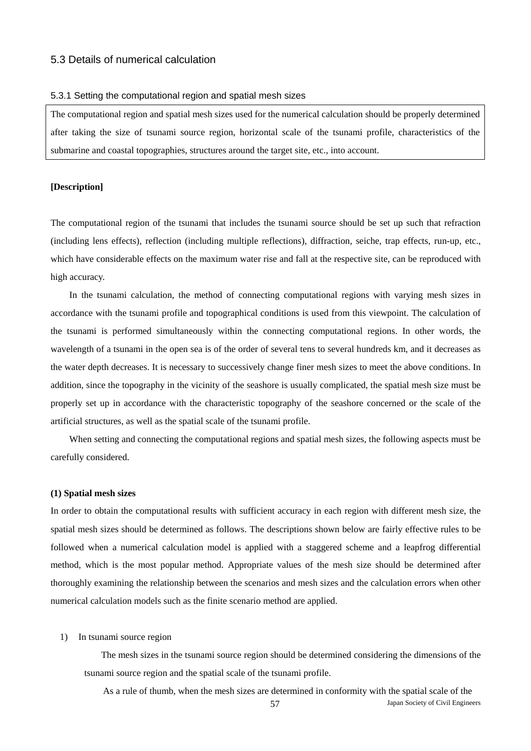## 5.3 Details of numerical calculation

### 5.3.1 Setting the computational region and spatial mesh sizes

The computational region and spatial mesh sizes used for the numerical calculation should be properly determined after taking the size of tsunami source region, horizontal scale of the tsunami profile, characteristics of the submarine and coastal topographies, structures around the target site, etc., into account.

**[Description]**

The computational region of the tsunami that includes the tsunami source should be set up such that refraction (including lens effects), reflection (including multiple reflections), diffraction, seiche, trap effects, run-up, etc., which have considerable effects on the maximum water rise and fall at the respective site, can be reproduced with high accuracy.

In the tsunami calculation, the method of connecting computational regions with varying mesh sizes in accordance with the tsunami profile and topographical conditions is used from this viewpoint. The calculation of the tsunami is performed simultaneously within the connecting computational regions. In other words, the wavelength of a tsunami in the open sea is of the order of several tens to several hundreds km, and it decreases as the water depth decreases. It is necessary to successively change finer mesh sizes to meet the above conditions. In addition, since the topography in the vicinity of the seashore is usually complicated, the spatial mesh size must be properly set up in accordance with the characteristic topography of the seashore concerned or the scale of the artificial structures, as well as the spatial scale of the tsunami profile.

When setting and connecting the computational regions and spatial mesh sizes, the following aspects must be carefully considered.

**(1) Spatial mesh sizes**

In order to obtain the computational results with sufficient accuracy in each region with different mesh size, the spatial mesh sizes should be determined as follows. The descriptions shown below are fairly effective rules to be followed when a numerical calculation model is applied with a staggered scheme and a leapfrog differential method, which is the most popular method. Appropriate values of the mesh size should be determined after thoroughly examining the relationship between the scenarios and mesh sizes and the calculation errors when other numerical calculation models such as the finite scenario method are applied.

1) In tsunami source region

The mesh sizes in the tsunami source region should be determined considering the dimensions of the tsunami source region and the spatial scale of the tsunami profile.

As a rule of thumb, when the mesh sizes are determined in conformity with the spatial scale of the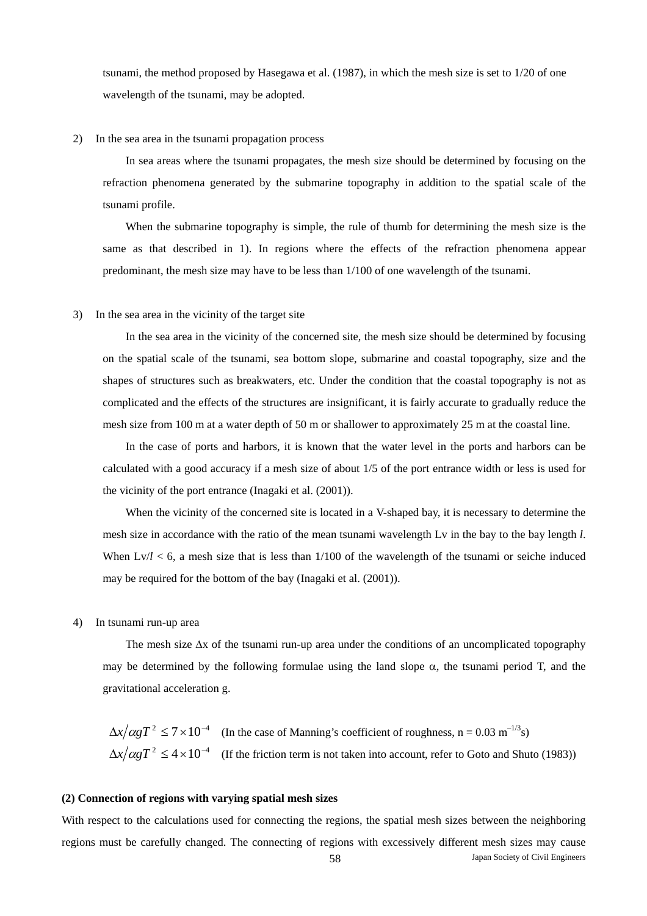tsunami, the method proposed by Hasegawa et al. (1987), in which the mesh size is set to 1/20 of one wavelength of the tsunami, may be adopted.

2) In the sea area in the tsunami propagation process

In sea areas where the tsunami propagates, the mesh size should be determined by focusing on the refraction phenomena generated by the submarine topography in addition to the spatial scale of the tsunami profile.

When the submarine topography is simple, the rule of thumb for determining the mesh size is the same as that described in 1). In regions where the effects of the refraction phenomena appear predominant, the mesh size may have to be less than 1/100 of one wavelength of the tsunami.

3) In the sea area in the vicinity of the target site

In the sea area in the vicinity of the concerned site, the mesh size should be determined by focusing on the spatial scale of the tsunami, sea bottom slope, submarine and coastal topography, size and the shapes of structures such as breakwaters, etc. Under the condition that the coastal topography is not as complicated and the effects of the structures are insignificant, it is fairly accurate to gradually reduce the mesh size from 100 m at a water depth of 50 m or shallower to approximately 25 m at the coastal line.

In the case of ports and harbors, it is known that the water level in the ports and harbors can be calculated with a good accuracy if a mesh size of about 1/5 of the port entrance width or less is used for the vicinity of the port entrance (Inagaki et al. (2001)).

When the vicinity of the concerned site is located in a V-shaped bay, it is necessary to determine the mesh size in accordance with the ratio of the mean tsunami wavelength Lv in the bay to the bay length $l$. When $Lv/l < 6$, a mesh size that is less than 1/100 of the wavelength of the tsunami or seiche induced may be required for the bottom of the bay (Inagaki et al. (2001)).

4) In tsunami run-up area

The mesh size $\Delta x$ of the tsunami run-up area under the conditions of an uncomplicated topography may be determined by the following formulae using the land slope $\alpha$, the tsunami period T, and the gravitational acceleration g.

$$\Delta x / \alpha g T^2 \leq 7 \times 10^{-4} \quad \text{(In the case of Manning's coefficient of roughness, n = 0.03 m}^{-1/3}\text{s)}$$

$$\Delta x / \alpha g T^2 \leq 4 \times 10^{-4} \quad \text{(If the friction term is not taken into account, refer to Goto and Shuto (1983))}$$

**(2) Connection of regions with varying spatial mesh sizes**

With respect to the calculations used for connecting the regions, the spatial mesh sizes between the neighboring regions must be carefully changed. The connecting of regions with excessively different mesh sizes may cause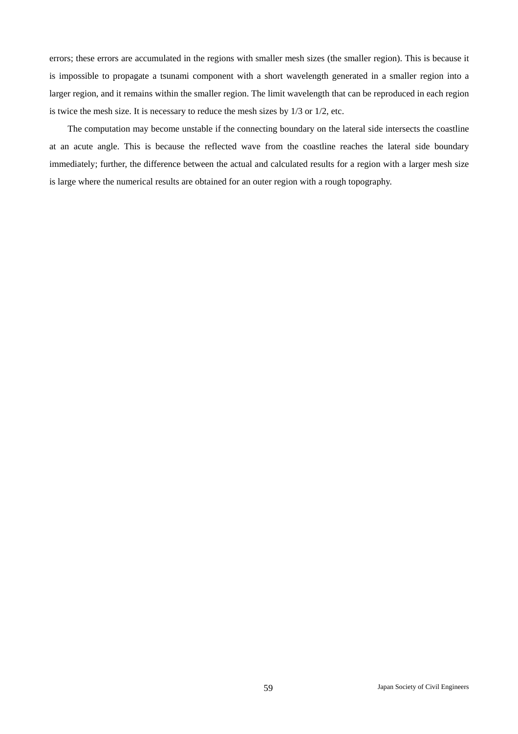errors; these errors are accumulated in the regions with smaller mesh sizes (the smaller region). This is because it is impossible to propagate a tsunami component with a short wavelength generated in a smaller region into a larger region, and it remains within the smaller region. The limit wavelength that can be reproduced in each region is twice the mesh size. It is necessary to reduce the mesh sizes by 1/3 or 1/2, etc.

The computation may become unstable if the connecting boundary on the lateral side intersects the coastline at an acute angle. This is because the reflected wave from the coastline reaches the lateral side boundary immediately; further, the difference between the actual and calculated results for a region with a larger mesh size is large where the numerical results are obtained for an outer region with a rough topography.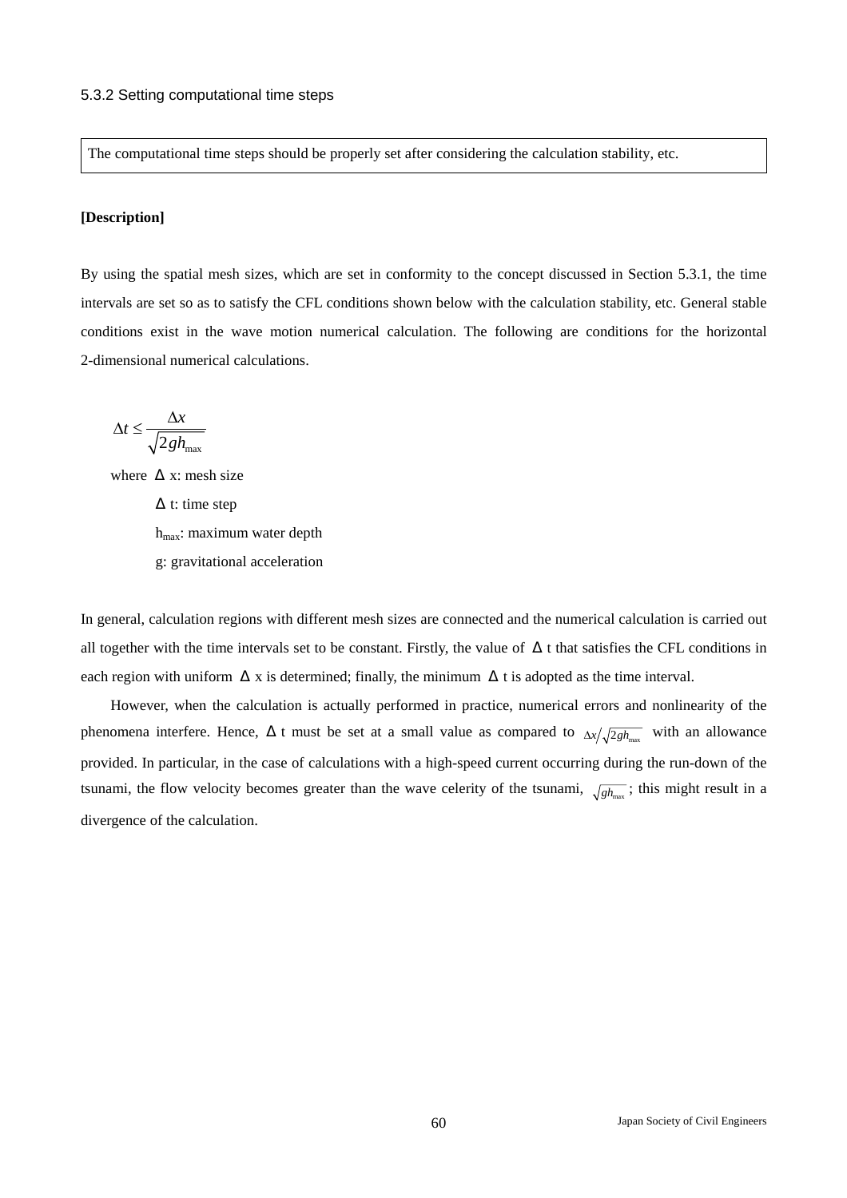### 5.3.2 Setting computational time steps

| The computational time steps should be properly set after considering the calculation stability, etc. |
| --- |

**[Description]**

By using the spatial mesh sizes, which are set in conformity to the concept discussed in Section 5.3.1, the time intervals are set so as to satisfy the CFL conditions shown below with the calculation stability, etc. General stable conditions exist in the wave motion numerical calculation. The following are conditions for the horizontal 2-dimensional numerical calculations.

$$\Delta t \leq \frac{\Delta x}{\sqrt{2gh_{\max}}}$$

where $\Delta x$: mesh size

$\Delta t$: time step

$h_{max}$: maximum water depth

$g$: gravitational acceleration

In general, calculation regions with different mesh sizes are connected and the numerical calculation is carried out all together with the time intervals set to be constant. Firstly, the value of $\Delta t$ that satisfies the CFL conditions in each region with uniform $\Delta x$ is determined; finally, the minimum $\Delta t$ is adopted as the time interval.

However, when the calculation is actually performed in practice, numerical errors and nonlinearity of the phenomena interfere. Hence, $\Delta t$ must be set at a small value as compared to $\Delta x / \sqrt{2gh_{\max}}$ with an allowance provided. In particular, in the case of calculations with a high-speed current occurring during the run-down of the tsunami, the flow velocity becomes greater than the wave celerity of the tsunami, $\sqrt{gh_{\max}}$; this might result in a divergence of the calculation.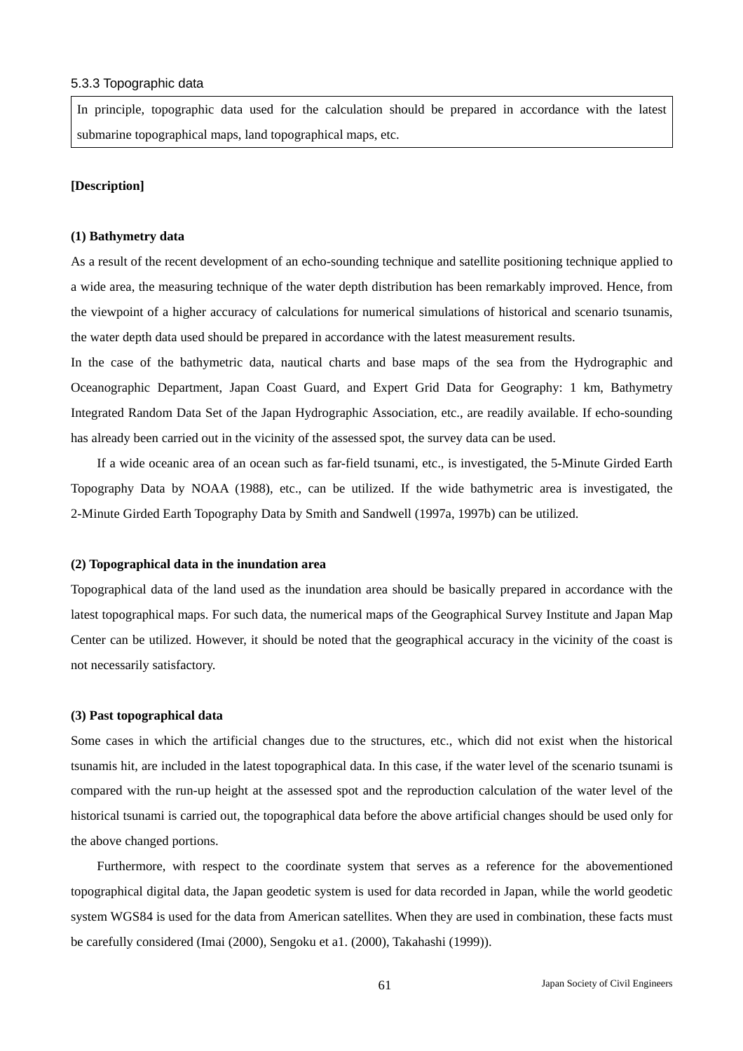### 5.3.3 Topographic data

> In principle, topographic data used for the calculation should be prepared in accordance with the latest submarine topographical maps, land topographical maps, etc.

**[Description]**

**(1) Bathymetry data**

As a result of the recent development of an echo-sounding technique and satellite positioning technique applied to a wide area, the measuring technique of the water depth distribution has been remarkably improved. Hence, from the viewpoint of a higher accuracy of calculations for numerical simulations of historical and scenario tsunamis, the water depth data used should be prepared in accordance with the latest measurement results.

In the case of the bathymetric data, nautical charts and base maps of the sea from the Hydrographic and Oceanographic Department, Japan Coast Guard, and Expert Grid Data for Geography: 1 km, Bathymetry Integrated Random Data Set of the Japan Hydrographic Association, etc., are readily available. If echo-sounding has already been carried out in the vicinity of the assessed spot, the survey data can be used.

If a wide oceanic area of an ocean such as far-field tsunami, etc., is investigated, the 5-Minute Girded Earth Topography Data by NOAA (1988), etc., can be utilized. If the wide bathymetric area is investigated, the 2-Minute Girded Earth Topography Data by Smith and Sandwell (1997a, 1997b) can be utilized.

**(2) Topographical data in the inundation area**

Topographical data of the land used as the inundation area should be basically prepared in accordance with the latest topographical maps. For such data, the numerical maps of the Geographical Survey Institute and Japan Map Center can be utilized. However, it should be noted that the geographical accuracy in the vicinity of the coast is not necessarily satisfactory.

**(3) Past topographical data**

Some cases in which the artificial changes due to the structures, etc., which did not exist when the historical tsunamis hit, are included in the latest topographical data. In this case, if the water level of the scenario tsunami is compared with the run-up height at the assessed spot and the reproduction calculation of the water level of the historical tsunami is carried out, the topographical data before the above artificial changes should be used only for the above changed portions.

Furthermore, with respect to the coordinate system that serves as a reference for the abovementioned topographical digital data, the Japan geodetic system is used for data recorded in Japan, while the world geodetic system WGS84 is used for the data from American satellites. When they are used in combination, these facts must be carefully considered (Imai (2000), Sengoku et a1. (2000), Takahashi (1999)).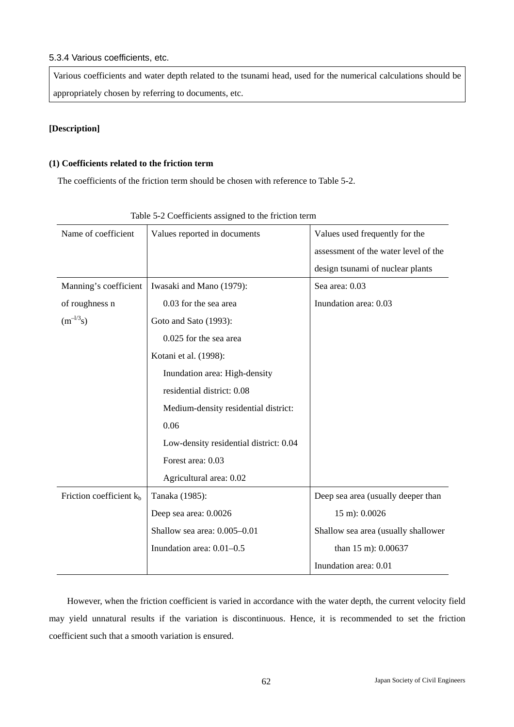### 5.3.4 Various coefficients, etc.

Various coefficients and water depth related to the tsunami head, used for the numerical calculations should be appropriately chosen by referring to documents, etc.

**[Description]**

**(1) Coefficients related to the friction term**

The coefficients of the friction term should be chosen with reference to Table 5-2.

Table 5-2 Coefficients assigned to the friction term

| Name of coefficient | Values reported in documents | Values used frequently for the assessment of the water level of the design tsunami of nuclear plants |
|---|---|---|
| Manning's coefficient of roughness n ($m^{-1/3}s$) | Iwasaki and Mano (1979):<br>0.03 for the sea area<br>Goto and Sato (1993):<br>0.025 for the sea area<br>Kotani et al. (1998):<br>Inundation area: High-density residential district: 0.08<br>Medium-density residential district: 0.06<br>Low-density residential district: 0.04<br>Forest area: 0.03<br>Agricultural area: 0.02 | Sea area: 0.03<br>Inundation area: 0.03 |
| Friction coefficient $k_b$ | Tanaka (1985):<br>Deep sea area: 0.0026<br>Shallow sea area: 0.005–0.01<br>Inundation area: 0.01–0.5 | Deep sea area (usually deeper than 15 m): 0.0026<br>Shallow sea area (usually shallower than 15 m): 0.00637<br>Inundation area: 0.01 |

However, when the friction coefficient is varied in accordance with the water depth, the current velocity field may yield unnatural results if the variation is discontinuous. Hence, it is recommended to set the friction coefficient such that a smooth variation is ensured.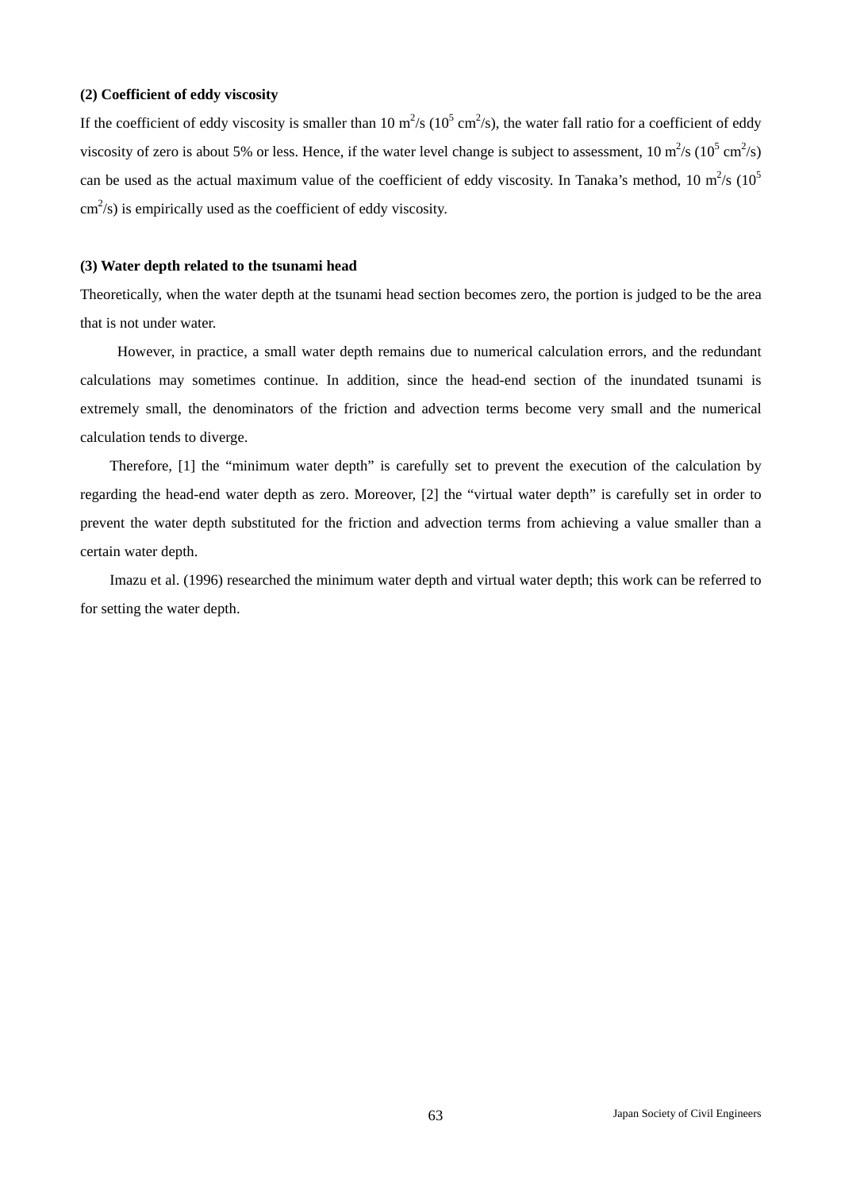**(2) Coefficient of eddy viscosity**

If the coefficient of eddy viscosity is smaller than 10 $m^2/s$ ($10^5$ $cm^2/s$), the water fall ratio for a coefficient of eddy viscosity of zero is about 5% or less. Hence, if the water level change is subject to assessment, 10 $m^2/s$ ($10^5$ $cm^2/s$) can be used as the actual maximum value of the coefficient of eddy viscosity. In Tanaka's method, 10 $m^2/s$ ($10^5$ $cm^2/s$) is empirically used as the coefficient of eddy viscosity.

**(3) Water depth related to the tsunami head**

Theoretically, when the water depth at the tsunami head section becomes zero, the portion is judged to be the area that is not under water.

However, in practice, a small water depth remains due to numerical calculation errors, and the redundant calculations may sometimes continue. In addition, since the head-end section of the inundated tsunami is extremely small, the denominators of the friction and advection terms become very small and the numerical calculation tends to diverge.

Therefore, [1] the "minimum water depth" is carefully set to prevent the execution of the calculation by regarding the head-end water depth as zero. Moreover, [2] the "virtual water depth" is carefully set in order to prevent the water depth substituted for the friction and advection terms from achieving a value smaller than a certain water depth.

Imazu et al. (1996) researched the minimum water depth and virtual water depth; this work can be referred to for setting the water depth.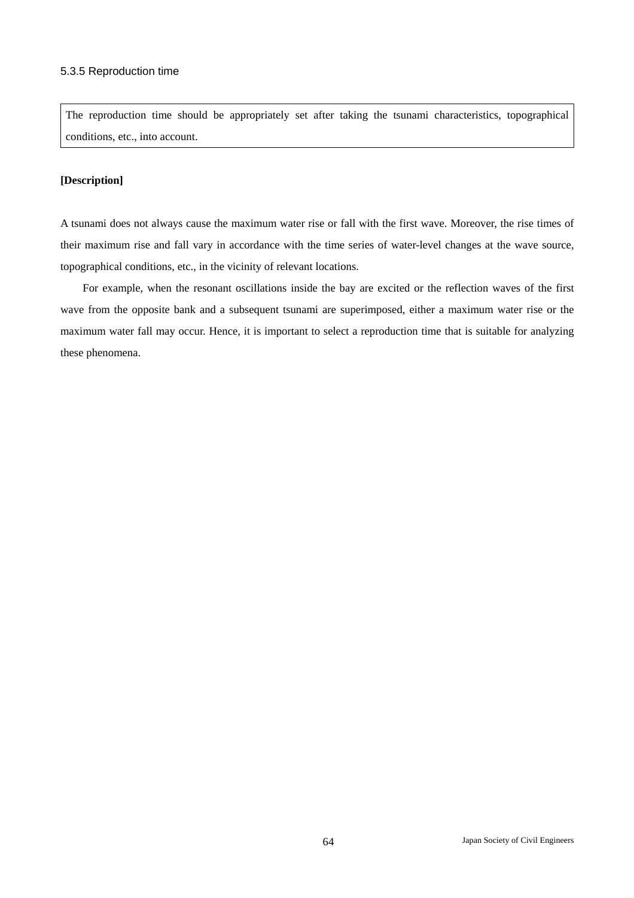### 5.3.5 Reproduction time

> The reproduction time should be appropriately set after taking the tsunami characteristics, topographical conditions, etc., into account.

**[Description]**

A tsunami does not always cause the maximum water rise or fall with the first wave. Moreover, the rise times of their maximum rise and fall vary in accordance with the time series of water-level changes at the wave source, topographical conditions, etc., in the vicinity of relevant locations.

For example, when the resonant oscillations inside the bay are excited or the reflection waves of the first wave from the opposite bank and a subsequent tsunami are superimposed, either a maximum water rise or the maximum water fall may occur. Hence, it is important to select a reproduction time that is suitable for analyzing these phenomena.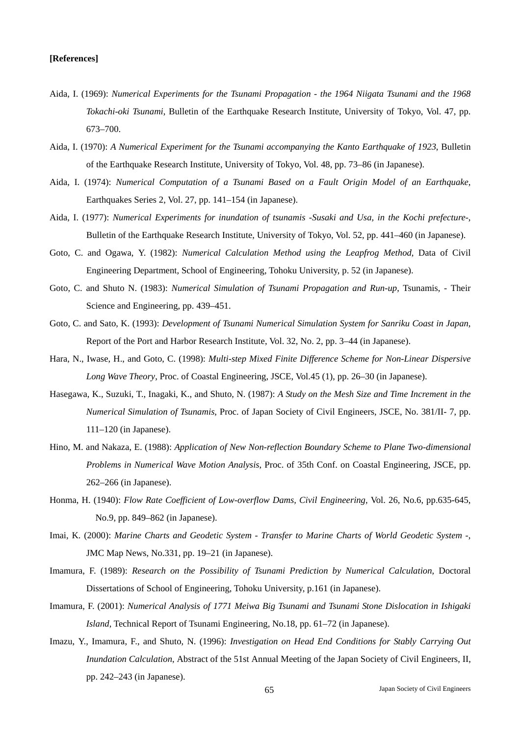**[References]**

Aida, I. (1969): *Numerical Experiments for the Tsunami Propagation - the 1964 Niigata Tsunami and the 1968 Tokachi-oki Tsunami*, Bulletin of the Earthquake Research Institute, University of Tokyo, Vol. 47, pp. 673–700.

Aida, I. (1970): *A Numerical Experiment for the Tsunami accompanying the Kanto Earthquake of 1923*, Bulletin of the Earthquake Research Institute, University of Tokyo, Vol. 48, pp. 73–86 (in Japanese).

Aida, I. (1974): *Numerical Computation of a Tsunami Based on a Fault Origin Model of an Earthquake*, Earthquakes Series 2, Vol. 27, pp. 141–154 (in Japanese).

Aida, I. (1977): *Numerical Experiments for inundation of tsunamis -Susaki and Usa, in the Kochi prefecture-*, Bulletin of the Earthquake Research Institute, University of Tokyo, Vol. 52, pp. 441–460 (in Japanese).

Goto, C. and Ogawa, Y. (1982): *Numerical Calculation Method using the Leapfrog Method*, Data of Civil Engineering Department, School of Engineering, Tohoku University, p. 52 (in Japanese).

Goto, C. and Shuto N. (1983): *Numerical Simulation of Tsunami Propagation and Run-up*, Tsunamis, - Their Science and Engineering, pp. 439–451.

Goto, C. and Sato, K. (1993): *Development of Tsunami Numerical Simulation System for Sanriku Coast in Japan*, Report of the Port and Harbor Research Institute, Vol. 32, No. 2, pp. 3–44 (in Japanese).

Hara, N., Iwase, H., and Goto, C. (1998): *Multi-step Mixed Finite Difference Scheme for Non-Linear Dispersive Long Wave Theory*, Proc. of Coastal Engineering, JSCE, Vol.45 (1), pp. 26–30 (in Japanese).

Hasegawa, K., Suzuki, T., Inagaki, K., and Shuto, N. (1987): *A Study on the Mesh Size and Time Increment in the Numerical Simulation of Tsunamis*, Proc. of Japan Society of Civil Engineers, JSCE, No. 381/II- 7, pp. 111–120 (in Japanese).

Hino, M. and Nakaza, E. (1988): *Application of New Non-reflection Boundary Scheme to Plane Two-dimensional Problems in Numerical Wave Motion Analysis*, Proc. of 35th Conf. on Coastal Engineering, JSCE, pp. 262–266 (in Japanese).

Honma, H. (1940): *Flow Rate Coefficient of Low-overflow Dams, Civil Engineering*, Vol. 26, No.6, pp.635-645, No.9, pp. 849–862 (in Japanese).

Imai, K. (2000): *Marine Charts and Geodetic System - Transfer to Marine Charts of World Geodetic System -*, JMC Map News, No.331, pp. 19–21 (in Japanese).

Imamura, F. (1989): *Research on the Possibility of Tsunami Prediction by Numerical Calculation*, Doctoral Dissertations of School of Engineering, Tohoku University, p.161 (in Japanese).

Imamura, F. (2001): *Numerical Analysis of 1771 Meiwa Big Tsunami and Tsunami Stone Dislocation in Ishigaki Island*, Technical Report of Tsunami Engineering, No.18, pp. 61–72 (in Japanese).

Imazu, Y., Imamura, F., and Shuto, N. (1996): *Investigation on Head End Conditions for Stably Carrying Out Inundation Calculation*, Abstract of the 51st Annual Meeting of the Japan Society of Civil Engineers, II, pp. 242–243 (in Japanese).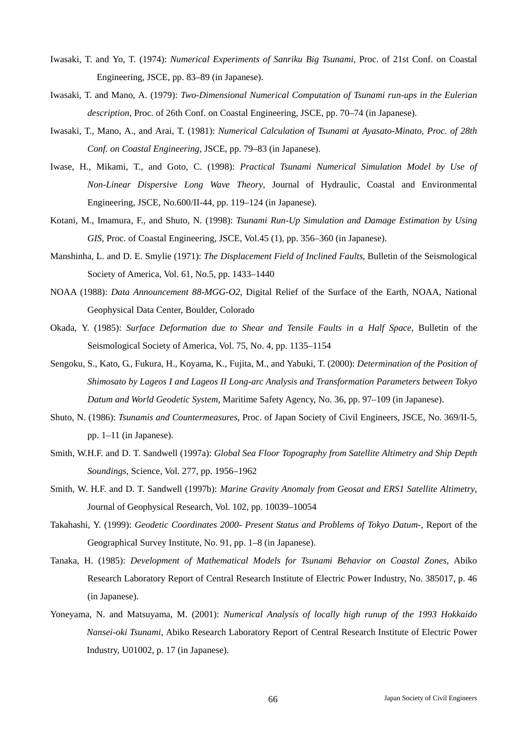Iwasaki, T. and Yo, T. (1974): *Numerical Experiments of Sanriku Big Tsunami*, Proc. of 21st Conf. on Coastal Engineering, JSCE, pp. 83–89 (in Japanese).

Iwasaki, T. and Mano, A. (1979): *Two-Dimensional Numerical Computation of Tsunami run-ups in the Eulerian description*, Proc. of 26th Conf. on Coastal Engineering, JSCE, pp. 70–74 (in Japanese).

Iwasaki, T., Mano, A., and Arai, T. (1981): *Numerical Calculation of Tsunami at Ayasato-Minato, Proc. of 28th Conf. on Coastal Engineering*, JSCE, pp. 79–83 (in Japanese).

Iwase, H., Mikami, T., and Goto, C. (1998): *Practical Tsunami Numerical Simulation Model by Use of Non-Linear Dispersive Long Wave Theory*, Journal of Hydraulic, Coastal and Environmental Engineering, JSCE, No.600/II-44, pp. 119–124 (in Japanese).

Kotani, M., Imamura, F., and Shuto, N. (1998): *Tsunami Run-Up Simulation and Damage Estimation by Using GIS*, Proc. of Coastal Engineering, JSCE, Vol.45 (1), pp. 356–360 (in Japanese).

Manshinha, L. and D. E. Smylie (1971): *The Displacement Field of Inclined Faults*, Bulletin of the Seismological Society of America, Vol. 61, No.5, pp. 1433–1440

NOAA (1988): *Data Announcement 88-MGG-O2*, Digital Relief of the Surface of the Earth, NOAA, National Geophysical Data Center, Boulder, Colorado

Okada, Y. (1985): *Surface Deformation due to Shear and Tensile Faults in a Half Space*, Bulletin of the Seismological Society of America, Vol. 75, No. 4, pp. 1135–1154

Sengoku, S., Kato, G., Fukura, H., Koyama, K., Fujita, M., and Yabuki, T. (2000): *Determination of the Position of Shimosato by Lageos I and Lageos II Long-arc Analysis and Transformation Parameters between Tokyo Datum and World Geodetic System*, Maritime Safety Agency, No. 36, pp. 97–109 (in Japanese).

Shuto, N. (1986): *Tsunamis and Countermeasures*, Proc. of Japan Society of Civil Engineers, JSCE, No. 369/II-5, pp. 1–11 (in Japanese).

Smith, W.H.F. and D. T. Sandwell (1997a): *Global Sea Floor Topography from Satellite Altimetry and Ship Depth Soundings*, Science, Vol. 277, pp. 1956–1962

Smith, W. H.F. and D. T. Sandwell (1997b): *Marine Gravity Anomaly from Geosat and ERS1 Satellite Altimetry*, Journal of Geophysical Research, Vol. 102, pp. 10039–10054

Takahashi, Y. (1999): *Geodetic Coordinates 2000- Present Status and Problems of Tokyo Datum-*, Report of the Geographical Survey Institute, No. 91, pp. 1–8 (in Japanese).

Tanaka, H. (1985): *Development of Mathematical Models for Tsunami Behavior on Coastal Zones*, Abiko Research Laboratory Report of Central Research Institute of Electric Power Industry, No. 385017, p. 46 (in Japanese).

Yoneyama, N. and Matsuyama, M. (2001): *Numerical Analysis of locally high runup of the 1993 Hokkaido Nansei-oki Tsunami*, Abiko Research Laboratory Report of Central Research Institute of Electric Power Industry, U01002, p. 17 (in Japanese).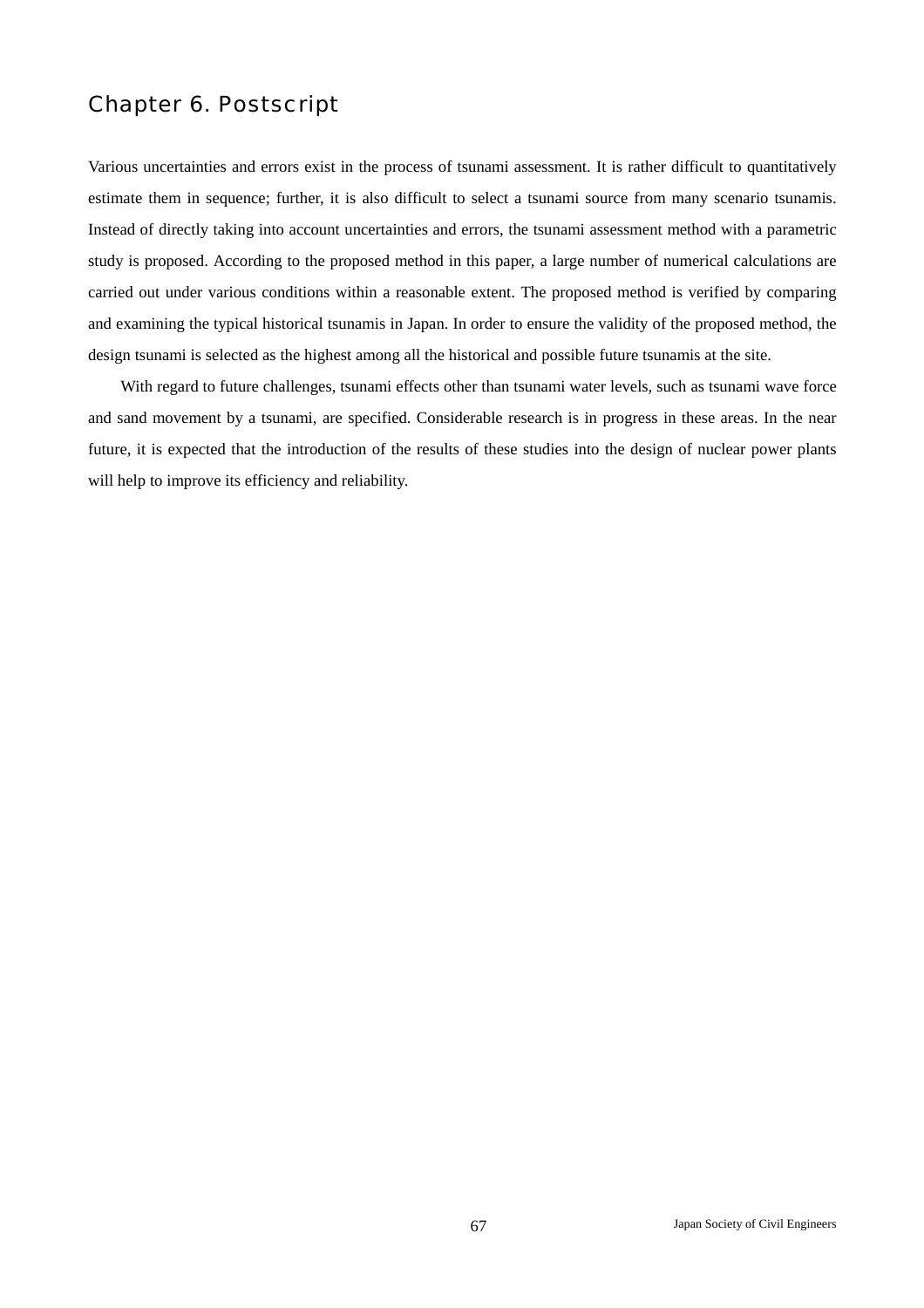# Chapter 6. Postscript

Various uncertainties and errors exist in the process of tsunami assessment. It is rather difficult to quantitatively estimate them in sequence; further, it is also difficult to select a tsunami source from many scenario tsunamis. Instead of directly taking into account uncertainties and errors, the tsunami assessment method with a parametric study is proposed. According to the proposed method in this paper, a large number of numerical calculations are carried out under various conditions within a reasonable extent. The proposed method is verified by comparing and examining the typical historical tsunamis in Japan. In order to ensure the validity of the proposed method, the design tsunami is selected as the highest among all the historical and possible future tsunamis at the site.

With regard to future challenges, tsunami effects other than tsunami water levels, such as tsunami wave force and sand movement by a tsunami, are specified. Considerable research is in progress in these areas. In the near future, it is expected that the introduction of the results of these studies into the design of nuclear power plants will help to improve its efficiency and reliability.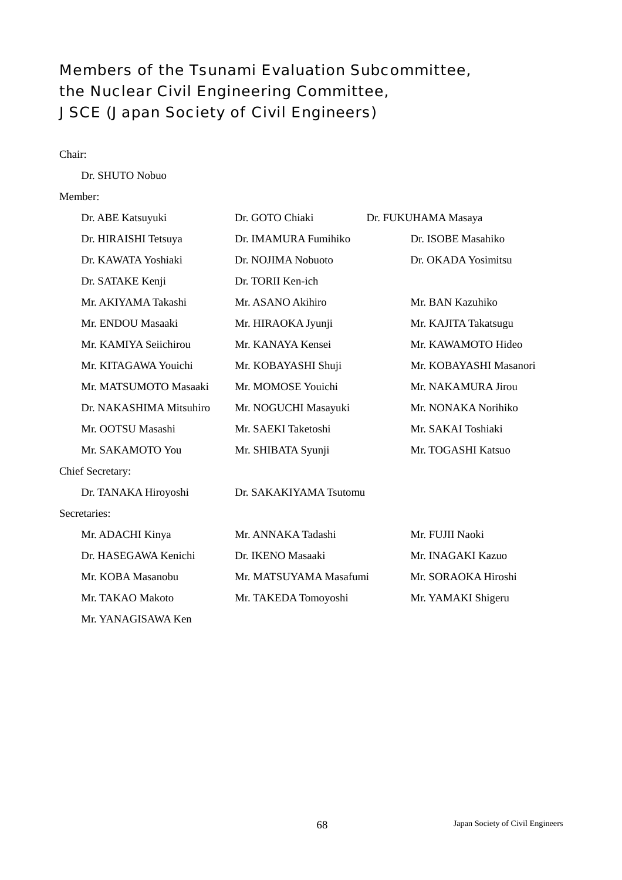# Members of the Tsunami Evaluation Subcommittee, the Nuclear Civil Engineering Committee, JSCE (Japan Society of Civil Engineers)

Chair:

Dr. SHUTO Nobuo

Member:

| | | |
|---|---|---|
| Dr. ABE Katsuyuki | Dr. GOTO Chiaki | Dr. FUKUHAMA Masaya |
| Dr. HIRAISHI Tetsuya | Dr. IMAMURA Fumihiko | Dr. ISOBE Masahiko |
| Dr. KAWATA Yoshiaki | Dr. NOJIMA Nobuoto | Dr. OKADA Yosimitsu |
| Dr. SATAKE Kenji | Dr. TORII Ken-ich | |
| Mr. AKIYAMA Takashi | Mr. ASANO Akihiro | Mr. BAN Kazuhiko |
| Mr. ENDOU Masaaki | Mr. HIRAOKA Jyunji | Mr. KAJITA Takatsugu |
| Mr. KAMIYA Seiichirou | Mr. KANAYA Kensei | Mr. KAWAMOTO Hideo |
| Mr. KITAGAWA Youichi | Mr. KOBAYASHI Shuji | Mr. KOBAYASHI Masanori |
| Mr. MATSUMOTO Masaaki | Mr. MOMOSE Youichi | Mr. NAKAMURA Jirou |
| Dr. NAKASHIMA Mitsuhiro | Mr. NOGUCHI Masayuki | Mr. NONAKA Norihiko |
| Mr. OOTSU Masashi | Mr. SAEKI Taketoshi | Mr. SAKAI Toshiaki |
| Mr. SAKAMOTO You | Mr. SHIBATA Syunji | Mr. TOGASHI Katsuo |

Chief Secretary:

| | |
|---|---|
| Dr. TANAKA Hiroyoshi | Dr. SAKAKIYAMA Tsutomu |

Secretaries:

| | | |
|---|---|---|
| Mr. ADACHI Kinya | Mr. ANNAKA Tadashi | Mr. FUJII Naoki |
| Dr. HASEGAWA Kenichi | Dr. IKENO Masaaki | Mr. INAGAKI Kazuo |
| Mr. KOBA Masanobu | Mr. MATSUYAMA Masafumi | Mr. SORAOKA Hiroshi |
| Mr. TAKAO Makoto | Mr. TAKEDA Tomoyoshi | Mr. YAMAKI Shigeru |
| Mr. YANAGISAWA Ken | | |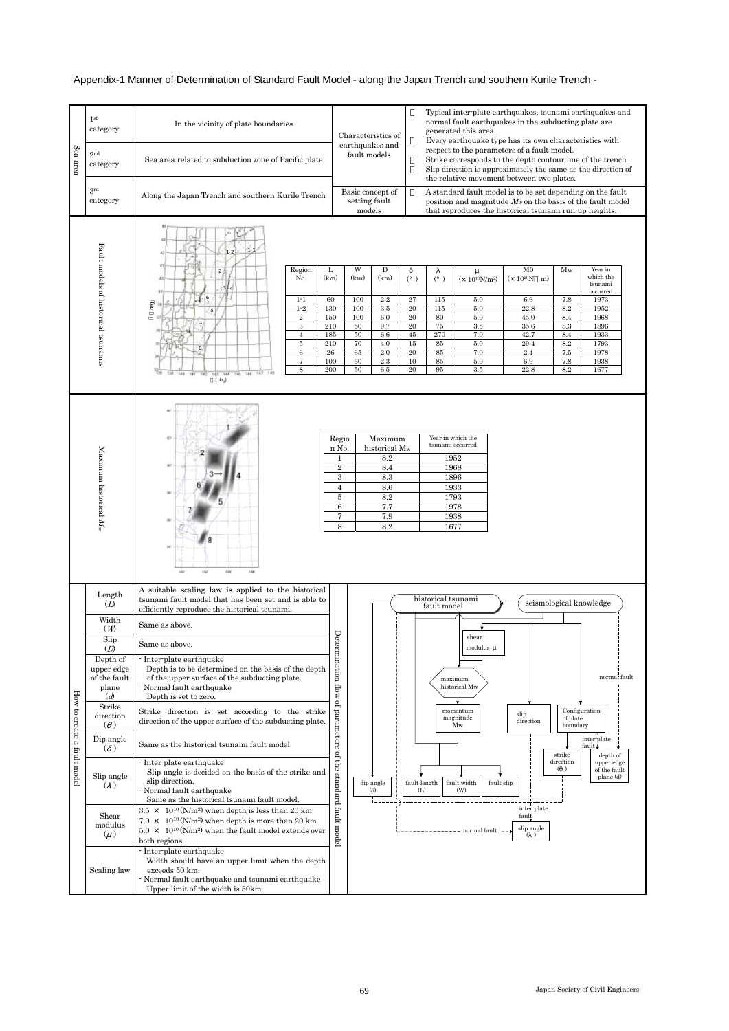# Appendix-1 Manner of Determination of Standard Fault Model - along the Japan Trench and southern Kurile Trench -

## Sea area

| Category | Area | Item | Description |
|---|---|---|---|
| 1st category | In the vicinity of plate boundaries | Characteristics of earthquakes and fault models | ・ Typical inter-plate earthquakes, tsunami earthquakes and normal fault earthquakes in the subducting plate are generated this area.<br>・ Every earthquake type has its own characteristics with respect to the parameters of a fault model.<br>・ Strike corresponds to the depth contour line of the trench.<br>・ Slip direction is approximately the same as the direction of the relative movement between two plates. |
| 2nd category | Sea area related to subduction zone of Pacific plate | | |
| 3rd category | Along the Japan Trench and southern Kurile Trench | Basic concept of setting fault models | ・ A standard fault model is to be set depending on the fault position and magnitude $M_w$ on the basis of the fault model that reproduces the historical tsunami run-up heights. |

## Fault models of historical tsunamis

| Region No. | L (km) | W (km) | D (km) | δ (°) | λ (°) | μ ($\times 10^{10}$N/m²) | M0 ($\times 10^{20}$N・m) | Mw | Year in which the tsunami occurred |
|---|---|---|---|---|---|---|---|---|---|
| 1-1 | 60 | 100 | 2.2 | 27 | 115 | 5.0 | 6.6 | 7.8 | 1973 |
| 1-2 | 130 | 100 | 3.5 | 20 | 115 | 5.0 | 22.8 | 8.2 | 1952 |
| 2 | 150 | 100 | 6.0 | 20 | 80 | 5.0 | 45.0 | 8.4 | 1968 |
| 3 | 210 | 50 | 9.7 | 20 | 75 | 3.5 | 35.6 | 8.3 | 1896 |
| 4 | 185 | 50 | 6.6 | 45 | 270 | 7.0 | 42.7 | 8.4 | 1933 |
| 5 | 210 | 70 | 4.0 | 15 | 85 | 5.0 | 29.4 | 8.2 | 1793 |
| 6 | 26 | 65 | 2.0 | 20 | 85 | 7.0 | 2.4 | 7.5 | 1978 |
| 7 | 100 | 60 | 2.3 | 10 | 85 | 5.0 | 6.9 | 7.8 | 1938 |
| 8 | 200 | 50 | 6.5 | 20 | 95 | 3.5 | 22.8 | 8.2 | 1677 |

## Maximum historical $M_w$

| Region No. | Maximum historical $M_w$ | Year in which the tsunami occurred |
|---|---|---|
| 1 | 8.2 | 1952 |
| 2 | 8.4 | 1968 |
| 3 | 8.3 | 1896 |
| 4 | 8.6 | 1933 |
| 5 | 8.2 | 1793 |
| 6 | 7.7 | 1978 |
| 7 | 7.9 | 1938 |
| 8 | 8.2 | 1677 |

## How to create a fault model

| Parameter | Description |
|---|---|
| Length ($L$) | A suitable scaling law is applied to the historical tsunami fault model that has been set and is able to efficiently reproduce the historical tsunami. |
| Width ($W$) | Same as above. |
| Slip ($D$) | Same as above. |
| Depth of upper edge of the fault plane ($d$) | ・Inter-plate earthquake<br>Depth is to be determined on the basis of the depth of the upper surface of the subducting plate.<br>・Normal fault earthquake<br>Depth is set to zero. |
| Strike direction ($\theta$) | Strike direction is set according to the strike direction of the upper surface of the subducting plate. |
| Dip angle ($\delta$) | Same as the historical tsunami fault model |
| Slip angle ($\lambda$) | ・Inter-plate earthquake<br>Slip angle is decided on the basis of the strike and slip direction.<br>・Normal fault earthquake<br>Same as the historical tsunami fault model. |
| Shear modulus ($\mu$) | $3.5 \times 10^{10}$ (N/m²) when depth is less than 20 km<br>$7.0 \times 10^{10}$ (N/m²) when depth is more than 20 km<br>$5.0 \times 10^{10}$ (N/m²) when the fault model extends over both regions. |
| Scaling law | ・Inter-plate earthquake<br>Width should have an upper limit when the depth exceeds 50 km.<br>・Normal fault earthquake and tsunami earthquake<br>Upper limit of the width is 50km. |

**Determination flow of parameters of the standard fault model**

historical tsunami fault model ← seismological knowledge
shear modulus μ
maximum historical Mw
momentum magnitude Mw
slip direction
Configuration of plate boundary
normal fault
inter-plate fault
strike direction (θ)
depth of upper edge of the fault plane (d)
dip angle (δ)
fault length (L)
fault width (W)
fault slip
inter-plate fault
normal fault
slip angle (λ)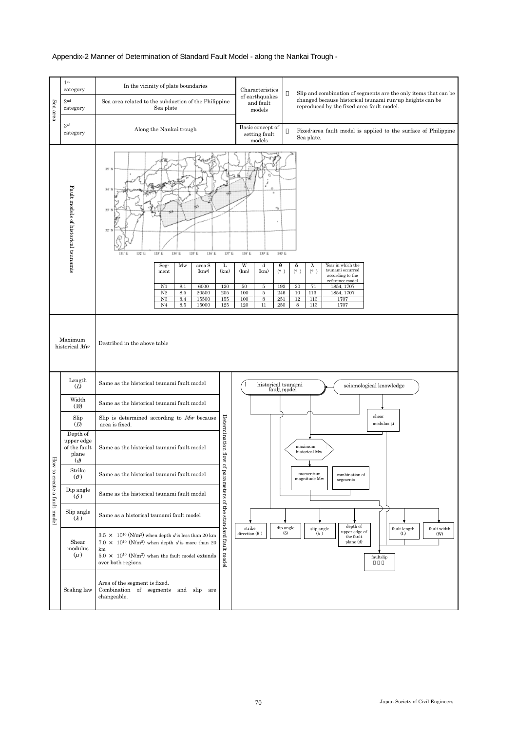# Appendix-2 Manner of Determination of Standard Fault Model - along the Nankai Trough -

| Sea area | | | | |
|---|---|---|---|---|
| 1st category | In the vicinity of plate boundaries | Characteristics of earthquakes and fault models | | Slip and combination of segments are the only items that can be changed because historical tsunami run-up heights can be reproduced by the fixed-area fault model. |
| 2nd category | Sea area related to the subduction of the Philippine Sea plate | | | |
| 3rd category | Along the Nankai trough | Basic concept of setting fault models | | Fixed-area fault model is applied to the surface of Philippine Sea plate. |

## Fault models of historical tsunamis

| Segment | Mw | area S (km²) | L (km) | W (km) | d (km) | θ (°) | δ (°) | λ (°) | Year in which the tsunami occurred according to the reference model |
|---|---|---|---|---|---|---|---|---|---|
| N1 | 8.1 | 6000 | 120 | 50 | 5 | 193 | 20 | 71 | 1854, 1707 |
| N2 | 8.5 | 20500 | 205 | 100 | 5 | 246 | 10 | 113 | 1854, 1707 |
| N3 | 8.4 | 15500 | 155 | 100 | 8 | 251 | 12 | 113 | 1707 |
| N4 | 8.5 | 15000 | 125 | 120 | 11 | 250 | 8 | 113 | 1707 |

## Maximum historical *Mw*

Destribed in the above table

## How to create a fault model

| Parameter | Description |
|---|---|
| Length ($L$) | Same as the historical tsunami fault model |
| Width ($W$) | Same as the historical tsunami fault model |
| Slip ($D$) | Slip is determined according to $Mw$ because area is fixed. |
| Depth of upper edge of the fault plane ($d$) | Same as the historical tsunami fault model |
| Strike ($\theta$) | Same as the historical tsunami fault model |
| Dip angle ($\delta$) | Same as the historical tsunami fault model |
| Slip angle ($\lambda$) | Same as a historical tsunami fault model |
| Shear modulus ($\mu$) | $3.5 \times 10^{10}$ (N/m²) when depth $d$ is less than 20 km<br>$7.0 \times 10^{10}$ (N/m²) when depth $d$ is more than 20 km<br>$5.0 \times 10^{10}$ (N/m²) when the fault model extends over both regions. |
| Scaling law | Area of the segment is fixed.<br>Combination of segments and slip are changeable. |

### Determination flow of parameters of the standard fault model

historical tsunami fault model ← seismological knowledge

shear modulus μ

maximum historical Mw

momentum magnitude Mw

combination of segments

strike direction (θ) | dip angle (δ) | slip angle (λ) | depth of upper edge of the fault plane (d) | fault length (L) | fault width (W)

faultslip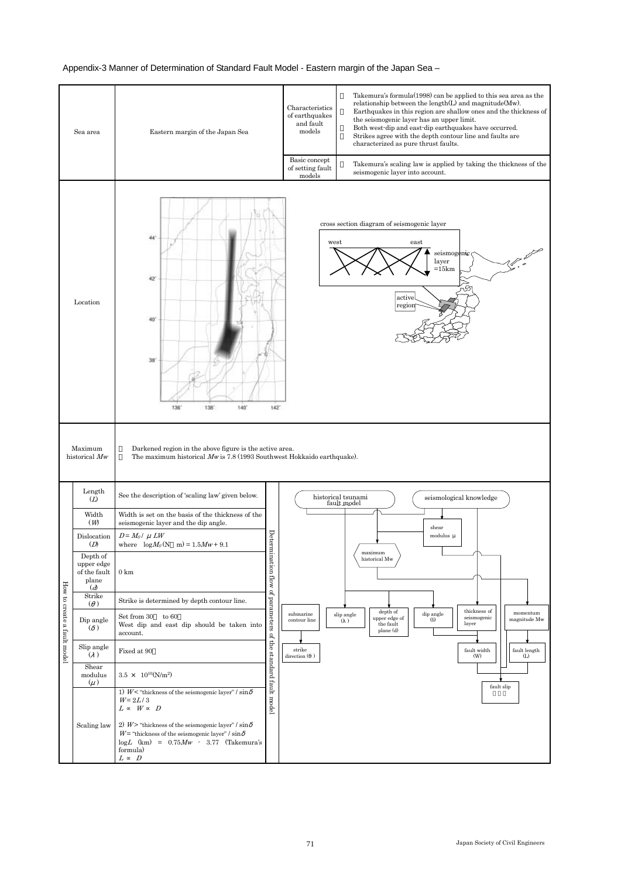# Appendix-3 Manner of Determination of Standard Fault Model - Eastern margin of the Japan Sea –

| Sea area | Eastern margin of the Japan Sea | Characteristics of earthquakes and fault models | Takemura's formula(1998) can be applied to this sea area as the relationship between the length(L) and magnitude(Mw). Earthquakes in this region are shallow ones and the thickness of the seismogenic layer has an upper limit. Both west-dip and east-dip earthquakes have occurred. Strikes agree with the depth contour line and faults are characterized as pure thrust faults. |
|---|---|---|---|
| | | Basic concept of setting fault models | Takemura's scaling law is applied by taking the thickness of the seismogenic layer into account. |

**Location**

cross section diagram of seismogenic layer (west – east; seismogenic layer =15km); active region

**Maximum historical $Mw$**

- Darkened region in the above figure is the active area.
- The maximum historical $Mw$ is 7.8 (1993 Southwest Hokkaido earthquake).

**How to create a fault model**

| Parameter | Description |
|---|---|
| Length ($L$) | See the description of 'scaling law' given below. |
| Width ($W$) | Width is set on the basis of the thickness of the seismogenic layer and the dip angle. |
| Dislocation ($D$) | $D = M_0 / \mu LW$ where $\log M_0$ (N m) = $1.5Mw + 9.1$ |
| Depth of upper edge of the fault plane ($d$) | 0 km |
| Strike ($\theta$) | Strike is determined by depth contour line. |
| Dip angle ($\delta$) | Set from 30 to 60. West dip and east dip should be taken into account. |
| Slip angle ($\lambda$) | Fixed at 90 |
| Shear modulus ($\mu$) | $3.5 \times 10^{10}$(N/m$^2$) |
| Scaling law | 1) $W <$ "thickness of the seismogenic layer" / $\sin\delta$<br>$W = 2L/3$<br>$L \propto W \propto D$<br><br>2) $W >$ "thickness of the seismogenic layer" / $\sin\delta$<br>$W =$ "thickness of the seismogenic layer" / $\sin\delta$<br>$\log L$ (km) = $0.75Mw - 3.77$ (Takemura's formula)<br>$L \propto D$ |

**Determination flow of parameters of the standard fault model**

historical tsunami fault model; seismological knowledge; shear modulus μ; maximum historical Mw; submarine contour line; slip angle (λ); depth of upper edge of the fault plane (d); dip angle (δ); thickness of seismogenic layer; momentum magnitude Mw; strike direction (θ); fault width (W); fault length (L); fault slip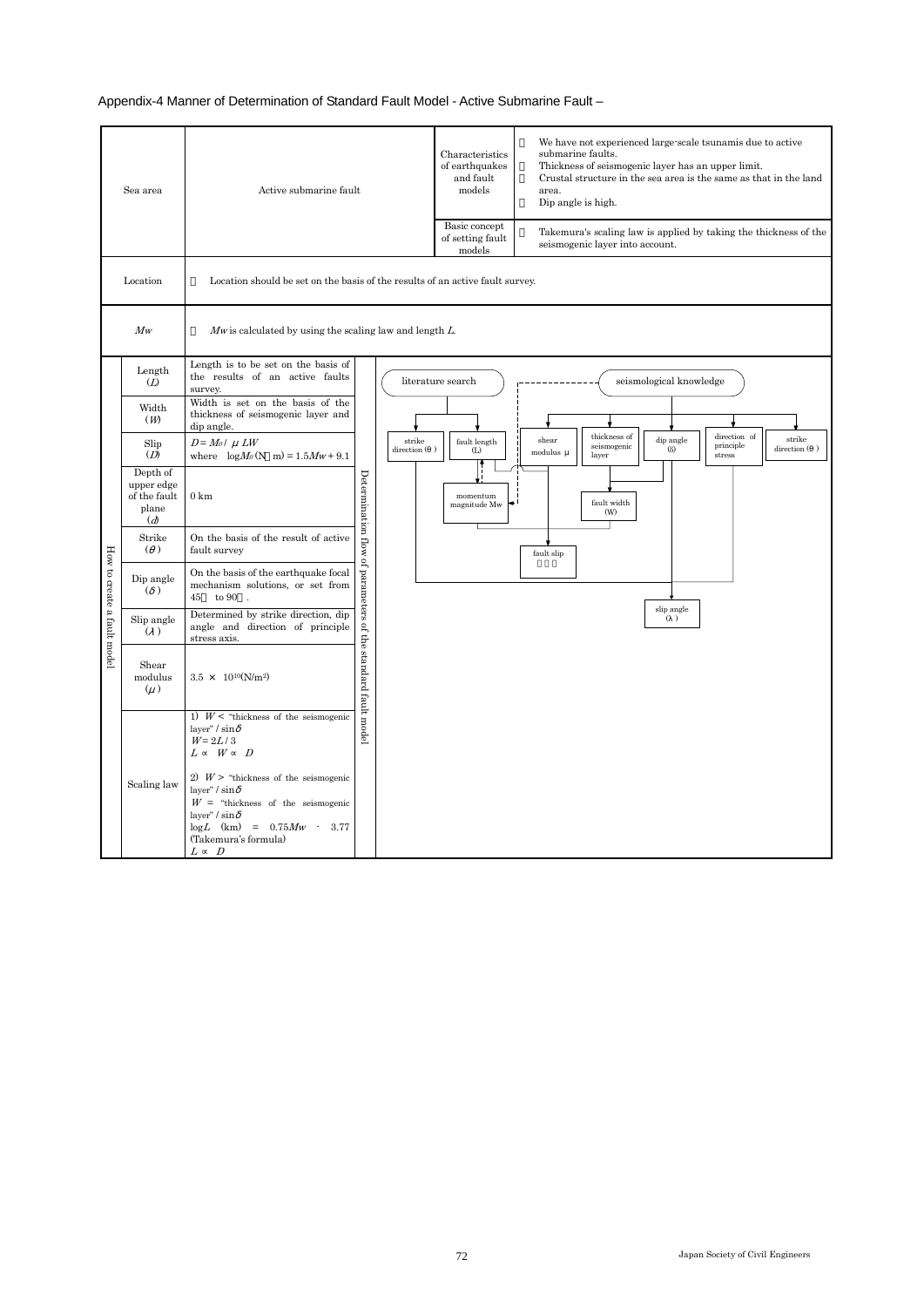Appendix-4 Manner of Determination of Standard Fault Model - Active Submarine Fault –

| | | | |
|---|---|---|---|
| Sea area | Active submarine fault | Characteristics of earthquakes and fault models | We have not experienced large-scale tsunamis due to active submarine faults.<br>Thickness of seismogenic layer has an upper limit.<br>Crustal structure in the sea area is the same as that in the land area.<br>Dip angle is high. |
| | | Basic concept of setting fault models | Takemura's scaling law is applied by taking the thickness of the seismogenic layer into account. |
| Location | Location should be set on the basis of the results of an active fault survey. | | |
| $Mw$ | $Mw$ is calculated by using the scaling law and length $L$. | | |

How to create a fault model

| Parameter | Setting |
|---|---|
| Length ($L$) | Length is to be set on the basis of the results of an active faults survey. |
| Width ($W$) | Width is set on the basis of the thickness of seismogenic layer and dip angle. |
| Slip ($D$) | $D = M_0 / \mu LW$ where $\log M_0 (N \cdot m) = 1.5Mw + 9.1$ |
| Depth of upper edge of the fault plane ($d$) | 0 km |
| Strike ($\theta$) | On the basis of the result of active fault survey |
| Dip angle ($\delta$) | On the basis of the earthquake focal mechanism solutions, or set from 45° to 90°. |
| Slip angle ($\lambda$) | Determined by strike direction, dip angle and direction of principle stress axis. |
| Shear modulus ($\mu$) | $3.5 \times 10^{10}$(N/m$^2$) |
| Scaling law | 1) $W <$ "thickness of the seismogenic layer" / $\sin\delta$<br>$W = 2L / 3$<br>$L \propto W \propto D$<br><br>2) $W >$ "thickness of the seismogenic layer" / $\sin\delta$<br>$W$ = "thickness of the seismogenic layer" / $\sin\delta$<br>$\log L$ (km) $= 0.75Mw - 3.77$<br>(Takemura's formula)<br>$L \propto D$ |

Determination flow of parameters of the standard fault model

literature search

seismological knowledge

strike direction (θ)

fault length (L)

shear modulus μ

thickness of seismogenic layer

dip angle (δ)

direction of principle stress

strike direction (θ)

momentum magnitude Mw

fault width (W)

fault slip

slip angle (λ)